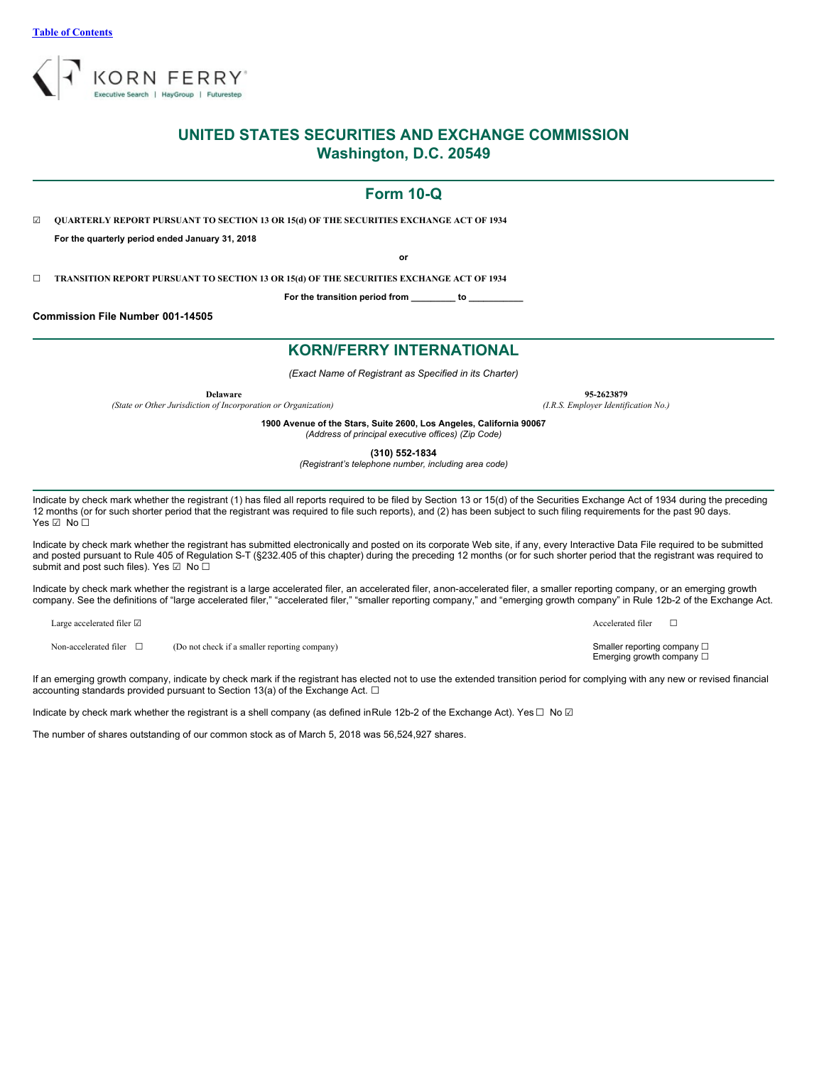Table of Contents

# UNITED STATES SECURITIES AND EXCHANGE COMMISSION
## Washington, D.C. 20549

## Form 10-Q

☑ **QUARTERLY REPORT PURSUANT TO SECTION 13 OR 15(d) OF THE SECURITIES EXCHANGE ACT OF 1934**

**For the quarterly period ended January 31, 2018**

**or**

☐ **TRANSITION REPORT PURSUANT TO SECTION 13 OR 15(d) OF THE SECURITIES EXCHANGE ACT OF 1934**

**For the transition period from _________ to ___________**

**Commission File Number 001-14505**

## KORN/FERRY INTERNATIONAL

*(Exact Name of Registrant as Specified in its Charter)*

| **Delaware** | **95-2623879** |
|---|---|
| *(State or Other Jurisdiction of Incorporation or Organization)* | *(I.R.S. Employer Identification No.)* |

**1900 Avenue of the Stars, Suite 2600, Los Angeles, California 90067**
*(Address of principal executive offices) (Zip Code)*

**(310) 552-1834**
*(Registrant's telephone number, including area code)*

Indicate by check mark whether the registrant (1) has filed all reports required to be filed by Section 13 or 15(d) of the Securities Exchange Act of 1934 during the preceding 12 months (or for such shorter period that the registrant was required to file such reports), and (2) has been subject to such filing requirements for the past 90 days. Yes ☑ No ☐

Indicate by check mark whether the registrant has submitted electronically and posted on its corporate Web site, if any, every Interactive Data File required to be submitted and posted pursuant to Rule 405 of Regulation S-T (§232.405 of this chapter) during the preceding 12 months (or for such shorter period that the registrant was required to submit and post such files). Yes ☑ No ☐

Indicate by check mark whether the registrant is a large accelerated filer, an accelerated filer, a non-accelerated filer, a smaller reporting company, or an emerging growth company. See the definitions of "large accelerated filer," "accelerated filer," "smaller reporting company," and "emerging growth company" in Rule 12b-2 of the Exchange Act.

| | | |
|---|---|---|
| Large accelerated filer ☑ | | Accelerated filer ☐ |
| Non-accelerated filer ☐ | (Do not check if a smaller reporting company) | Smaller reporting company ☐<br>Emerging growth company ☐ |

If an emerging growth company, indicate by check mark if the registrant has elected not to use the extended transition period for complying with any new or revised financial accounting standards provided pursuant to Section 13(a) of the Exchange Act. ☐

Indicate by check mark whether the registrant is a shell company (as defined in Rule 12b-2 of the Exchange Act). Yes ☐ No ☑

The number of shares outstanding of our common stock as of March 5, 2018 was 56,524,927 shares.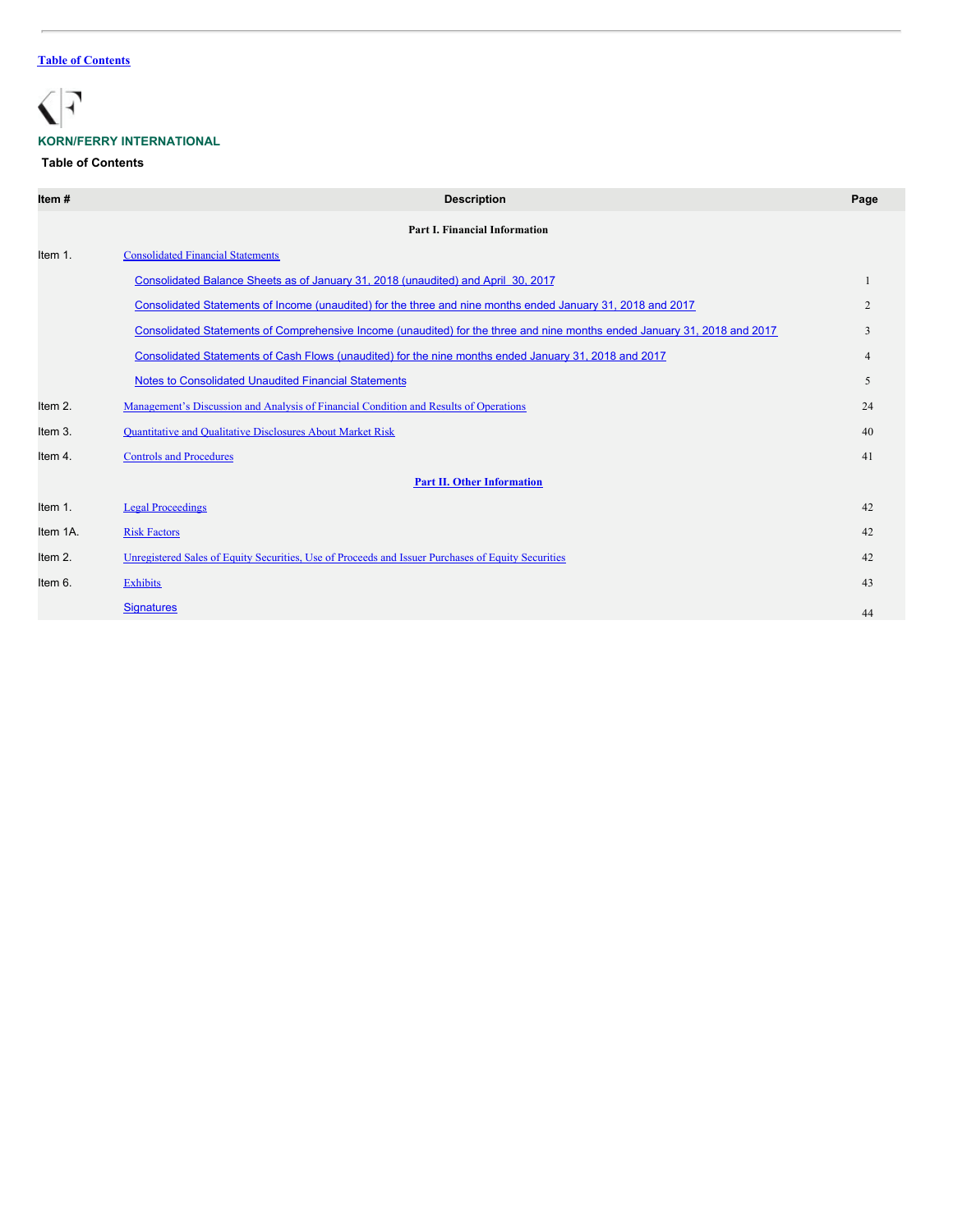Table of Contents

**KORN/FERRY INTERNATIONAL**

**Table of Contents**

| Item # | Description | Page |
|---|---|---|
| | **Part I. Financial Information** | |
| Item 1. | Consolidated Financial Statements | |
| | Consolidated Balance Sheets as of January 31, 2018 (unaudited) and April 30, 2017 | 1 |
| | Consolidated Statements of Income (unaudited) for the three and nine months ended January 31, 2018 and 2017 | 2 |
| | Consolidated Statements of Comprehensive Income (unaudited) for the three and nine months ended January 31, 2018 and 2017 | 3 |
| | Consolidated Statements of Cash Flows (unaudited) for the nine months ended January 31, 2018 and 2017 | 4 |
| | Notes to Consolidated Unaudited Financial Statements | 5 |
| Item 2. | Management's Discussion and Analysis of Financial Condition and Results of Operations | 24 |
| Item 3. | Quantitative and Qualitative Disclosures About Market Risk | 40 |
| Item 4. | Controls and Procedures | 41 |
| | **Part II. Other Information** | |
| Item 1. | Legal Proceedings | 42 |
| Item 1A. | Risk Factors | 42 |
| Item 2. | Unregistered Sales of Equity Securities, Use of Proceeds and Issuer Purchases of Equity Securities | 42 |
| Item 6. | Exhibits | 43 |
| | Signatures | 44 |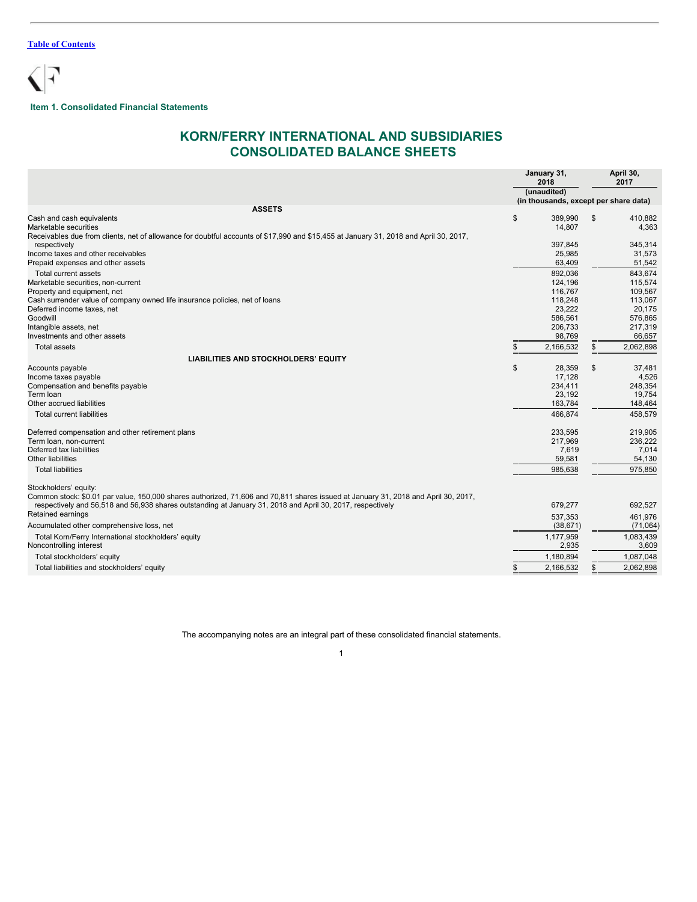Table of Contents

### Item 1. Consolidated Financial Statements

# KORN/FERRY INTERNATIONAL AND SUBSIDIARIES
# CONSOLIDATED BALANCE SHEETS

| | January 31, 2018 | April 30, 2017 |
|---|---|---|
| | (unaudited) | |
| | (in thousands, except per share data) | |
| **ASSETS** | | |
| Cash and cash equivalents | $ 389,990 | $ 410,882 |
| Marketable securities | 14,807 | 4,363 |
| Receivables due from clients, net of allowance for doubtful accounts of $17,990 and $15,455 at January 31, 2018 and April 30, 2017, respectively | 397,845 | 345,314 |
| Income taxes and other receivables | 25,985 | 31,573 |
| Prepaid expenses and other assets | 63,409 | 51,542 |
| Total current assets | 892,036 | 843,674 |
| Marketable securities, non-current | 124,196 | 115,574 |
| Property and equipment, net | 116,767 | 109,567 |
| Cash surrender value of company owned life insurance policies, net of loans | 118,248 | 113,067 |
| Deferred income taxes, net | 23,222 | 20,175 |
| Goodwill | 586,561 | 576,865 |
| Intangible assets, net | 206,733 | 217,319 |
| Investments and other assets | 98,769 | 66,657 |
| Total assets | $ 2,166,532 | $ 2,062,898 |
| **LIABILITIES AND STOCKHOLDERS' EQUITY** | | |
| Accounts payable | $ 28,359 | $ 37,481 |
| Income taxes payable | 17,128 | 4,526 |
| Compensation and benefits payable | 234,411 | 248,354 |
| Term loan | 23,192 | 19,754 |
| Other accrued liabilities | 163,784 | 148,464 |
| Total current liabilities | 466,874 | 458,579 |
| Deferred compensation and other retirement plans | 233,595 | 219,905 |
| Term loan, non-current | 217,969 | 236,222 |
| Deferred tax liabilities | 7,619 | 7,014 |
| Other liabilities | 59,581 | 54,130 |
| Total liabilities | 985,638 | 975,850 |
| Stockholders' equity: | | |
| Common stock: $0.01 par value, 150,000 shares authorized, 71,606 and 70,811 shares issued at January 31, 2018 and April 30, 2017, respectively and 56,518 and 56,938 shares outstanding at January 31, 2018 and April 30, 2017, respectively | 679,277 | 692,527 |
| Retained earnings | 537,353 | 461,976 |
| Accumulated other comprehensive loss, net | (38,671) | (71,064) |
| Total Korn/Ferry International stockholders' equity | 1,177,959 | 1,083,439 |
| Noncontrolling interest | 2,935 | 3,609 |
| Total stockholders' equity | 1,180,894 | 1,087,048 |
| Total liabilities and stockholders' equity | $ 2,166,532 | $ 2,062,898 |

The accompanying notes are an integral part of these consolidated financial statements.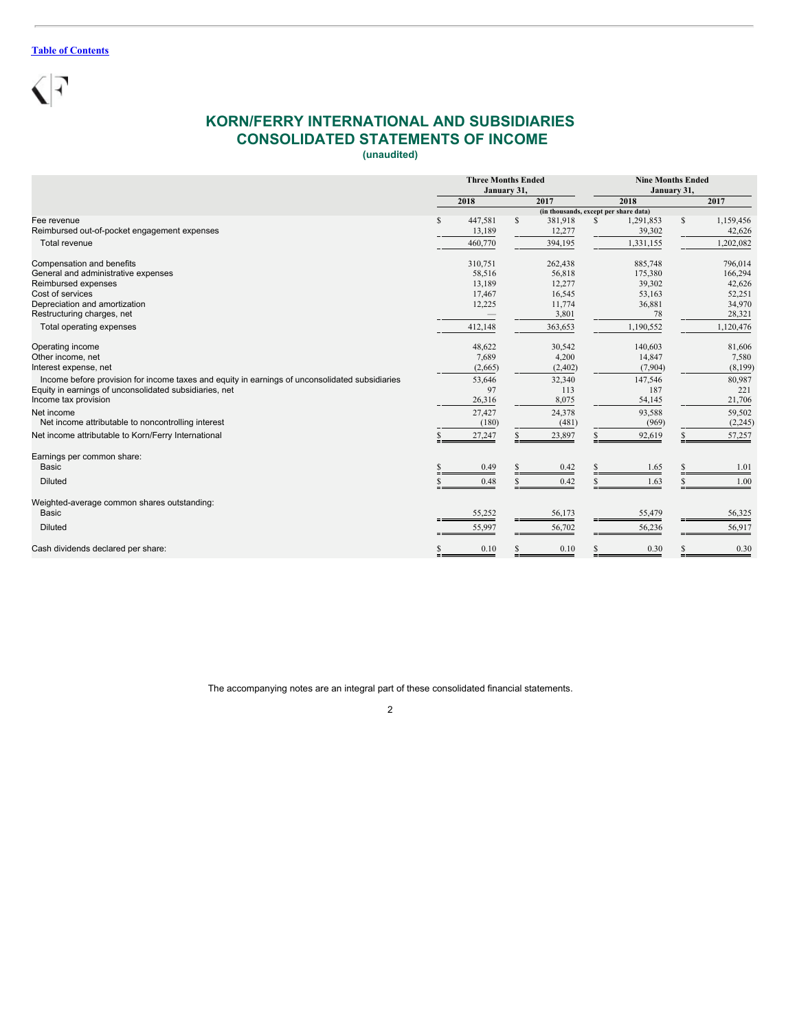# KORN/FERRY INTERNATIONAL AND SUBSIDIARIES
## CONSOLIDATED STATEMENTS OF INCOME
**(unaudited)**

| | Three Months Ended January 31, | | Nine Months Ended January 31, | |
|---|---|---|---|---|
| | 2018 | 2017 | 2018 | 2017 |
| | (in thousands, except per share data) | | | |
| Fee revenue | $ 447,581 | $ 381,918 | $ 1,291,853 | $ 1,159,456 |
| Reimbursed out-of-pocket engagement expenses | 13,189 | 12,277 | 39,302 | 42,626 |
| Total revenue | 460,770 | 394,195 | 1,331,155 | 1,202,082 |
| Compensation and benefits | 310,751 | 262,438 | 885,748 | 796,014 |
| General and administrative expenses | 58,516 | 56,818 | 175,380 | 166,294 |
| Reimbursed expenses | 13,189 | 12,277 | 39,302 | 42,626 |
| Cost of services | 17,467 | 16,545 | 53,163 | 52,251 |
| Depreciation and amortization | 12,225 | 11,774 | 36,881 | 34,970 |
| Restructuring charges, net | — | 3,801 | 78 | 28,321 |
| Total operating expenses | 412,148 | 363,653 | 1,190,552 | 1,120,476 |
| Operating income | 48,622 | 30,542 | 140,603 | 81,606 |
| Other income, net | 7,689 | 4,200 | 14,847 | 7,580 |
| Interest expense, net | (2,665) | (2,402) | (7,904) | (8,199) |
| Income before provision for income taxes and equity in earnings of unconsolidated subsidiaries | 53,646 | 32,340 | 147,546 | 80,987 |
| Equity in earnings of unconsolidated subsidiaries, net | 97 | 113 | 187 | 221 |
| Income tax provision | 26,316 | 8,075 | 54,145 | 21,706 |
| Net income | 27,427 | 24,378 | 93,588 | 59,502 |
| Net income attributable to noncontrolling interest | (180) | (481) | (969) | (2,245) |
| Net income attributable to Korn/Ferry International | $ 27,247 | $ 23,897 | $ 92,619 | $ 57,257 |
| Earnings per common share: | | | | |
| Basic | $ 0.49 | $ 0.42 | $ 1.65 | $ 1.01 |
| Diluted | $ 0.48 | $ 0.42 | $ 1.63 | $ 1.00 |
| Weighted-average common shares outstanding: | | | | |
| Basic | 55,252 | 56,173 | 55,479 | 56,325 |
| Diluted | 55,997 | 56,702 | 56,236 | 56,917 |
| Cash dividends declared per share: | $ 0.10 | $ 0.10 | $ 0.30 | $ 0.30 |

The accompanying notes are an integral part of these consolidated financial statements.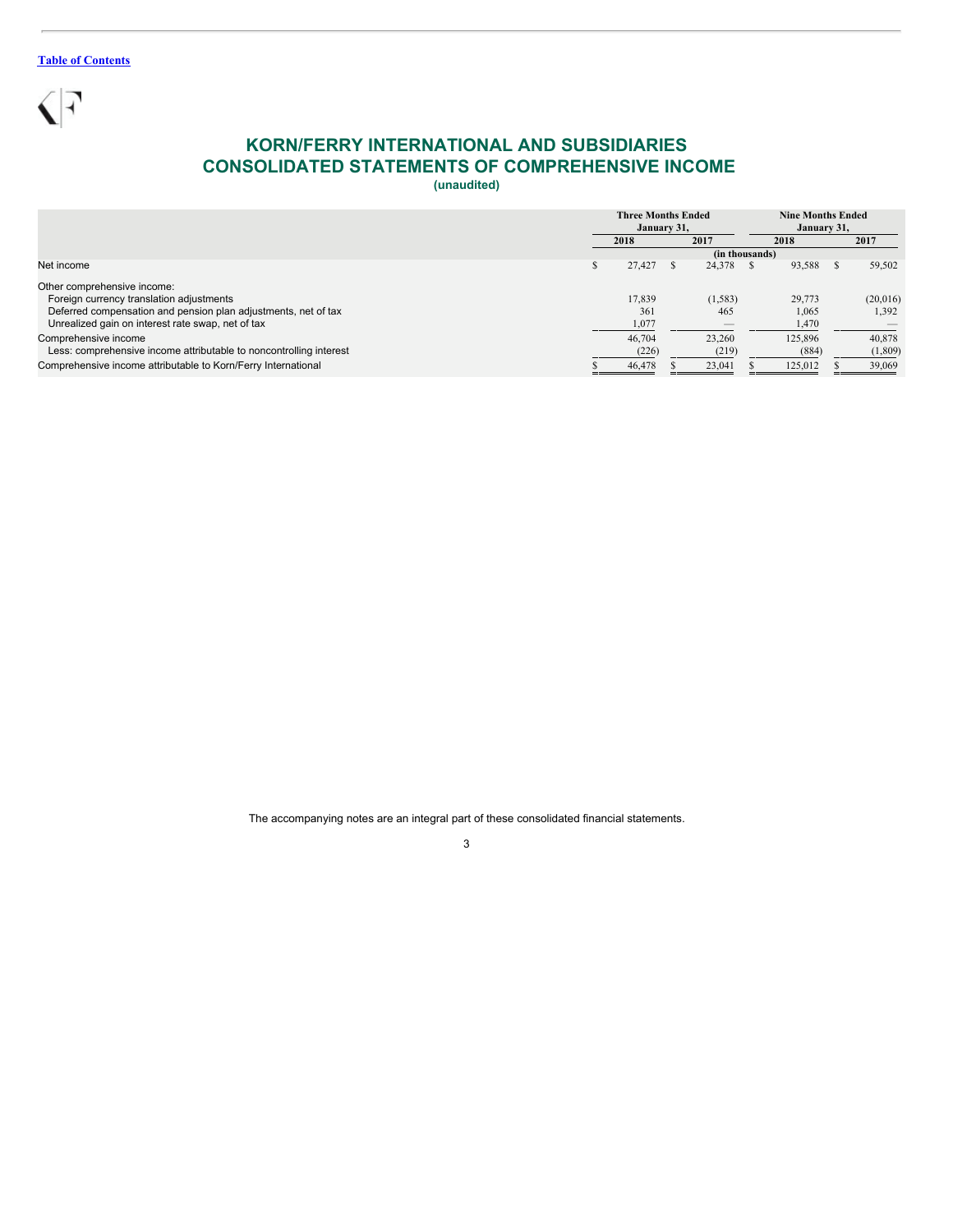[Table of Contents](#)

# KORN/FERRY INTERNATIONAL AND SUBSIDIARIES
# CONSOLIDATED STATEMENTS OF COMPREHENSIVE INCOME
**(unaudited)**

| | Three Months Ended January 31, | | Nine Months Ended January 31, | |
|---|---|---|---|---|
| | 2018 | 2017 | 2018 | 2017 |
| | (in thousands) | | | |
| Net income | $ 27,427 | $ 24,378 | $ 93,588 | $ 59,502 |
| Other comprehensive income: | | | | |
| Foreign currency translation adjustments | 17,839 | (1,583) | 29,773 | (20,016) |
| Deferred compensation and pension plan adjustments, net of tax | 361 | 465 | 1,065 | 1,392 |
| Unrealized gain on interest rate swap, net of tax | 1,077 | — | 1,470 | — |
| Comprehensive income | 46,704 | 23,260 | 125,896 | 40,878 |
| Less: comprehensive income attributable to noncontrolling interest | (226) | (219) | (884) | (1,809) |
| Comprehensive income attributable to Korn/Ferry International | $ 46,478 | $ 23,041 | $ 125,012 | $ 39,069 |

The accompanying notes are an integral part of these consolidated financial statements.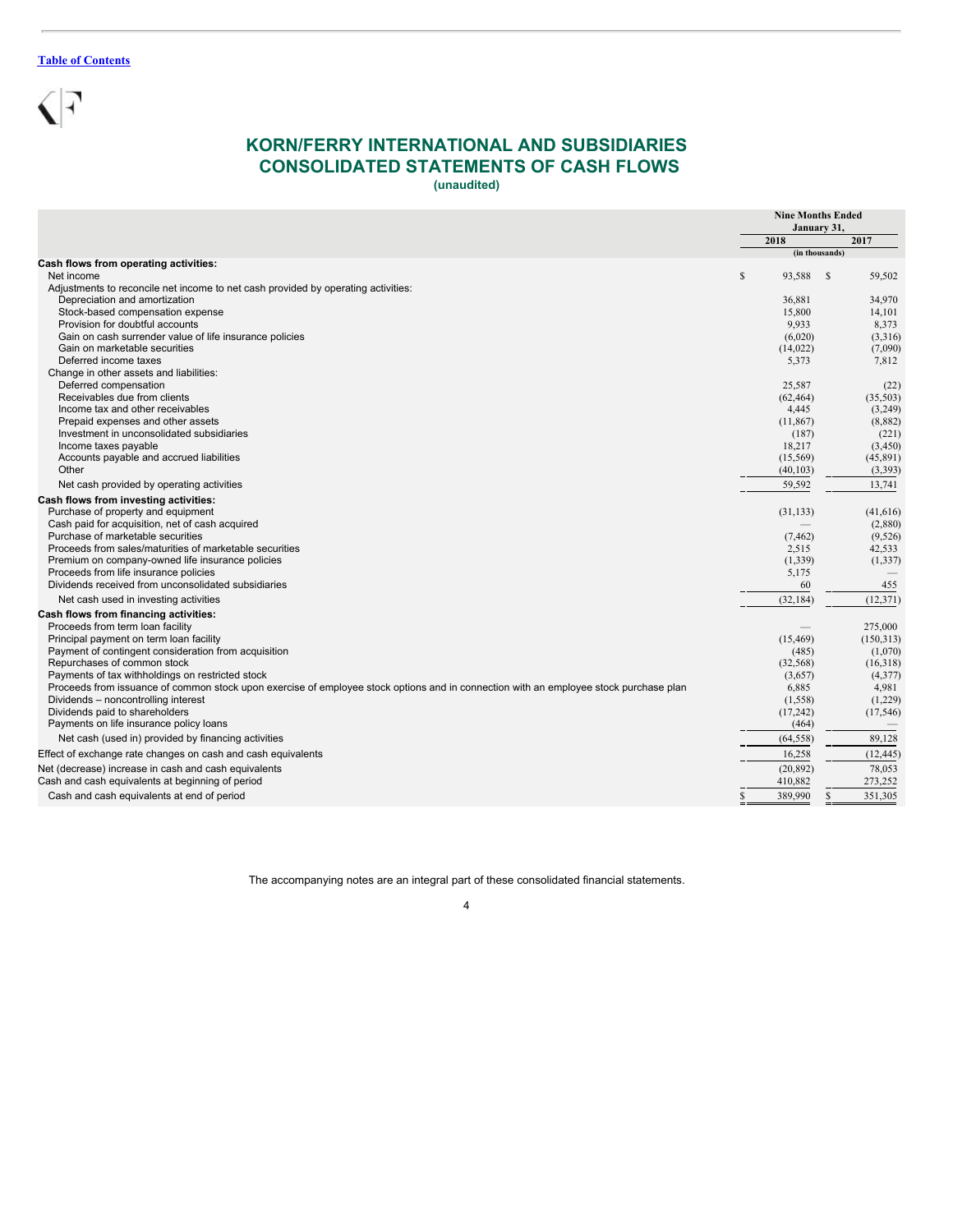[Table of Contents](#)

# KORN/FERRY INTERNATIONAL AND SUBSIDIARIES
## CONSOLIDATED STATEMENTS OF CASH FLOWS
**(unaudited)**

| | Nine Months Ended January 31, | |
|---|---|---|
| | 2018 | 2017 |
| | (in thousands) | |
| **Cash flows from operating activities:** | | |
| Net income | $ 93,588 | $ 59,502 |
| Adjustments to reconcile net income to net cash provided by operating activities: | | |
| Depreciation and amortization | 36,881 | 34,970 |
| Stock-based compensation expense | 15,800 | 14,101 |
| Provision for doubtful accounts | 9,933 | 8,373 |
| Gain on cash surrender value of life insurance policies | (6,020) | (3,316) |
| Gain on marketable securities | (14,022) | (7,090) |
| Deferred income taxes | 5,373 | 7,812 |
| Change in other assets and liabilities: | | |
| Deferred compensation | 25,587 | (22) |
| Receivables due from clients | (62,464) | (35,503) |
| Income tax and other receivables | 4,445 | (3,249) |
| Prepaid expenses and other assets | (11,867) | (8,882) |
| Investment in unconsolidated subsidiaries | (187) | (221) |
| Income taxes payable | 18,217 | (3,450) |
| Accounts payable and accrued liabilities | (15,569) | (45,891) |
| Other | (40,103) | (3,393) |
| Net cash provided by operating activities | 59,592 | 13,741 |
| **Cash flows from investing activities:** | | |
| Purchase of property and equipment | (31,133) | (41,616) |
| Cash paid for acquisition, net of cash acquired | — | (2,880) |
| Purchase of marketable securities | (7,462) | (9,526) |
| Proceeds from sales/maturities of marketable securities | 2,515 | 42,533 |
| Premium on company-owned life insurance policies | (1,339) | (1,337) |
| Proceeds from life insurance policies | 5,175 | — |
| Dividends received from unconsolidated subsidiaries | 60 | 455 |
| Net cash used in investing activities | (32,184) | (12,371) |
| **Cash flows from financing activities:** | | |
| Proceeds from term loan facility | — | 275,000 |
| Principal payment on term loan facility | (15,469) | (150,313) |
| Payment of contingent consideration from acquisition | (485) | (1,070) |
| Repurchases of common stock | (32,568) | (16,318) |
| Payments of tax withholdings on restricted stock | (3,657) | (4,377) |
| Proceeds from issuance of common stock upon exercise of employee stock options and in connection with an employee stock purchase plan | 6,885 | 4,981 |
| Dividends – noncontrolling interest | (1,558) | (1,229) |
| Dividends paid to shareholders | (17,242) | (17,546) |
| Payments on life insurance policy loans | (464) | — |
| Net cash (used in) provided by financing activities | (64,558) | 89,128 |
| Effect of exchange rate changes on cash and cash equivalents | 16,258 | (12,445) |
| Net (decrease) increase in cash and cash equivalents | (20,892) | 78,053 |
| Cash and cash equivalents at beginning of period | 410,882 | 273,252 |
| Cash and cash equivalents at end of period | $ 389,990 | $ 351,305 |

The accompanying notes are an integral part of these consolidated financial statements.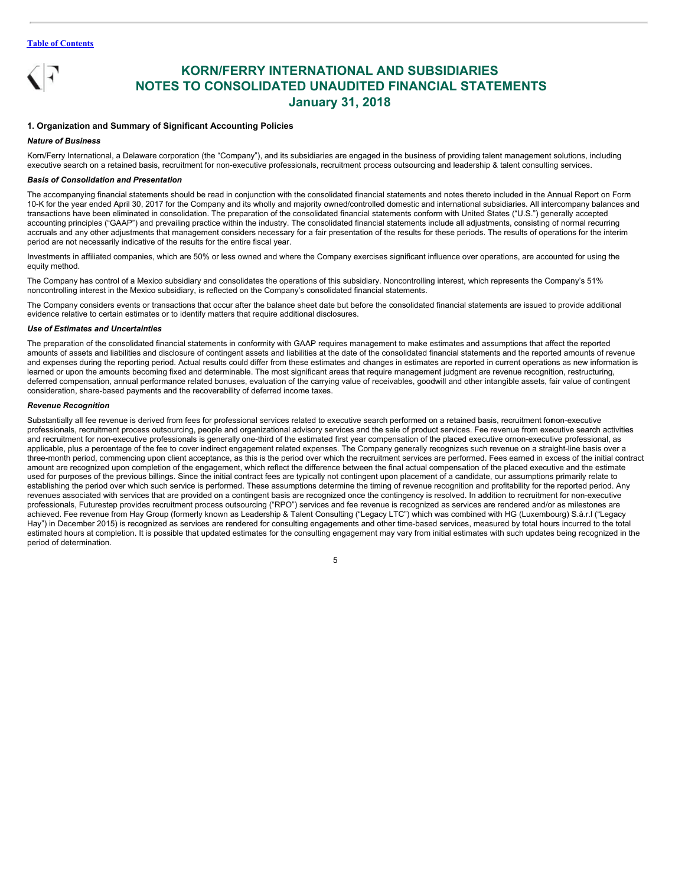# KORN/FERRY INTERNATIONAL AND SUBSIDIARIES
# NOTES TO CONSOLIDATED UNAUDITED FINANCIAL STATEMENTS
# January 31, 2018

### 1. Organization and Summary of Significant Accounting Policies

***Nature of Business***

Korn/Ferry International, a Delaware corporation (the "Company"), and its subsidiaries are engaged in the business of providing talent management solutions, including executive search on a retained basis, recruitment for non-executive professionals, recruitment process outsourcing and leadership & talent consulting services.

***Basis of Consolidation and Presentation***

The accompanying financial statements should be read in conjunction with the consolidated financial statements and notes thereto included in the Annual Report on Form 10-K for the year ended April 30, 2017 for the Company and its wholly and majority owned/controlled domestic and international subsidiaries. All intercompany balances and transactions have been eliminated in consolidation. The preparation of the consolidated financial statements conform with United States ("U.S.") generally accepted accounting principles ("GAAP") and prevailing practice within the industry. The consolidated financial statements include all adjustments, consisting of normal recurring accruals and any other adjustments that management considers necessary for a fair presentation of the results for these periods. The results of operations for the interim period are not necessarily indicative of the results for the entire fiscal year.

Investments in affiliated companies, which are 50% or less owned and where the Company exercises significant influence over operations, are accounted for using the equity method.

The Company has control of a Mexico subsidiary and consolidates the operations of this subsidiary. Noncontrolling interest, which represents the Company's 51% noncontrolling interest in the Mexico subsidiary, is reflected on the Company's consolidated financial statements.

The Company considers events or transactions that occur after the balance sheet date but before the consolidated financial statements are issued to provide additional evidence relative to certain estimates or to identify matters that require additional disclosures.

***Use of Estimates and Uncertainties***

The preparation of the consolidated financial statements in conformity with GAAP requires management to make estimates and assumptions that affect the reported amounts of assets and liabilities and disclosure of contingent assets and liabilities at the date of the consolidated financial statements and the reported amounts of revenue and expenses during the reporting period. Actual results could differ from these estimates and changes in estimates are reported in current operations as new information is learned or upon the amounts becoming fixed and determinable. The most significant areas that require management judgment are revenue recognition, restructuring, deferred compensation, annual performance related bonuses, evaluation of the carrying value of receivables, goodwill and other intangible assets, fair value of contingent consideration, share-based payments and the recoverability of deferred income taxes.

***Revenue Recognition***

Substantially all fee revenue is derived from fees for professional services related to executive search performed on a retained basis, recruitment for non-executive professionals, recruitment process outsourcing, people and organizational advisory services and the sale of product services. Fee revenue from executive search activities and recruitment for non-executive professionals is generally one-third of the estimated first year compensation of the placed executive or non-executive professional, as applicable, plus a percentage of the fee to cover indirect engagement related expenses. The Company generally recognizes such revenue on a straight-line basis over a three-month period, commencing upon client acceptance, as this is the period over which the recruitment services are performed. Fees earned in excess of the initial contract amount are recognized upon completion of the engagement, which reflect the difference between the final actual compensation of the placed executive and the estimate used for purposes of the previous billings. Since the initial contract fees are typically not contingent upon placement of a candidate, our assumptions primarily relate to establishing the period over which such service is performed. These assumptions determine the timing of revenue recognition and profitability for the reported period. Any revenues associated with services that are provided on a contingent basis are recognized once the contingency is resolved. In addition to recruitment for non-executive professionals, Futurestep provides recruitment process outsourcing ("RPO") services and fee revenue is recognized as services are rendered and/or as milestones are achieved. Fee revenue from Hay Group (formerly known as Leadership & Talent Consulting ("Legacy LTC") which was combined with HG (Luxembourg) S.à.r.l ("Legacy Hay") in December 2015) is recognized as services are rendered for consulting engagements and other time-based services, measured by total hours incurred to the total estimated hours at completion. It is possible that updated estimates for the consulting engagement may vary from initial estimates with such updates being recognized in the period of determination.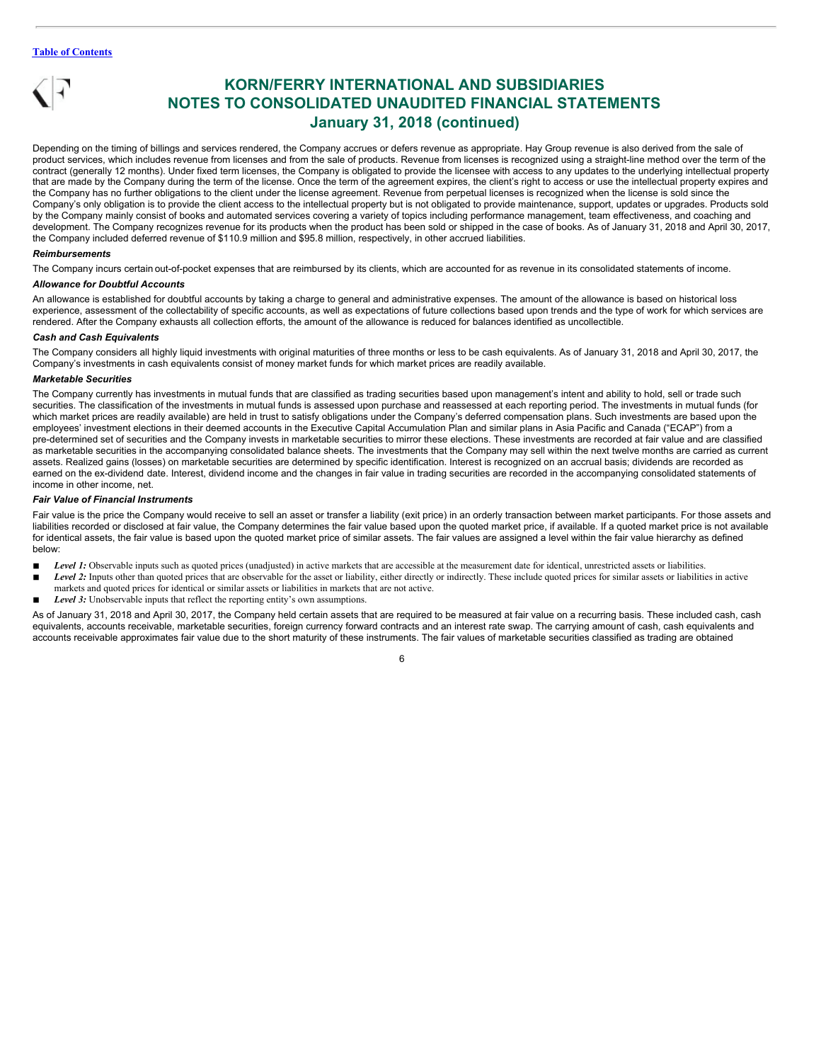Depending on the timing of billings and services rendered, the Company accrues or defers revenue as appropriate. Hay Group revenue is also derived from the sale of product services, which includes revenue from licenses and from the sale of products. Revenue from licenses is recognized using a straight-line method over the term of the contract (generally 12 months). Under fixed term licenses, the Company is obligated to provide the licensee with access to any updates to the underlying intellectual property that are made by the Company during the term of the license. Once the term of the agreement expires, the client's right to access or use the intellectual property expires and the Company has no further obligations to the client under the license agreement. Revenue from perpetual licenses is recognized when the license is sold since the Company's only obligation is to provide the client access to the intellectual property but is not obligated to provide maintenance, support, updates or upgrades. Products sold by the Company mainly consist of books and automated services covering a variety of topics including performance management, team effectiveness, and coaching and development. The Company recognizes revenue for its products when the product has been sold or shipped in the case of books. As of January 31, 2018 and April 30, 2017, the Company included deferred revenue of $110.9 million and $95.8 million, respectively, in other accrued liabilities.

***Reimbursements***

The Company incurs certain out-of-pocket expenses that are reimbursed by its clients, which are accounted for as revenue in its consolidated statements of income.

***Allowance for Doubtful Accounts***

An allowance is established for doubtful accounts by taking a charge to general and administrative expenses. The amount of the allowance is based on historical loss experience, assessment of the collectability of specific accounts, as well as expectations of future collections based upon trends and the type of work for which services are rendered. After the Company exhausts all collection efforts, the amount of the allowance is reduced for balances identified as uncollectible.

***Cash and Cash Equivalents***

The Company considers all highly liquid investments with original maturities of three months or less to be cash equivalents. As of January 31, 2018 and April 30, 2017, the Company's investments in cash equivalents consist of money market funds for which market prices are readily available.

***Marketable Securities***

The Company currently has investments in mutual funds that are classified as trading securities based upon management's intent and ability to hold, sell or trade such securities. The classification of the investments in mutual funds is assessed upon purchase and reassessed at each reporting period. The investments in mutual funds (for which market prices are readily available) are held in trust to satisfy obligations under the Company's deferred compensation plans. Such investments are based upon the employees' investment elections in their deemed accounts in the Executive Capital Accumulation Plan and similar plans in Asia Pacific and Canada ("ECAP") from a pre-determined set of securities and the Company invests in marketable securities to mirror these elections. These investments are recorded at fair value and are classified as marketable securities in the accompanying consolidated balance sheets. The investments that the Company may sell within the next twelve months are carried as current assets. Realized gains (losses) on marketable securities are determined by specific identification. Interest is recognized on an accrual basis; dividends are recorded as earned on the ex-dividend date. Interest, dividend income and the changes in fair value in trading securities are recorded in the accompanying consolidated statements of income in other income, net.

***Fair Value of Financial Instruments***

Fair value is the price the Company would receive to sell an asset or transfer a liability (exit price) in an orderly transaction between market participants. For those assets and liabilities recorded or disclosed at fair value, the Company determines the fair value based upon the quoted market price, if available. If a quoted market price is not available for identical assets, the fair value is based upon the quoted market price of similar assets. The fair values are assigned a level within the fair value hierarchy as defined below:

- *Level 1:* Observable inputs such as quoted prices (unadjusted) in active markets that are accessible at the measurement date for identical, unrestricted assets or liabilities.
- *Level 2:* Inputs other than quoted prices that are observable for the asset or liability, either directly or indirectly. These include quoted prices for similar assets or liabilities in active markets and quoted prices for identical or similar assets or liabilities in markets that are not active.
- *Level 3:* Unobservable inputs that reflect the reporting entity's own assumptions.

As of January 31, 2018 and April 30, 2017, the Company held certain assets that are required to be measured at fair value on a recurring basis. These included cash, cash equivalents, accounts receivable, marketable securities, foreign currency forward contracts and an interest rate swap. The carrying amount of cash, cash equivalents and accounts receivable approximates fair value due to the short maturity of these instruments. The fair values of marketable securities classified as trading are obtained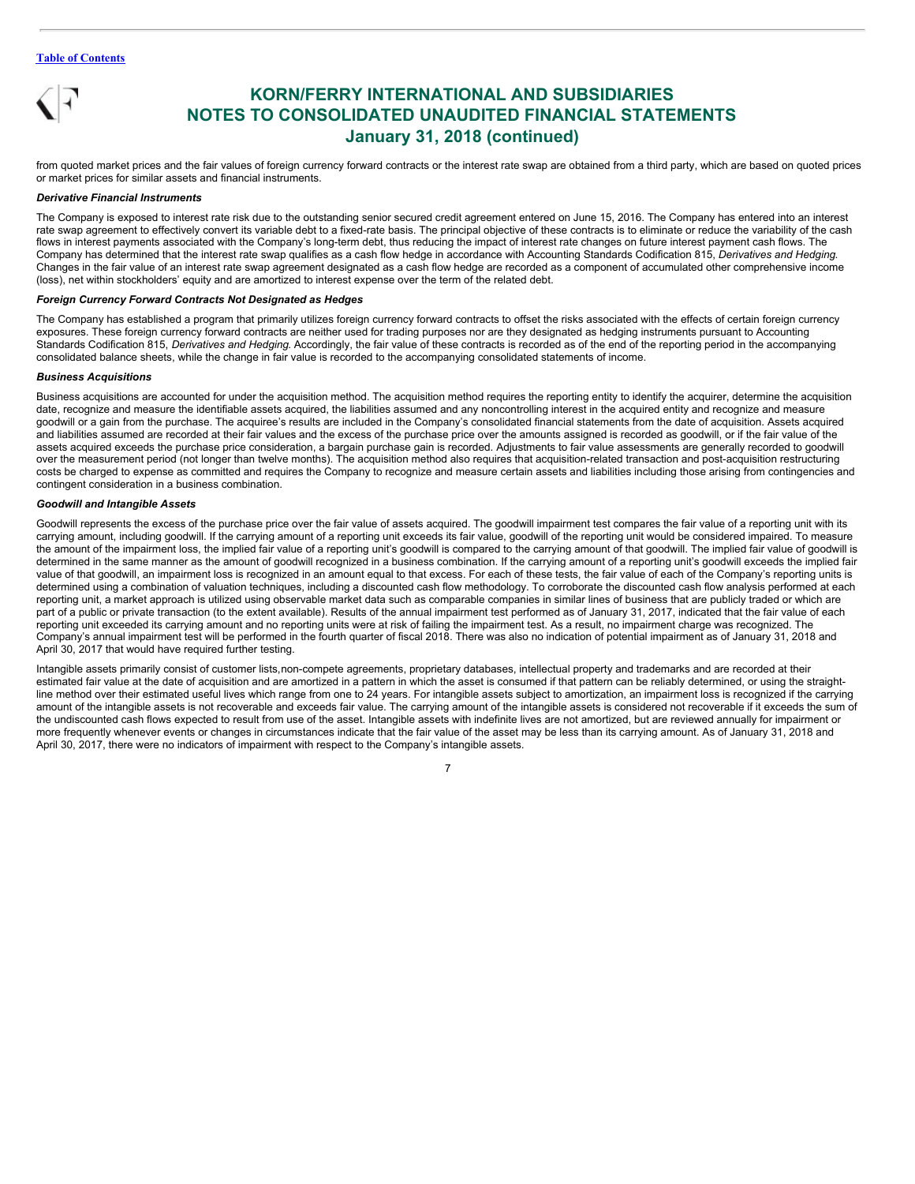# KORN/FERRY INTERNATIONAL AND SUBSIDIARIES
# NOTES TO CONSOLIDATED UNAUDITED FINANCIAL STATEMENTS
# January 31, 2018 (continued)

from quoted market prices and the fair values of foreign currency forward contracts or the interest rate swap are obtained from a third party, which are based on quoted prices or market prices for similar assets and financial instruments.

***Derivative Financial Instruments***

The Company is exposed to interest rate risk due to the outstanding senior secured credit agreement entered on June 15, 2016. The Company has entered into an interest rate swap agreement to effectively convert its variable debt to a fixed-rate basis. The principal objective of these contracts is to eliminate or reduce the variability of the cash flows in interest payments associated with the Company's long-term debt, thus reducing the impact of interest rate changes on future interest payment cash flows. The Company has determined that the interest rate swap qualifies as a cash flow hedge in accordance with Accounting Standards Codification 815, *Derivatives and Hedging*. Changes in the fair value of an interest rate swap agreement designated as a cash flow hedge are recorded as a component of accumulated other comprehensive income (loss), net within stockholders' equity and are amortized to interest expense over the term of the related debt.

***Foreign Currency Forward Contracts Not Designated as Hedges***

The Company has established a program that primarily utilizes foreign currency forward contracts to offset the risks associated with the effects of certain foreign currency exposures. These foreign currency forward contracts are neither used for trading purposes nor are they designated as hedging instruments pursuant to Accounting Standards Codification 815, *Derivatives and Hedging*. Accordingly, the fair value of these contracts is recorded as of the end of the reporting period in the accompanying consolidated balance sheets, while the change in fair value is recorded to the accompanying consolidated statements of income.

***Business Acquisitions***

Business acquisitions are accounted for under the acquisition method. The acquisition method requires the reporting entity to identify the acquirer, determine the acquisition date, recognize and measure the identifiable assets acquired, the liabilities assumed and any noncontrolling interest in the acquired entity and recognize and measure goodwill or a gain from the purchase. The acquiree's results are included in the Company's consolidated financial statements from the date of acquisition. Assets acquired and liabilities assumed are recorded at their fair values and the excess of the purchase price over the amounts assigned is recorded as goodwill, or if the fair value of the assets acquired exceeds the purchase price consideration, a bargain purchase gain is recorded. Adjustments to fair value assessments are generally recorded to goodwill over the measurement period (not longer than twelve months). The acquisition method also requires that acquisition-related transaction and post-acquisition restructuring costs be charged to expense as committed and requires the Company to recognize and measure certain assets and liabilities including those arising from contingencies and contingent consideration in a business combination.

***Goodwill and Intangible Assets***

Goodwill represents the excess of the purchase price over the fair value of assets acquired. The goodwill impairment test compares the fair value of a reporting unit with its carrying amount, including goodwill. If the carrying amount of a reporting unit exceeds its fair value, goodwill of the reporting unit would be considered impaired. To measure the amount of the impairment loss, the implied fair value of a reporting unit's goodwill is compared to the carrying amount of that goodwill. The implied fair value of goodwill is determined in the same manner as the amount of goodwill recognized in a business combination. If the carrying amount of a reporting unit's goodwill exceeds the implied fair value of that goodwill, an impairment loss is recognized in an amount equal to that excess. For each of these tests, the fair value of each of the Company's reporting units is determined using a combination of valuation techniques, including a discounted cash flow methodology. To corroborate the discounted cash flow analysis performed at each reporting unit, a market approach is utilized using observable market data such as comparable companies in similar lines of business that are publicly traded or which are part of a public or private transaction (to the extent available). Results of the annual impairment test performed as of January 31, 2017, indicated that the fair value of each reporting unit exceeded its carrying amount and no reporting units were at risk of failing the impairment test. As a result, no impairment charge was recognized. The Company's annual impairment test will be performed in the fourth quarter of fiscal 2018. There was also no indication of potential impairment as of January 31, 2018 and April 30, 2017 that would have required further testing.

Intangible assets primarily consist of customer lists,non-compete agreements, proprietary databases, intellectual property and trademarks and are recorded at their estimated fair value at the date of acquisition and are amortized in a pattern in which the asset is consumed if that pattern can be reliably determined, or using the straight-line method over their estimated useful lives which range from one to 24 years. For intangible assets subject to amortization, an impairment loss is recognized if the carrying amount of the intangible assets is not recoverable and exceeds fair value. The carrying amount of the intangible assets is considered not recoverable if it exceeds the sum of the undiscounted cash flows expected to result from use of the asset. Intangible assets with indefinite lives are not amortized, but are reviewed annually for impairment or more frequently whenever events or changes in circumstances indicate that the fair value of the asset may be less than its carrying amount. As of January 31, 2018 and April 30, 2017, there were no indicators of impairment with respect to the Company's intangible assets.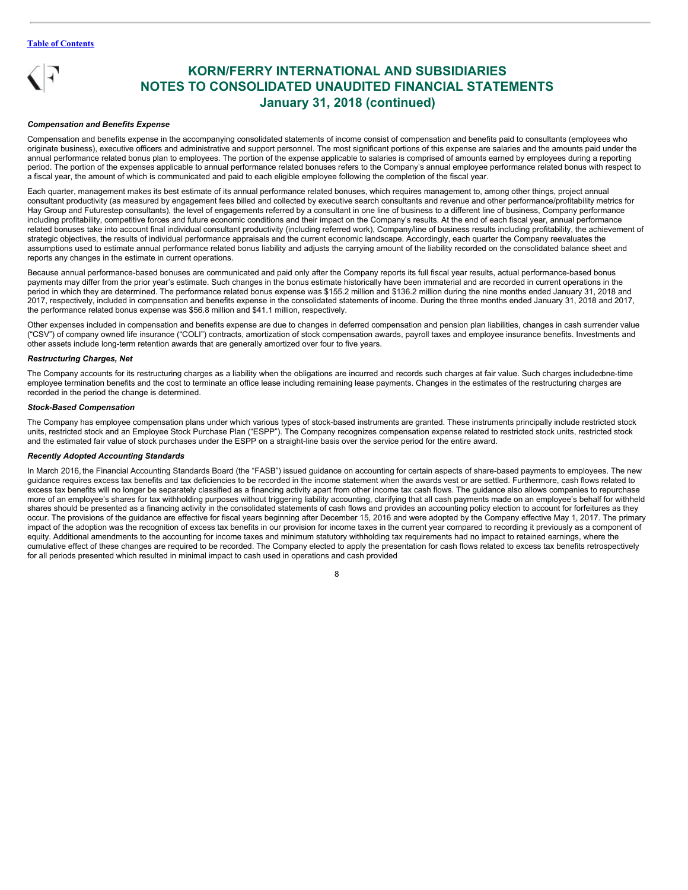# KORN/FERRY INTERNATIONAL AND SUBSIDIARIES
## NOTES TO CONSOLIDATED UNAUDITED FINANCIAL STATEMENTS
## January 31, 2018 (continued)

***Compensation and Benefits Expense***

Compensation and benefits expense in the accompanying consolidated statements of income consist of compensation and benefits paid to consultants (employees who originate business), executive officers and administrative and support personnel. The most significant portions of this expense are salaries and the amounts paid under the annual performance related bonus plan to employees. The portion of the expense applicable to salaries is comprised of amounts earned by employees during a reporting period. The portion of the expenses applicable to annual performance related bonuses refers to the Company's annual employee performance related bonus with respect to a fiscal year, the amount of which is communicated and paid to each eligible employee following the completion of the fiscal year.

Each quarter, management makes its best estimate of its annual performance related bonuses, which requires management to, among other things, project annual consultant productivity (as measured by engagement fees billed and collected by executive search consultants and revenue and other performance/profitability metrics for Hay Group and Futurestep consultants), the level of engagements referred by a consultant in one line of business to a different line of business, Company performance including profitability, competitive forces and future economic conditions and their impact on the Company's results. At the end of each fiscal year, annual performance related bonuses take into account final individual consultant productivity (including referred work), Company/line of business results including profitability, the achievement of strategic objectives, the results of individual performance appraisals and the current economic landscape. Accordingly, each quarter the Company reevaluates the assumptions used to estimate annual performance related bonus liability and adjusts the carrying amount of the liability recorded on the consolidated balance sheet and reports any changes in the estimate in current operations.

Because annual performance-based bonuses are communicated and paid only after the Company reports its full fiscal year results, actual performance-based bonus payments may differ from the prior year's estimate. Such changes in the bonus estimate historically have been immaterial and are recorded in current operations in the period in which they are determined. The performance related bonus expense was $155.2 million and $136.2 million during the nine months ended January 31, 2018 and 2017, respectively, included in compensation and benefits expense in the consolidated statements of income. During the three months ended January 31, 2018 and 2017, the performance related bonus expense was $56.8 million and $41.1 million, respectively.

Other expenses included in compensation and benefits expense are due to changes in deferred compensation and pension plan liabilities, changes in cash surrender value ("CSV") of company owned life insurance ("COLI") contracts, amortization of stock compensation awards, payroll taxes and employee insurance benefits. Investments and other assets include long-term retention awards that are generally amortized over four to five years.

***Restructuring Charges, Net***

The Company accounts for its restructuring charges as a liability when the obligations are incurred and records such charges at fair value. Such charges included one-time employee termination benefits and the cost to terminate an office lease including remaining lease payments. Changes in the estimates of the restructuring charges are recorded in the period the change is determined.

***Stock-Based Compensation***

The Company has employee compensation plans under which various types of stock-based instruments are granted. These instruments principally include restricted stock units, restricted stock and an Employee Stock Purchase Plan ("ESPP"). The Company recognizes compensation expense related to restricted stock units, restricted stock and the estimated fair value of stock purchases under the ESPP on a straight-line basis over the service period for the entire award.

***Recently Adopted Accounting Standards***

In March 2016, the Financial Accounting Standards Board (the "FASB") issued guidance on accounting for certain aspects of share-based payments to employees. The new guidance requires excess tax benefits and tax deficiencies to be recorded in the income statement when the awards vest or are settled. Furthermore, cash flows related to excess tax benefits will no longer be separately classified as a financing activity apart from other income tax cash flows. The guidance also allows companies to repurchase more of an employee's shares for tax withholding purposes without triggering liability accounting, clarifying that all cash payments made on an employee's behalf for withheld shares should be presented as a financing activity in the consolidated statements of cash flows and provides an accounting policy election to account for forfeitures as they occur. The provisions of the guidance are effective for fiscal years beginning after December 15, 2016 and were adopted by the Company effective May 1, 2017. The primary impact of the adoption was the recognition of excess tax benefits in our provision for income taxes in the current year compared to recording it previously as a component of equity. Additional amendments to the accounting for income taxes and minimum statutory withholding tax requirements had no impact to retained earnings, where the cumulative effect of these changes are required to be recorded. The Company elected to apply the presentation for cash flows related to excess tax benefits retrospectively for all periods presented which resulted in minimal impact to cash used in operations and cash provided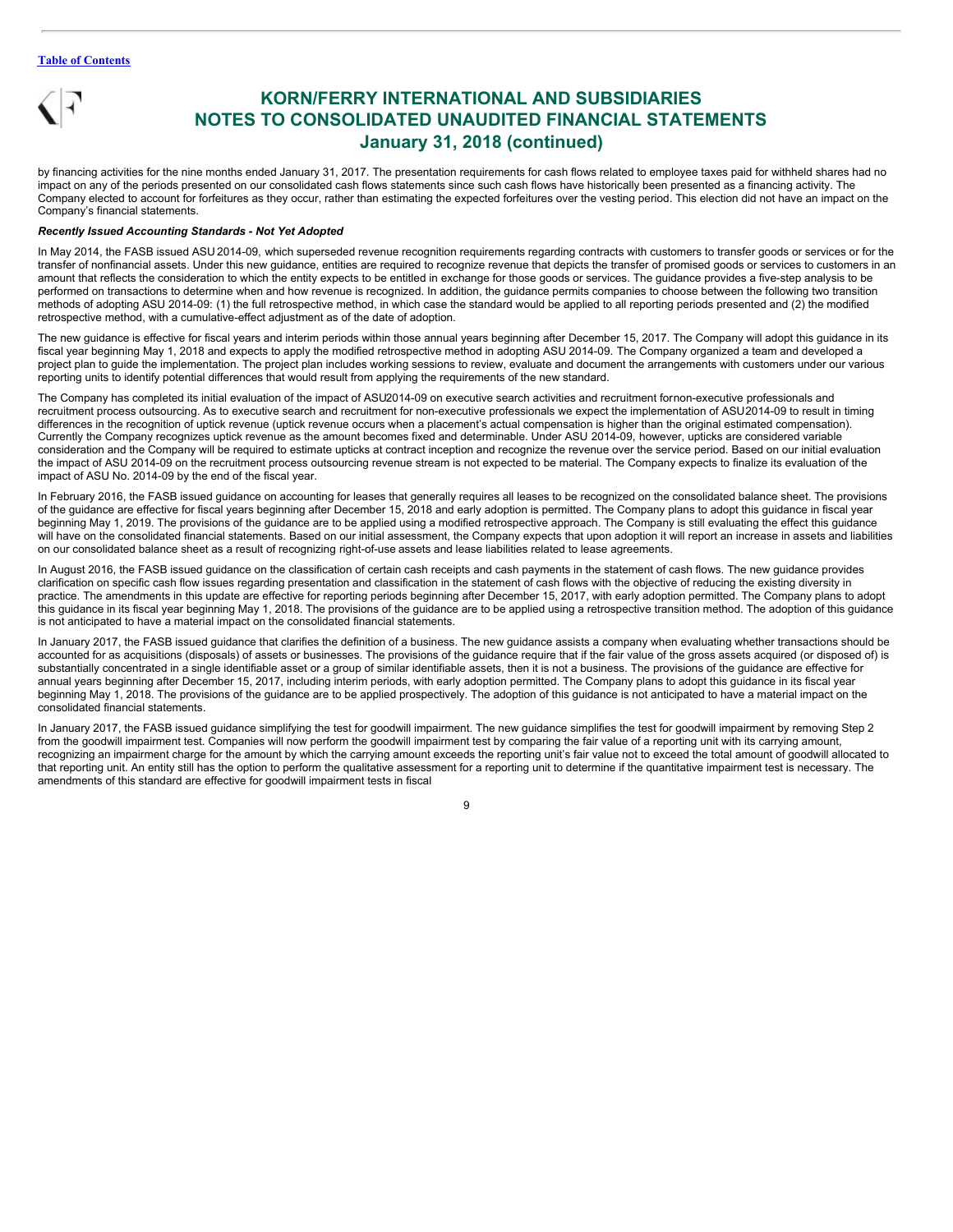by financing activities for the nine months ended January 31, 2017. The presentation requirements for cash flows related to employee taxes paid for withheld shares had no impact on any of the periods presented on our consolidated cash flows statements since such cash flows have historically been presented as a financing activity. The Company elected to account for forfeitures as they occur, rather than estimating the expected forfeitures over the vesting period. This election did not have an impact on the Company's financial statements.

***Recently Issued Accounting Standards - Not Yet Adopted***

In May 2014, the FASB issued ASU 2014-09, which superseded revenue recognition requirements regarding contracts with customers to transfer goods or services or for the transfer of nonfinancial assets. Under this new guidance, entities are required to recognize revenue that depicts the transfer of promised goods or services to customers in an amount that reflects the consideration to which the entity expects to be entitled in exchange for those goods or services. The guidance provides a five-step analysis to be performed on transactions to determine when and how revenue is recognized. In addition, the guidance permits companies to choose between the following two transition methods of adopting ASU 2014-09: (1) the full retrospective method, in which case the standard would be applied to all reporting periods presented and (2) the modified retrospective method, with a cumulative-effect adjustment as of the date of adoption.

The new guidance is effective for fiscal years and interim periods within those annual years beginning after December 15, 2017. The Company will adopt this guidance in its fiscal year beginning May 1, 2018 and expects to apply the modified retrospective method in adopting ASU 2014-09. The Company organized a team and developed a project plan to guide the implementation. The project plan includes working sessions to review, evaluate and document the arrangements with customers under our various reporting units to identify potential differences that would result from applying the requirements of the new standard.

The Company has completed its initial evaluation of the impact of ASU2014-09 on executive search activities and recruitment fornon-executive professionals and recruitment process outsourcing. As to executive search and recruitment for non-executive professionals we expect the implementation of ASU2014-09 to result in timing differences in the recognition of uptick revenue (uptick revenue occurs when a placement's actual compensation is higher than the original estimated compensation). Currently the Company recognizes uptick revenue as the amount becomes fixed and determinable. Under ASU 2014-09, however, upticks are considered variable consideration and the Company will be required to estimate upticks at contract inception and recognize the revenue over the service period. Based on our initial evaluation the impact of ASU 2014-09 on the recruitment process outsourcing revenue stream is not expected to be material. The Company expects to finalize its evaluation of the impact of ASU No. 2014-09 by the end of the fiscal year.

In February 2016, the FASB issued guidance on accounting for leases that generally requires all leases to be recognized on the consolidated balance sheet. The provisions of the guidance are effective for fiscal years beginning after December 15, 2018 and early adoption is permitted. The Company plans to adopt this guidance in fiscal year beginning May 1, 2019. The provisions of the guidance are to be applied using a modified retrospective approach. The Company is still evaluating the effect this guidance will have on the consolidated financial statements. Based on our initial assessment, the Company expects that upon adoption it will report an increase in assets and liabilities on our consolidated balance sheet as a result of recognizing right-of-use assets and lease liabilities related to lease agreements.

In August 2016, the FASB issued guidance on the classification of certain cash receipts and cash payments in the statement of cash flows. The new guidance provides clarification on specific cash flow issues regarding presentation and classification in the statement of cash flows with the objective of reducing the existing diversity in practice. The amendments in this update are effective for reporting periods beginning after December 15, 2017, with early adoption permitted. The Company plans to adopt this guidance in its fiscal year beginning May 1, 2018. The provisions of the guidance are to be applied using a retrospective transition method. The adoption of this guidance is not anticipated to have a material impact on the consolidated financial statements.

In January 2017, the FASB issued guidance that clarifies the definition of a business. The new guidance assists a company when evaluating whether transactions should be accounted for as acquisitions (disposals) of assets or businesses. The provisions of the guidance require that if the fair value of the gross assets acquired (or disposed of) is substantially concentrated in a single identifiable asset or a group of similar identifiable assets, then it is not a business. The provisions of the guidance are effective for annual years beginning after December 15, 2017, including interim periods, with early adoption permitted. The Company plans to adopt this guidance in its fiscal year beginning May 1, 2018. The provisions of the guidance are to be applied prospectively. The adoption of this guidance is not anticipated to have a material impact on the consolidated financial statements.

In January 2017, the FASB issued guidance simplifying the test for goodwill impairment. The new guidance simplifies the test for goodwill impairment by removing Step 2 from the goodwill impairment test. Companies will now perform the goodwill impairment test by comparing the fair value of a reporting unit with its carrying amount, recognizing an impairment charge for the amount by which the carrying amount exceeds the reporting unit's fair value not to exceed the total amount of goodwill allocated to that reporting unit. An entity still has the option to perform the qualitative assessment for a reporting unit to determine if the quantitative impairment test is necessary. The amendments of this standard are effective for goodwill impairment tests in fiscal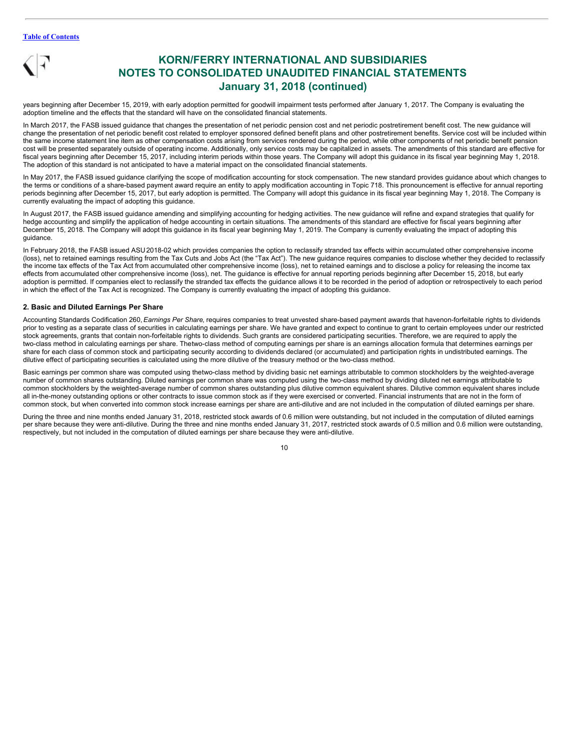years beginning after December 15, 2019, with early adoption permitted for goodwill impairment tests performed after January 1, 2017. The Company is evaluating the adoption timeline and the effects that the standard will have on the consolidated financial statements.

In March 2017, the FASB issued guidance that changes the presentation of net periodic pension cost and net periodic postretirement benefit cost. The new guidance will change the presentation of net periodic benefit cost related to employer sponsored defined benefit plans and other postretirement benefits. Service cost will be included within the same income statement line item as other compensation costs arising from services rendered during the period, while other components of net periodic benefit pension cost will be presented separately outside of operating income. Additionally, only service costs may be capitalized in assets. The amendments of this standard are effective for fiscal years beginning after December 15, 2017, including interim periods within those years. The Company will adopt this guidance in its fiscal year beginning May 1, 2018. The adoption of this standard is not anticipated to have a material impact on the consolidated financial statements.

In May 2017, the FASB issued guidance clarifying the scope of modification accounting for stock compensation. The new standard provides guidance about which changes to the terms or conditions of a share-based payment award require an entity to apply modification accounting in Topic 718. This pronouncement is effective for annual reporting periods beginning after December 15, 2017, but early adoption is permitted. The Company will adopt this guidance in its fiscal year beginning May 1, 2018. The Company is currently evaluating the impact of adopting this guidance.

In August 2017, the FASB issued guidance amending and simplifying accounting for hedging activities. The new guidance will refine and expand strategies that qualify for hedge accounting and simplify the application of hedge accounting in certain situations. The amendments of this standard are effective for fiscal years beginning after December 15, 2018. The Company will adopt this guidance in its fiscal year beginning May 1, 2019. The Company is currently evaluating the impact of adopting this guidance.

In February 2018, the FASB issued ASU 2018-02 which provides companies the option to reclassify stranded tax effects within accumulated other comprehensive income (loss), net to retained earnings resulting from the Tax Cuts and Jobs Act (the "Tax Act"). The new guidance requires companies to disclose whether they decided to reclassify the income tax effects of the Tax Act from accumulated other comprehensive income (loss), net to retained earnings and to disclose a policy for releasing the income tax effects from accumulated other comprehensive income (loss), net. The guidance is effective for annual reporting periods beginning after December 15, 2018, but early adoption is permitted. If companies elect to reclassify the stranded tax effects the guidance allows it to be recorded in the period of adoption or retrospectively to each period in which the effect of the Tax Act is recognized. The Company is currently evaluating the impact of adopting this guidance.

## 2. Basic and Diluted Earnings Per Share

Accounting Standards Codification 260, *Earnings Per Share*, requires companies to treat unvested share-based payment awards that have non-forfeitable rights to dividends prior to vesting as a separate class of securities in calculating earnings per share. We have granted and expect to continue to grant to certain employees under our restricted stock agreements, grants that contain non-forfeitable rights to dividends. Such grants are considered participating securities. Therefore, we are required to apply the two-class method in calculating earnings per share. The two-class method of computing earnings per share is an earnings allocation formula that determines earnings per share for each class of common stock and participating security according to dividends declared (or accumulated) and participation rights in undistributed earnings. The dilutive effect of participating securities is calculated using the more dilutive of the treasury method or the two-class method.

Basic earnings per common share was computed using the two-class method by dividing basic net earnings attributable to common stockholders by the weighted-average number of common shares outstanding. Diluted earnings per common share was computed using the two-class method by dividing diluted net earnings attributable to common stockholders by the weighted-average number of common shares outstanding plus dilutive common equivalent shares. Dilutive common equivalent shares include all in-the-money outstanding options or other contracts to issue common stock as if they were exercised or converted. Financial instruments that are not in the form of common stock, but when converted into common stock increase earnings per share are anti-dilutive and are not included in the computation of diluted earnings per share.

During the three and nine months ended January 31, 2018, restricted stock awards of 0.6 million were outstanding, but not included in the computation of diluted earnings per share because they were anti-dilutive. During the three and nine months ended January 31, 2017, restricted stock awards of 0.5 million and 0.6 million were outstanding, respectively, but not included in the computation of diluted earnings per share because they were anti-dilutive.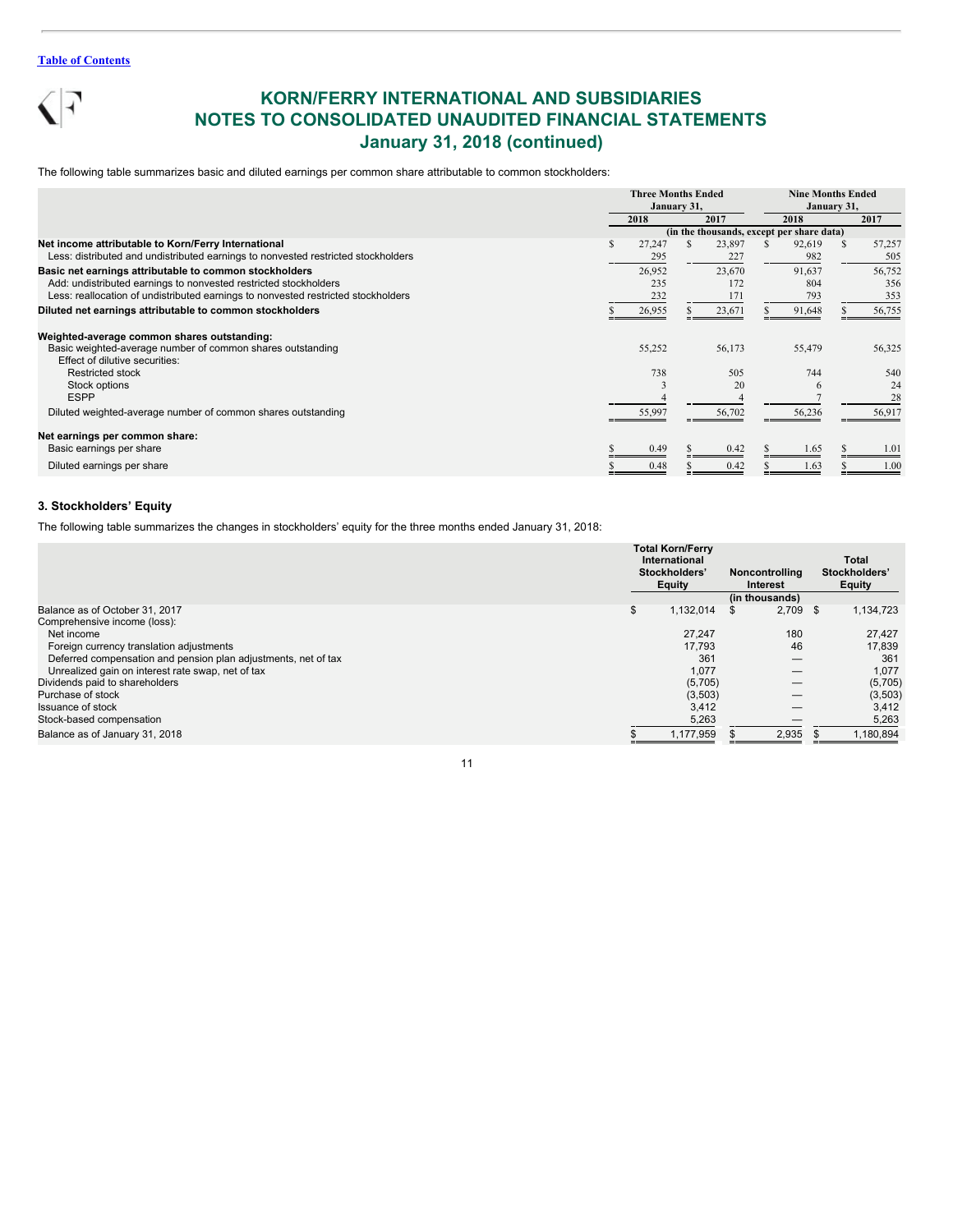[Table of Contents](#)

# KORN/FERRY INTERNATIONAL AND SUBSIDIARIES
# NOTES TO CONSOLIDATED UNAUDITED FINANCIAL STATEMENTS
# January 31, 2018 (continued)

The following table summarizes basic and diluted earnings per common share attributable to common stockholders:

| | Three Months Ended January 31, | | Nine Months Ended January 31, | |
|---|---|---|---|---|
| | 2018 | 2017 | 2018 | 2017 |
| | (in the thousands, except per share data) | | | |
| **Net income attributable to Korn/Ferry International** | $ 27,247 | $ 23,897 | $ 92,619 | $ 57,257 |
| Less: distributed and undistributed earnings to nonvested restricted stockholders | 295 | 227 | 982 | 505 |
| **Basic net earnings attributable to common stockholders** | 26,952 | 23,670 | 91,637 | 56,752 |
| Add: undistributed earnings to nonvested restricted stockholders | 235 | 172 | 804 | 356 |
| Less: reallocation of undistributed earnings to nonvested restricted stockholders | 232 | 171 | 793 | 353 |
| **Diluted net earnings attributable to common stockholders** | $ 26,955 | $ 23,671 | $ 91,648 | $ 56,755 |
| **Weighted-average common shares outstanding:** | | | | |
| Basic weighted-average number of common shares outstanding | 55,252 | 56,173 | 55,479 | 56,325 |
| Effect of dilutive securities: | | | | |
| Restricted stock | 738 | 505 | 744 | 540 |
| Stock options | 3 | 20 | 6 | 24 |
| ESPP | 4 | 4 | 7 | 28 |
| Diluted weighted-average number of common shares outstanding | 55,997 | 56,702 | 56,236 | 56,917 |
| **Net earnings per common share:** | | | | |
| Basic earnings per share | $ 0.49 | $ 0.42 | $ 1.65 | $ 1.01 |
| Diluted earnings per share | $ 0.48 | $ 0.42 | $ 1.63 | $ 1.00 |

### 3. Stockholders' Equity

The following table summarizes the changes in stockholders' equity for the three months ended January 31, 2018:

| | Total Korn/Ferry International Stockholders' Equity | Noncontrolling Interest | Total Stockholders' Equity |
|---|---|---|---|
| | | (in thousands) | |
| Balance as of October 31, 2017 | $ 1,132,014 | $ 2,709 | $ 1,134,723 |
| Comprehensive income (loss): | | | |
| Net income | 27,247 | 180 | 27,427 |
| Foreign currency translation adjustments | 17,793 | 46 | 17,839 |
| Deferred compensation and pension plan adjustments, net of tax | 361 | — | 361 |
| Unrealized gain on interest rate swap, net of tax | 1,077 | — | 1,077 |
| Dividends paid to shareholders | (5,705) | — | (5,705) |
| Purchase of stock | (3,503) | — | (3,503) |
| Issuance of stock | 3,412 | — | 3,412 |
| Stock-based compensation | 5,263 | — | 5,263 |
| Balance as of January 31, 2018 | $ 1,177,959 | $ 2,935 | $ 1,180,894 |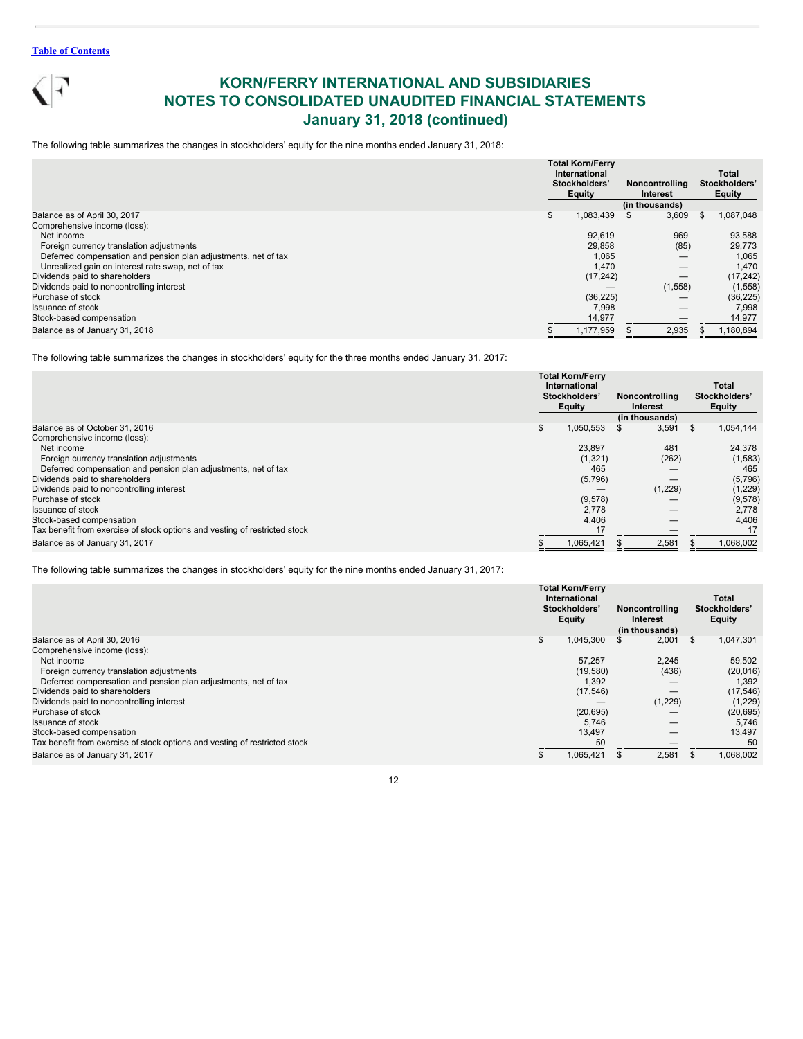# KORN/FERRY INTERNATIONAL AND SUBSIDIARIES
# NOTES TO CONSOLIDATED UNAUDITED FINANCIAL STATEMENTS
## January 31, 2018 (continued)

The following table summarizes the changes in stockholders' equity for the nine months ended January 31, 2018:

| | Total Korn/Ferry International Stockholders' Equity | Noncontrolling Interest | Total Stockholders' Equity |
|---|---|---|---|
| | | (in thousands) | |
| Balance as of April 30, 2017 | $ 1,083,439 | $ 3,609 | $ 1,087,048 |
| Comprehensive income (loss): | | | |
| Net income | 92,619 | 969 | 93,588 |
| Foreign currency translation adjustments | 29,858 | (85) | 29,773 |
| Deferred compensation and pension plan adjustments, net of tax | 1,065 | — | 1,065 |
| Unrealized gain on interest rate swap, net of tax | 1,470 | — | 1,470 |
| Dividends paid to shareholders | (17,242) | — | (17,242) |
| Dividends paid to noncontrolling interest | — | (1,558) | (1,558) |
| Purchase of stock | (36,225) | — | (36,225) |
| Issuance of stock | 7,998 | — | 7,998 |
| Stock-based compensation | 14,977 | — | 14,977 |
| Balance as of January 31, 2018 | $ 1,177,959 | $ 2,935 | $ 1,180,894 |

The following table summarizes the changes in stockholders' equity for the three months ended January 31, 2017:

| | Total Korn/Ferry International Stockholders' Equity | Noncontrolling Interest | Total Stockholders' Equity |
|---|---|---|---|
| | | (in thousands) | |
| Balance as of October 31, 2016 | $ 1,050,553 | $ 3,591 | $ 1,054,144 |
| Comprehensive income (loss): | | | |
| Net income | 23,897 | 481 | 24,378 |
| Foreign currency translation adjustments | (1,321) | (262) | (1,583) |
| Deferred compensation and pension plan adjustments, net of tax | 465 | — | 465 |
| Dividends paid to shareholders | (5,796) | — | (5,796) |
| Dividends paid to noncontrolling interest | — | (1,229) | (1,229) |
| Purchase of stock | (9,578) | — | (9,578) |
| Issuance of stock | 2,778 | — | 2,778 |
| Stock-based compensation | 4,406 | — | 4,406 |
| Tax benefit from exercise of stock options and vesting of restricted stock | 17 | — | 17 |
| Balance as of January 31, 2017 | $ 1,065,421 | $ 2,581 | $ 1,068,002 |

The following table summarizes the changes in stockholders' equity for the nine months ended January 31, 2017:

| | Total Korn/Ferry International Stockholders' Equity | Noncontrolling Interest | Total Stockholders' Equity |
|---|---|---|---|
| | | (in thousands) | |
| Balance as of April 30, 2016 | $ 1,045,300 | $ 2,001 | $ 1,047,301 |
| Comprehensive income (loss): | | | |
| Net income | 57,257 | 2,245 | 59,502 |
| Foreign currency translation adjustments | (19,580) | (436) | (20,016) |
| Deferred compensation and pension plan adjustments, net of tax | 1,392 | — | 1,392 |
| Dividends paid to shareholders | (17,546) | — | (17,546) |
| Dividends paid to noncontrolling interest | — | (1,229) | (1,229) |
| Purchase of stock | (20,695) | — | (20,695) |
| Issuance of stock | 5,746 | — | 5,746 |
| Stock-based compensation | 13,497 | — | 13,497 |
| Tax benefit from exercise of stock options and vesting of restricted stock | 50 | — | 50 |
| Balance as of January 31, 2017 | $ 1,065,421 | $ 2,581 | $ 1,068,002 |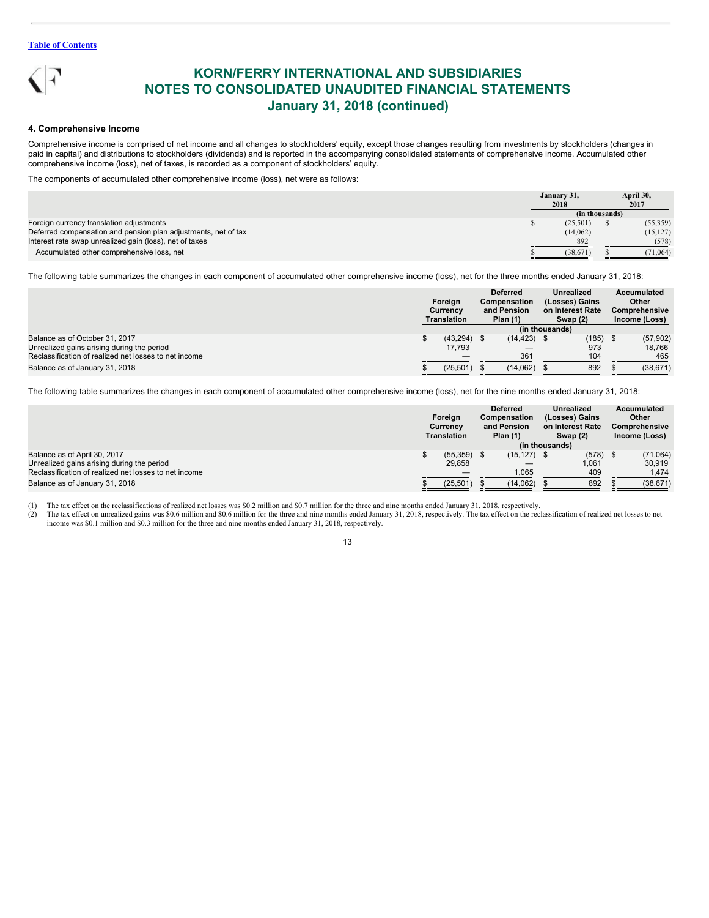# KORN/FERRY INTERNATIONAL AND SUBSIDIARIES
# NOTES TO CONSOLIDATED UNAUDITED FINANCIAL STATEMENTS
# January 31, 2018 (continued)

### 4. Comprehensive Income

Comprehensive income is comprised of net income and all changes to stockholders' equity, except those changes resulting from investments by stockholders (changes in paid in capital) and distributions to stockholders (dividends) and is reported in the accompanying consolidated statements of comprehensive income. Accumulated other comprehensive income (loss), net of taxes, is recorded as a component of stockholders' equity.

The components of accumulated other comprehensive income (loss), net were as follows:

| | January 31, 2018 | April 30, 2017 |
|---|---|---|
| | (in thousands) | |
| Foreign currency translation adjustments | $ (25,501) | $ (55,359) |
| Deferred compensation and pension plan adjustments, net of tax | (14,062) | (15,127) |
| Interest rate swap unrealized gain (loss), net of taxes | 892 | (578) |
| Accumulated other comprehensive loss, net | $ (38,671) | $ (71,064) |

The following table summarizes the changes in each component of accumulated other comprehensive income (loss), net for the three months ended January 31, 2018:

| | Foreign Currency Translation | Deferred Compensation and Pension Plan (1) | Unrealized (Losses) Gains on Interest Rate Swap (2) | Accumulated Other Comprehensive Income (Loss) |
|---|---|---|---|---|
| | (in thousands) | | | |
| Balance as of October 31, 2017 | $ (43,294) | $ (14,423) | $ (185) | $ (57,902) |
| Unrealized gains arising during the period | 17,793 | — | 973 | 18,766 |
| Reclassification of realized net losses to net income | — | 361 | 104 | 465 |
| Balance as of January 31, 2018 | $ (25,501) | $ (14,062) | $ 892 | $ (38,671) |

The following table summarizes the changes in each component of accumulated other comprehensive income (loss), net for the nine months ended January 31, 2018:

| | Foreign Currency Translation | Deferred Compensation and Pension Plan (1) | Unrealized (Losses) Gains on Interest Rate Swap (2) | Accumulated Other Comprehensive Income (Loss) |
|---|---|---|---|---|
| | (in thousands) | | | |
| Balance as of April 30, 2017 | $ (55,359) | $ (15,127) | $ (578) | $ (71,064) |
| Unrealized gains arising during the period | 29,858 | — | 1,061 | 30,919 |
| Reclassification of realized net losses to net income | — | 1,065 | 409 | 1,474 |
| Balance as of January 31, 2018 | $ (25,501) | $ (14,062) | $ 892 | $ (38,671) |

(1) The tax effect on the reclassifications of realized net losses was $0.2 million and $0.7 million for the three and nine months ended January 31, 2018, respectively.

(2) The tax effect on unrealized gains was $0.6 million and $0.6 million for the three and nine months ended January 31, 2018, respectively. The tax effect on the reclassification of realized net losses to net income was $0.1 million and $0.3 million for the three and nine months ended January 31, 2018, respectively.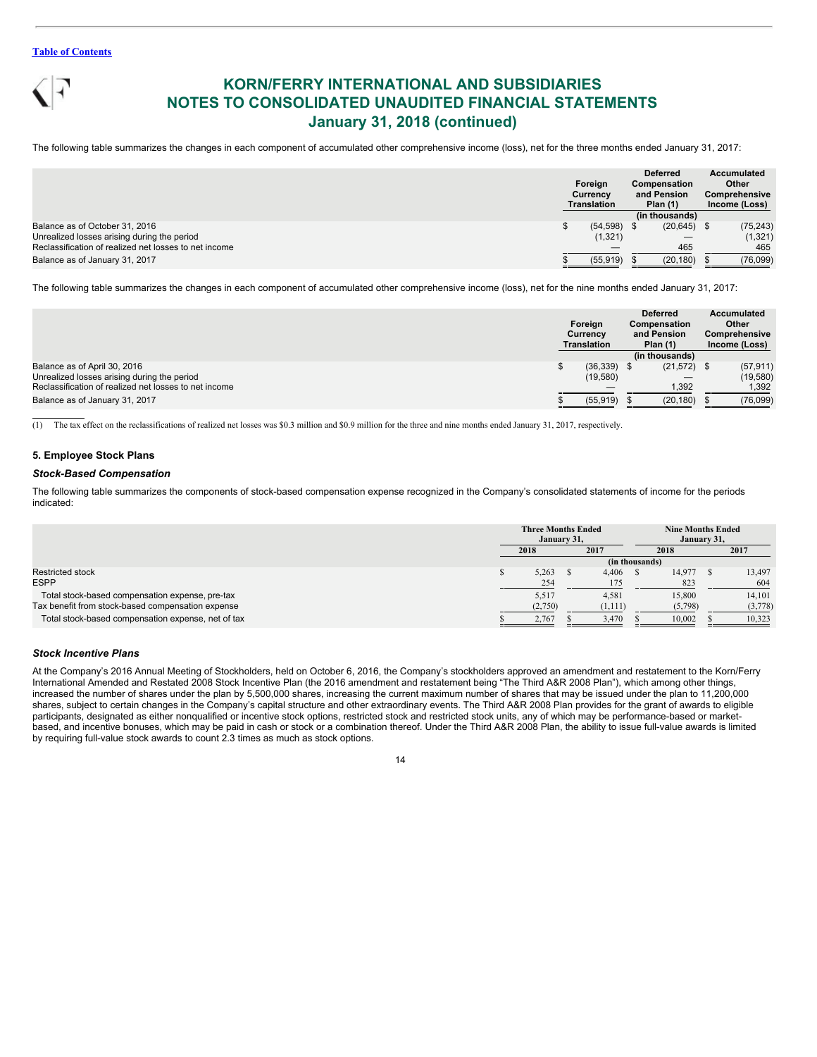# KORN/FERRY INTERNATIONAL AND SUBSIDIARIES
# NOTES TO CONSOLIDATED UNAUDITED FINANCIAL STATEMENTS
# January 31, 2018 (continued)

The following table summarizes the changes in each component of accumulated other comprehensive income (loss), net for the three months ended January 31, 2017:

| | Foreign Currency Translation | Deferred Compensation and Pension Plan (1) | Accumulated Other Comprehensive Income (Loss) |
|---|---|---|---|
| | | (in thousands) | |
| Balance as of October 31, 2016 | $ (54,598) | $ (20,645) | $ (75,243) |
| Unrealized losses arising during the period | (1,321) | — | (1,321) |
| Reclassification of realized net losses to net income | — | 465 | 465 |
| Balance as of January 31, 2017 | $ (55,919) | $ (20,180) | $ (76,099) |

The following table summarizes the changes in each component of accumulated other comprehensive income (loss), net for the nine months ended January 31, 2017:

| | Foreign Currency Translation | Deferred Compensation and Pension Plan (1) | Accumulated Other Comprehensive Income (Loss) |
|---|---|---|---|
| | | (in thousands) | |
| Balance as of April 30, 2016 | $ (36,339) | $ (21,572) | $ (57,911) |
| Unrealized losses arising during the period | (19,580) | — | (19,580) |
| Reclassification of realized net losses to net income | — | 1,392 | 1,392 |
| Balance as of January 31, 2017 | $ (55,919) | $ (20,180) | $ (76,099) |

(1) The tax effect on the reclassifications of realized net losses was $0.3 million and $0.9 million for the three and nine months ended January 31, 2017, respectively.

### 5. Employee Stock Plans

#### *Stock-Based Compensation*

The following table summarizes the components of stock-based compensation expense recognized in the Company's consolidated statements of income for the periods indicated:

| | Three Months Ended January 31, | | Nine Months Ended January 31, | |
|---|---|---|---|---|
| | 2018 | 2017 | 2018 | 2017 |
| | | (in thousands) | | |
| Restricted stock | $ 5,263 | $ 4,406 | $ 14,977 | $ 13,497 |
| ESPP | 254 | 175 | 823 | 604 |
| Total stock-based compensation expense, pre-tax | 5,517 | 4,581 | 15,800 | 14,101 |
| Tax benefit from stock-based compensation expense | (2,750) | (1,111) | (5,798) | (3,778) |
| Total stock-based compensation expense, net of tax | $ 2,767 | $ 3,470 | $ 10,002 | $ 10,323 |

#### *Stock Incentive Plans*

At the Company's 2016 Annual Meeting of Stockholders, held on October 6, 2016, the Company's stockholders approved an amendment and restatement to the Korn/Ferry International Amended and Restated 2008 Stock Incentive Plan (the 2016 amendment and restatement being "The Third A&R 2008 Plan"), which among other things, increased the number of shares under the plan by 5,500,000 shares, increasing the current maximum number of shares that may be issued under the plan to 11,200,000 shares, subject to certain changes in the Company's capital structure and other extraordinary events. The Third A&R 2008 Plan provides for the grant of awards to eligible participants, designated as either nonqualified or incentive stock options, restricted stock and restricted stock units, any of which may be performance-based or market-based, and incentive bonuses, which may be paid in cash or stock or a combination thereof. Under the Third A&R 2008 Plan, the ability to issue full-value awards is limited by requiring full-value stock awards to count 2.3 times as much as stock options.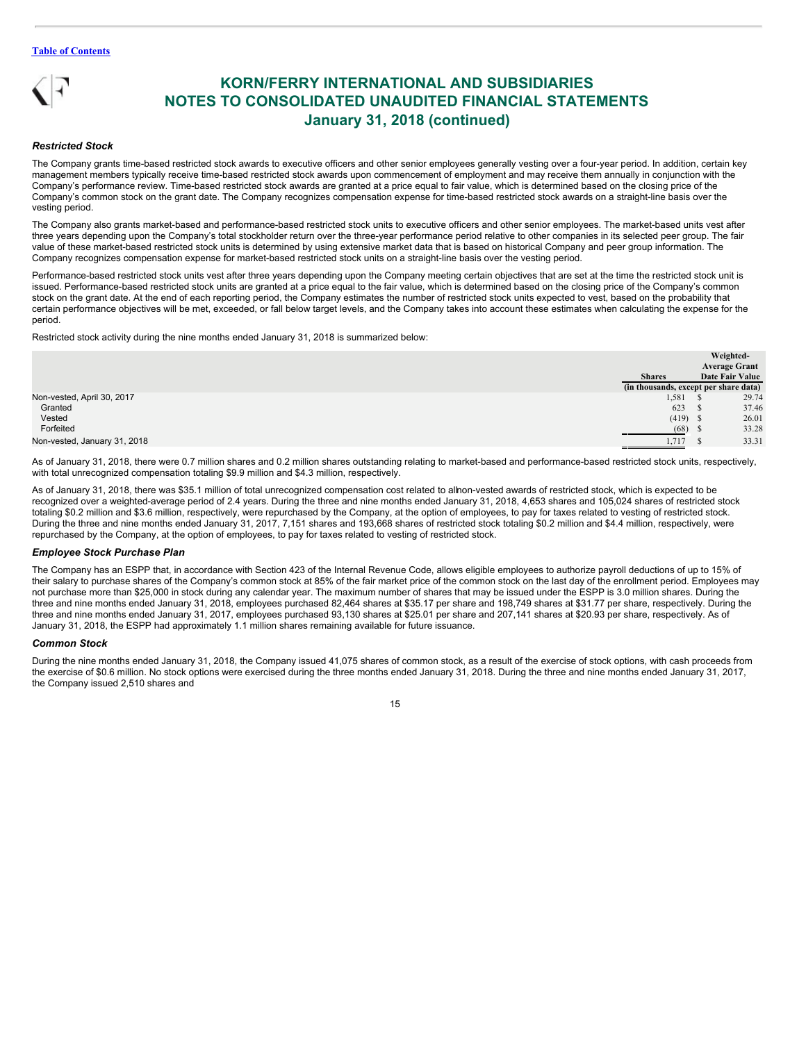# KORN/FERRY INTERNATIONAL AND SUBSIDIARIES
# NOTES TO CONSOLIDATED UNAUDITED FINANCIAL STATEMENTS
# January 31, 2018 (continued)

***Restricted Stock***

The Company grants time-based restricted stock awards to executive officers and other senior employees generally vesting over a four-year period. In addition, certain key management members typically receive time-based restricted stock awards upon commencement of employment and may receive them annually in conjunction with the Company's performance review. Time-based restricted stock awards are granted at a price equal to fair value, which is determined based on the closing price of the Company's common stock on the grant date. The Company recognizes compensation expense for time-based restricted stock awards on a straight-line basis over the vesting period.

The Company also grants market-based and performance-based restricted stock units to executive officers and other senior employees. The market-based units vest after three years depending upon the Company's total stockholder return over the three-year performance period relative to other companies in its selected peer group. The fair value of these market-based restricted stock units is determined by using extensive market data that is based on historical Company and peer group information. The Company recognizes compensation expense for market-based restricted stock units on a straight-line basis over the vesting period.

Performance-based restricted stock units vest after three years depending upon the Company meeting certain objectives that are set at the time the restricted stock unit is issued. Performance-based restricted stock units are granted at a price equal to the fair value, which is determined based on the closing price of the Company's common stock on the grant date. At the end of each reporting period, the Company estimates the number of restricted stock units expected to vest, based on the probability that certain performance objectives will be met, exceeded, or fall below target levels, and the Company takes into account these estimates when calculating the expense for the period.

Restricted stock activity during the nine months ended January 31, 2018 is summarized below:

| | Shares | Weighted-Average Grant Date Fair Value |
|---|---|---|
| | (in thousands, except per share data) | |
| Non-vested, April 30, 2017 | 1,581 | $ 29.74 |
| Granted | 623 | $ 37.46 |
| Vested | (419) | $ 26.01 |
| Forfeited | (68) | $ 33.28 |
| Non-vested, January 31, 2018 | 1,717 | $ 33.31 |

As of January 31, 2018, there were 0.7 million shares and 0.2 million shares outstanding relating to market-based and performance-based restricted stock units, respectively, with total unrecognized compensation totaling $9.9 million and $4.3 million, respectively.

As of January 31, 2018, there was $35.1 million of total unrecognized compensation cost related to all non-vested awards of restricted stock, which is expected to be recognized over a weighted-average period of 2.4 years. During the three and nine months ended January 31, 2018, 4,653 shares and 105,024 shares of restricted stock totaling $0.2 million and $3.6 million, respectively, were repurchased by the Company, at the option of employees, to pay for taxes related to vesting of restricted stock. During the three and nine months ended January 31, 2017, 7,151 shares and 193,668 shares of restricted stock totaling $0.2 million and $4.4 million, respectively, were repurchased by the Company, at the option of employees, to pay for taxes related to vesting of restricted stock.

***Employee Stock Purchase Plan***

The Company has an ESPP that, in accordance with Section 423 of the Internal Revenue Code, allows eligible employees to authorize payroll deductions of up to 15% of their salary to purchase shares of the Company's common stock at 85% of the fair market price of the common stock on the last day of the enrollment period. Employees may not purchase more than $25,000 in stock during any calendar year. The maximum number of shares that may be issued under the ESPP is 3.0 million shares. During the three and nine months ended January 31, 2018, employees purchased 82,464 shares at $35.17 per share and 198,749 shares at $31.77 per share, respectively. During the three and nine months ended January 31, 2017, employees purchased 93,130 shares at $25.01 per share and 207,141 shares at $20.93 per share, respectively. As of January 31, 2018, the ESPP had approximately 1.1 million shares remaining available for future issuance.

***Common Stock***

During the nine months ended January 31, 2018, the Company issued 41,075 shares of common stock, as a result of the exercise of stock options, with cash proceeds from the exercise of $0.6 million. No stock options were exercised during the three months ended January 31, 2018. During the three and nine months ended January 31, 2017, the Company issued 2,510 shares and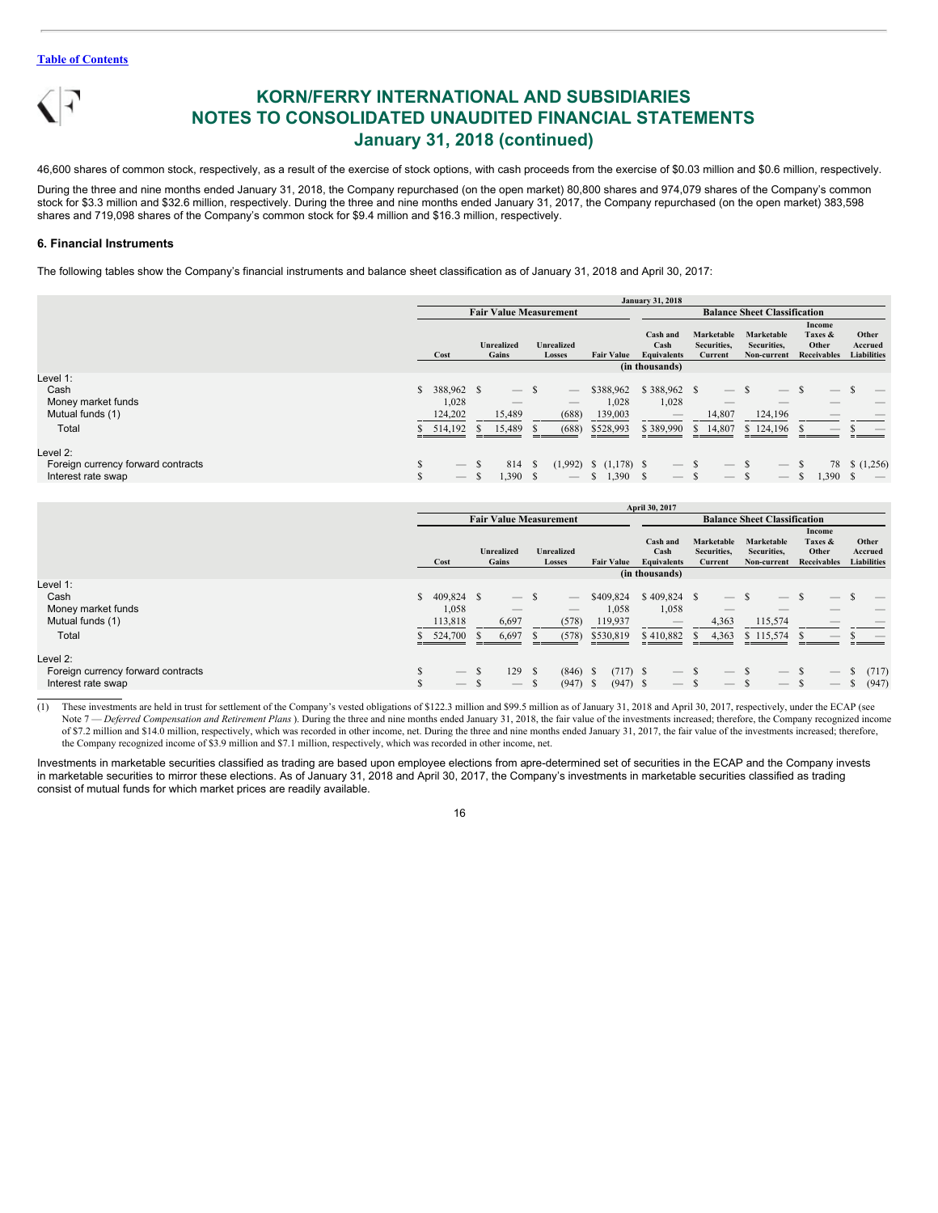46,600 shares of common stock, respectively, as a result of the exercise of stock options, with cash proceeds from the exercise of $0.03 million and $0.6 million, respectively.

During the three and nine months ended January 31, 2018, the Company repurchased (on the open market) 80,800 shares and 974,079 shares of the Company's common stock for $3.3 million and $32.6 million, respectively. During the three and nine months ended January 31, 2017, the Company repurchased (on the open market) 383,598 shares and 719,098 shares of the Company's common stock for $9.4 million and $16.3 million, respectively.

### 6. Financial Instruments

The following tables show the Company's financial instruments and balance sheet classification as of January 31, 2018 and April 30, 2017:

| | January 31, 2018 | | | | | | | | |
|---|---|---|---|---|---|---|---|---|---|
| | Fair Value Measurement | | | | Balance Sheet Classification | | | | |
| | Cost | Unrealized Gains | Unrealized Losses | Fair Value | Cash and Cash Equivalents | Marketable Securities, Current | Marketable Securities, Non-current | Income Taxes & Other Receivables | Other Accrued Liabilities |
| | (in thousands) | | | | | | | | |
| Level 1: | | | | | | | | | |
| Cash | $ 388,962 | $ — | $ — | $388,962 | $ 388,962 | $ — | $ — | $ — | $ — |
| Money market funds | 1,028 | — | — | 1,028 | 1,028 | — | — | — | — |
| Mutual funds (1) | 124,202 | 15,489 | (688) | 139,003 | — | 14,807 | 124,196 | — | — |
| Total | $ 514,192 | $ 15,489 | $ (688) | $528,993 | $ 389,990 | $ 14,807 | $ 124,196 | $ — | $ — |
| Level 2: | | | | | | | | | |
| Foreign currency forward contracts | $ — | $ 814 | $ (1,992) | $ (1,178) | $ — | $ — | $ — | $ 78 | $ (1,256) |
| Interest rate swap | $ — | $ 1,390 | $ — | $ 1,390 | $ — | $ — | $ — | $ 1,390 | $ — |

| | April 30, 2017 | | | | | | | | |
|---|---|---|---|---|---|---|---|---|---|
| | Fair Value Measurement | | | | Balance Sheet Classification | | | | |
| | Cost | Unrealized Gains | Unrealized Losses | Fair Value | Cash and Cash Equivalents | Marketable Securities, Current | Marketable Securities, Non-current | Income Taxes & Other Receivables | Other Accrued Liabilities |
| | (in thousands) | | | | | | | | |
| Level 1: | | | | | | | | | |
| Cash | $ 409,824 | $ — | $ — | $409,824 | $ 409,824 | $ — | $ — | $ — | $ — |
| Money market funds | 1,058 | — | — | 1,058 | 1,058 | — | — | — | — |
| Mutual funds (1) | 113,818 | 6,697 | (578) | 119,937 | — | 4,363 | 115,574 | — | — |
| Total | $ 524,700 | $ 6,697 | $ (578) | $530,819 | $ 410,882 | $ 4,363 | $ 115,574 | $ — | $ — |
| Level 2: | | | | | | | | | |
| Foreign currency forward contracts | $ — | $ 129 | $ (846) | $ (717) | $ — | $ — | $ — | $ — | $ (717) |
| Interest rate swap | $ — | $ — | $ (947) | $ (947) | $ — | $ — | $ — | $ — | $ (947) |

(1) These investments are held in trust for settlement of the Company's vested obligations of $122.3 million and $99.5 million as of January 31, 2018 and April 30, 2017, respectively, under the ECAP (see Note 7 — *Deferred Compensation and Retirement Plans* ). During the three and nine months ended January 31, 2018, the fair value of the investments increased; therefore, the Company recognized income of $7.2 million and $14.0 million, respectively, which was recorded in other income, net. During the three and nine months ended January 31, 2017, the fair value of the investments increased; therefore, the Company recognized income of $3.9 million and $7.1 million, respectively, which was recorded in other income, net.

Investments in marketable securities classified as trading are based upon employee elections from apre-determined set of securities in the ECAP and the Company invests in marketable securities to mirror these elections. As of January 31, 2018 and April 30, 2017, the Company's investments in marketable securities classified as trading consist of mutual funds for which market prices are readily available.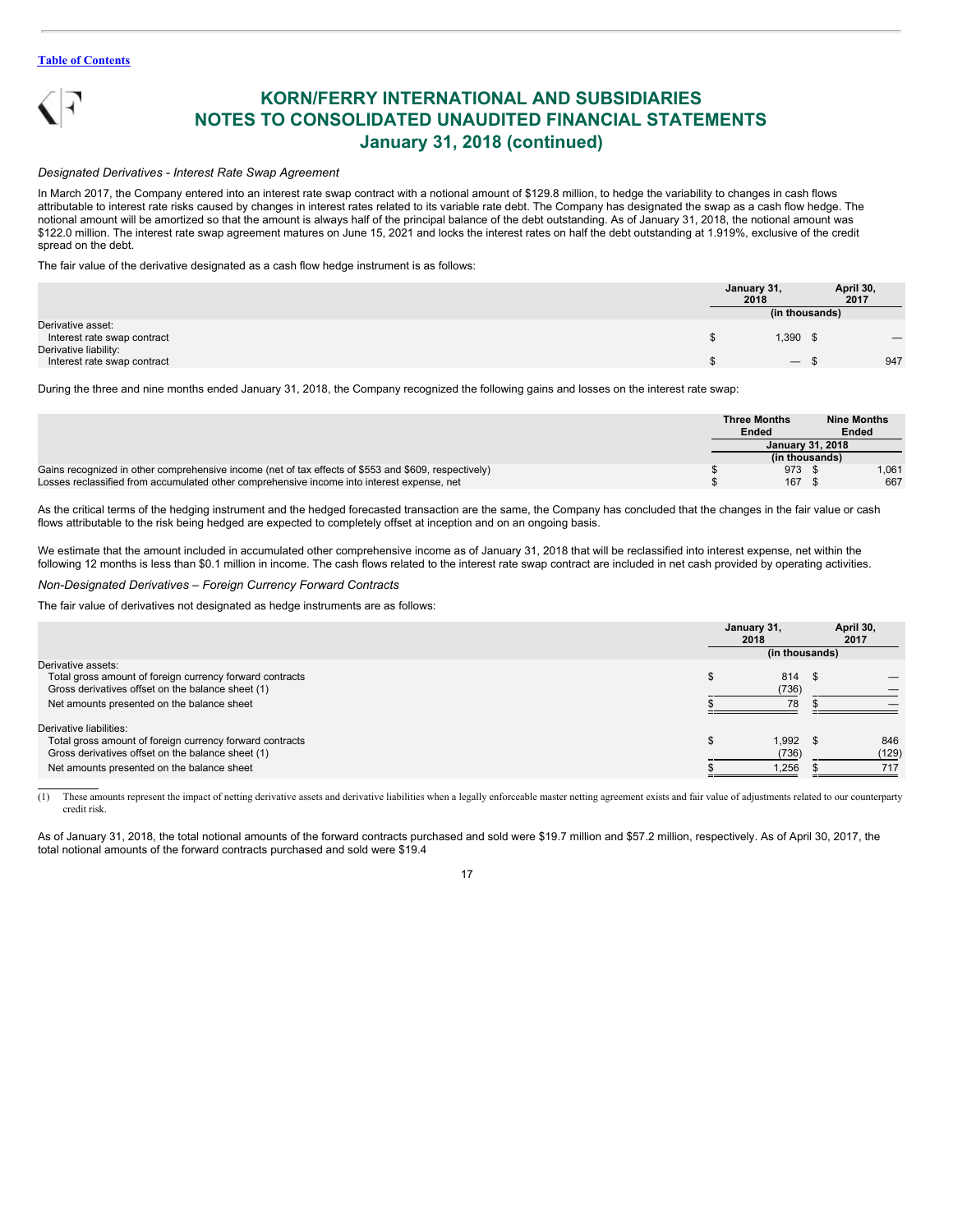# KORN/FERRY INTERNATIONAL AND SUBSIDIARIES
## NOTES TO CONSOLIDATED UNAUDITED FINANCIAL STATEMENTS
## January 31, 2018 (continued)

*Designated Derivatives - Interest Rate Swap Agreement*

In March 2017, the Company entered into an interest rate swap contract with a notional amount of $129.8 million, to hedge the variability to changes in cash flows attributable to interest rate risks caused by changes in interest rates related to its variable rate debt. The Company has designated the swap as a cash flow hedge. The notional amount will be amortized so that the amount is always half of the principal balance of the debt outstanding. As of January 31, 2018, the notional amount was $122.0 million. The interest rate swap agreement matures on June 15, 2021 and locks the interest rates on half the debt outstanding at 1.919%, exclusive of the credit spread on the debt.

The fair value of the derivative designated as a cash flow hedge instrument is as follows:

| | January 31, 2018 | April 30, 2017 |
|---|---|---|
| | (in thousands) | |
| Derivative asset: | | |
| Interest rate swap contract | $ 1,390 | $ — |
| Derivative liability: | | |
| Interest rate swap contract | $ — | $ 947 |

During the three and nine months ended January 31, 2018, the Company recognized the following gains and losses on the interest rate swap:

| | Three Months Ended | Nine Months Ended |
|---|---|---|
| | January 31, 2018 | |
| | (in thousands) | |
| Gains recognized in other comprehensive income (net of tax effects of $553 and $609, respectively) | $ 973 | $ 1,061 |
| Losses reclassified from accumulated other comprehensive income into interest expense, net | $ 167 | $ 667 |

As the critical terms of the hedging instrument and the hedged forecasted transaction are the same, the Company has concluded that the changes in the fair value or cash flows attributable to the risk being hedged are expected to completely offset at inception and on an ongoing basis.

We estimate that the amount included in accumulated other comprehensive income as of January 31, 2018 that will be reclassified into interest expense, net within the following 12 months is less than $0.1 million in income. The cash flows related to the interest rate swap contract are included in net cash provided by operating activities.

*Non-Designated Derivatives – Foreign Currency Forward Contracts*

The fair value of derivatives not designated as hedge instruments are as follows:

| | January 31, 2018 | April 30, 2017 |
|---|---|---|
| | (in thousands) | |
| Derivative assets: | | |
| Total gross amount of foreign currency forward contracts | $ 814 | $ — |
| Gross derivatives offset on the balance sheet (1) | (736) | — |
| Net amounts presented on the balance sheet | $ 78 | $ — |
| Derivative liabilities: | | |
| Total gross amount of foreign currency forward contracts | $ 1,992 | $ 846 |
| Gross derivatives offset on the balance sheet (1) | (736) | (129) |
| Net amounts presented on the balance sheet | $ 1,256 | $ 717 |

(1) These amounts represent the impact of netting derivative assets and derivative liabilities when a legally enforceable master netting agreement exists and fair value of adjustments related to our counterparty credit risk.

As of January 31, 2018, the total notional amounts of the forward contracts purchased and sold were $19.7 million and $57.2 million, respectively. As of April 30, 2017, the total notional amounts of the forward contracts purchased and sold were $19.4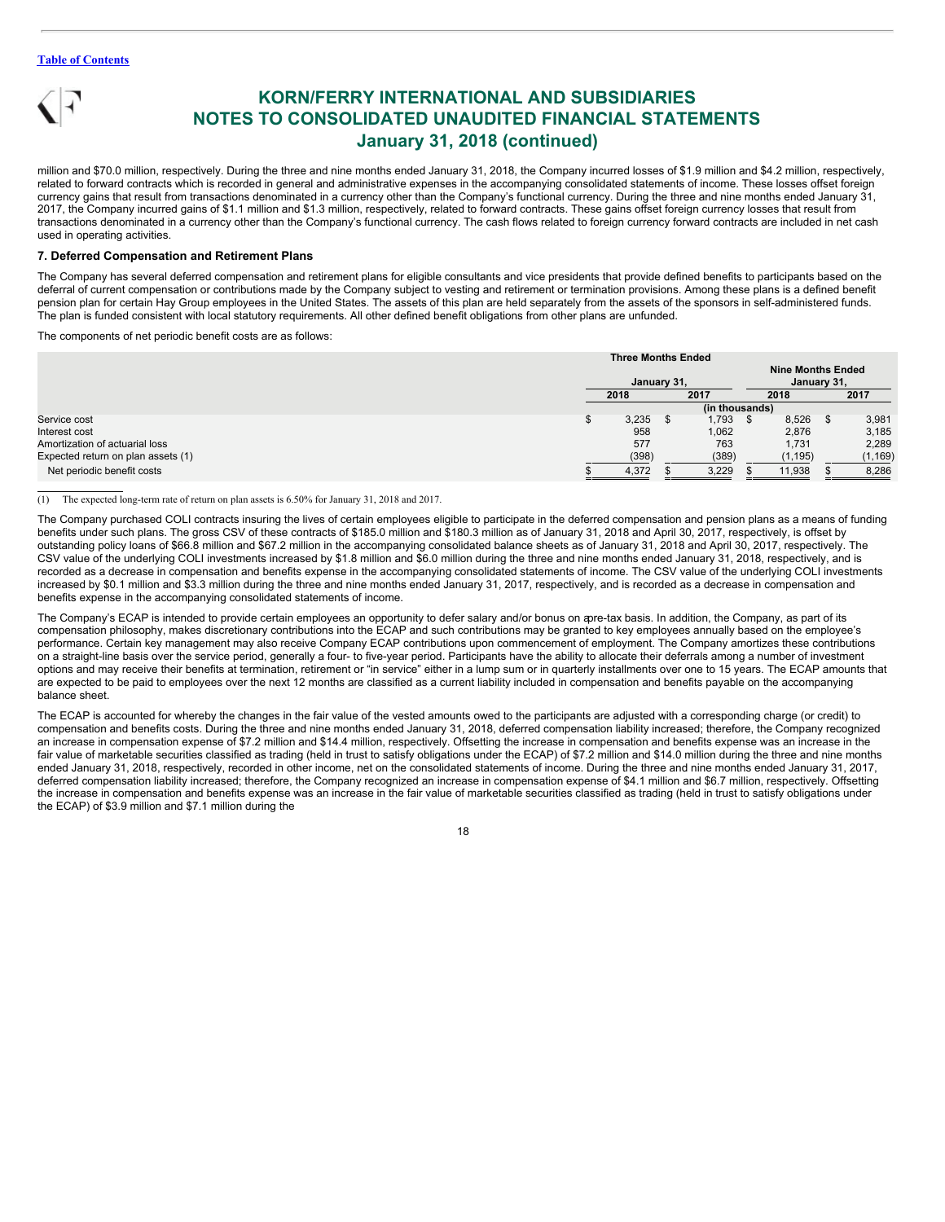million and $70.0 million, respectively. During the three and nine months ended January 31, 2018, the Company incurred losses of $1.9 million and $4.2 million, respectively, related to forward contracts which is recorded in general and administrative expenses in the accompanying consolidated statements of income. These losses offset foreign currency gains that result from transactions denominated in a currency other than the Company's functional currency. During the three and nine months ended January 31, 2017, the Company incurred gains of $1.1 million and $1.3 million, respectively, related to forward contracts. These gains offset foreign currency losses that result from transactions denominated in a currency other than the Company's functional currency. The cash flows related to foreign currency forward contracts are included in net cash used in operating activities.

### 7. Deferred Compensation and Retirement Plans

The Company has several deferred compensation and retirement plans for eligible consultants and vice presidents that provide defined benefits to participants based on the deferral of current compensation or contributions made by the Company subject to vesting and retirement or termination provisions. Among these plans is a defined benefit pension plan for certain Hay Group employees in the United States. The assets of this plan are held separately from the assets of the sponsors in self-administered funds. The plan is funded consistent with local statutory requirements. All other defined benefit obligations from other plans are unfunded.

The components of net periodic benefit costs are as follows:

| | Three Months Ended January 31, | | Nine Months Ended January 31, | |
|---|---|---|---|---|
| | 2018 | 2017 | 2018 | 2017 |
| | (in thousands) | | | |
| Service cost | $ 3,235 | $ 1,793 | $ 8,526 | $ 3,981 |
| Interest cost | 958 | 1,062 | 2,876 | 3,185 |
| Amortization of actuarial loss | 577 | 763 | 1,731 | 2,289 |
| Expected return on plan assets (1) | (398) | (389) | (1,195) | (1,169) |
| Net periodic benefit costs | $ 4,372 | $ 3,229 | $ 11,938 | $ 8,286 |

(1) The expected long-term rate of return on plan assets is 6.50% for January 31, 2018 and 2017.

The Company purchased COLI contracts insuring the lives of certain employees eligible to participate in the deferred compensation and pension plans as a means of funding benefits under such plans. The gross CSV of these contracts of $185.0 million and $180.3 million as of January 31, 2018 and April 30, 2017, respectively, is offset by outstanding policy loans of $66.8 million and $67.2 million in the accompanying consolidated balance sheets as of January 31, 2018 and April 30, 2017, respectively. The CSV value of the underlying COLI investments increased by $1.8 million and $6.0 million during the three and nine months ended January 31, 2018, respectively, and is recorded as a decrease in compensation and benefits expense in the accompanying consolidated statements of income. The CSV value of the underlying COLI investments increased by $0.1 million and $3.3 million during the three and nine months ended January 31, 2017, respectively, and is recorded as a decrease in compensation and benefits expense in the accompanying consolidated statements of income.

The Company's ECAP is intended to provide certain employees an opportunity to defer salary and/or bonus on a pre-tax basis. In addition, the Company, as part of its compensation philosophy, makes discretionary contributions into the ECAP and such contributions may be granted to key employees annually based on the employee's performance. Certain key management may also receive Company ECAP contributions upon commencement of employment. The Company amortizes these contributions on a straight-line basis over the service period, generally a four- to five-year period. Participants have the ability to allocate their deferrals among a number of investment options and may receive their benefits at termination, retirement or "in service" either in a lump sum or in quarterly installments over one to 15 years. The ECAP amounts that are expected to be paid to employees over the next 12 months are classified as a current liability included in compensation and benefits payable on the accompanying balance sheet.

The ECAP is accounted for whereby the changes in the fair value of the vested amounts owed to the participants are adjusted with a corresponding charge (or credit) to compensation and benefits costs. During the three and nine months ended January 31, 2018, deferred compensation liability increased; therefore, the Company recognized an increase in compensation expense of $7.2 million and $14.4 million, respectively. Offsetting the increase in compensation and benefits expense was an increase in the fair value of marketable securities classified as trading (held in trust to satisfy obligations under the ECAP) of $7.2 million and $14.0 million during the three and nine months ended January 31, 2018, respectively, recorded in other income, net on the consolidated statements of income. During the three and nine months ended January 31, 2017, deferred compensation liability increased; therefore, the Company recognized an increase in compensation expense of $4.1 million and $6.7 million, respectively. Offsetting the increase in compensation and benefits expense was an increase in the fair value of marketable securities classified as trading (held in trust to satisfy obligations under the ECAP) of $3.9 million and $7.1 million during the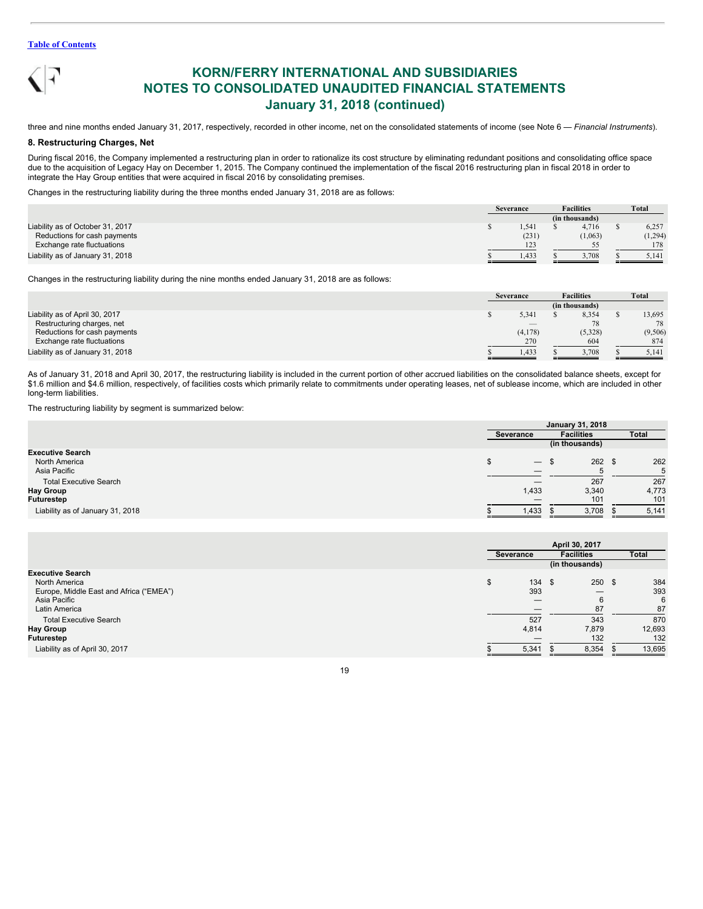three and nine months ended January 31, 2017, respectively, recorded in other income, net on the consolidated statements of income (see Note 6 — *Financial Instruments*).

### 8. Restructuring Charges, Net

During fiscal 2016, the Company implemented a restructuring plan in order to rationalize its cost structure by eliminating redundant positions and consolidating office space due to the acquisition of Legacy Hay on December 1, 2015. The Company continued the implementation of the fiscal 2016 restructuring plan in fiscal 2018 in order to integrate the Hay Group entities that were acquired in fiscal 2016 by consolidating premises.

Changes in the restructuring liability during the three months ended January 31, 2018 are as follows:

| | Severance | Facilities | Total |
|---|---|---|---|
| | | (in thousands) | |
| Liability as of October 31, 2017 | $ 1,541 | $ 4,716 | $ 6,257 |
| Reductions for cash payments | (231) | (1,063) | (1,294) |
| Exchange rate fluctuations | 123 | 55 | 178 |
| Liability as of January 31, 2018 | $ 1,433 | $ 3,708 | $ 5,141 |

Changes in the restructuring liability during the nine months ended January 31, 2018 are as follows:

| | Severance | Facilities | Total |
|---|---|---|---|
| | | (in thousands) | |
| Liability as of April 30, 2017 | $ 5,341 | $ 8,354 | $ 13,695 |
| Restructuring charges, net | — | 78 | 78 |
| Reductions for cash payments | (4,178) | (5,328) | (9,506) |
| Exchange rate fluctuations | 270 | 604 | 874 |
| Liability as of January 31, 2018 | $ 1,433 | $ 3,708 | $ 5,141 |

As of January 31, 2018 and April 30, 2017, the restructuring liability is included in the current portion of other accrued liabilities on the consolidated balance sheets, except for $1.6 million and $4.6 million, respectively, of facilities costs which primarily relate to commitments under operating leases, net of sublease income, which are included in other long-term liabilities.

The restructuring liability by segment is summarized below:

| | January 31, 2018 | | |
|---|---|---|---|
| | Severance | Facilities | Total |
| | | (in thousands) | |
| **Executive Search** | | | |
| North America | $ — | $ 262 | $ 262 |
| Asia Pacific | — | 5 | 5 |
| Total Executive Search | — | 267 | 267 |
| **Hay Group** | 1,433 | 3,340 | 4,773 |
| **Futurestep** | — | 101 | 101 |
| Liability as of January 31, 2018 | $ 1,433 | $ 3,708 | $ 5,141 |

| | April 30, 2017 | | |
|---|---|---|---|
| | Severance | Facilities | Total |
| | | (in thousands) | |
| **Executive Search** | | | |
| North America | $ 134 | $ 250 | $ 384 |
| Europe, Middle East and Africa ("EMEA") | 393 | — | 393 |
| Asia Pacific | — | 6 | 6 |
| Latin America | — | 87 | 87 |
| Total Executive Search | 527 | 343 | 870 |
| **Hay Group** | 4,814 | 7,879 | 12,693 |
| **Futurestep** | — | 132 | 132 |
| Liability as of April 30, 2017 | $ 5,341 | $ 8,354 | $ 13,695 |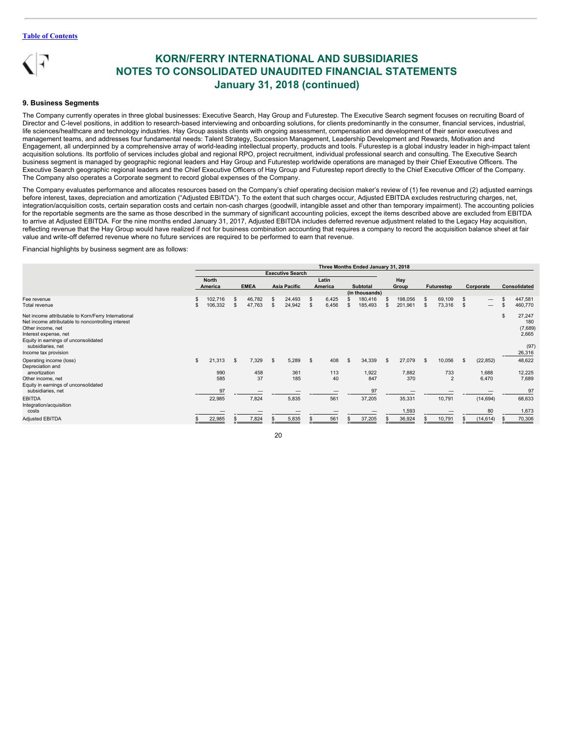# KORN/FERRY INTERNATIONAL AND SUBSIDIARIES
# NOTES TO CONSOLIDATED UNAUDITED FINANCIAL STATEMENTS
# January 31, 2018 (continued)

### 9. Business Segments

The Company currently operates in three global businesses: Executive Search, Hay Group and Futurestep. The Executive Search segment focuses on recruiting Board of Director and C-level positions, in addition to research-based interviewing and onboarding solutions, for clients predominantly in the consumer, financial services, industrial, life sciences/healthcare and technology industries. Hay Group assists clients with ongoing assessment, compensation and development of their senior executives and management teams, and addresses four fundamental needs: Talent Strategy, Succession Management, Leadership Development and Rewards, Motivation and Engagement, all underpinned by a comprehensive array of world-leading intellectual property, products and tools. Futurestep is a global industry leader in high-impact talent acquisition solutions. Its portfolio of services includes global and regional RPO, project recruitment, individual professional search and consulting. The Executive Search business segment is managed by geographic regional leaders and Hay Group and Futurestep worldwide operations are managed by their Chief Executive Officers. The Executive Search geographic regional leaders and the Chief Executive Officers of Hay Group and Futurestep report directly to the Chief Executive Officer of the Company. The Company also operates a Corporate segment to record global expenses of the Company.

The Company evaluates performance and allocates resources based on the Company's chief operating decision maker's review of (1) fee revenue and (2) adjusted earnings before interest, taxes, depreciation and amortization ("Adjusted EBITDA"). To the extent that such charges occur, Adjusted EBITDA excludes restructuring charges, net, integration/acquisition costs, certain separation costs and certain non-cash charges (goodwill, intangible asset and other than temporary impairment). The accounting policies for the reportable segments are the same as those described in the summary of significant accounting policies, except the items described above are excluded from EBITDA to arrive at Adjusted EBITDA. For the nine months ended January 31, 2017, Adjusted EBITDA includes deferred revenue adjustment related to the Legacy Hay acquisition, reflecting revenue that the Hay Group would have realized if not for business combination accounting that requires a company to record the acquisition balance sheet at fair value and write-off deferred revenue where no future services are required to be performed to earn that revenue.

Financial highlights by business segment are as follows:

| | Three Months Ended January 31, 2018 | | | | | | | | |
|---|---|---|---|---|---|---|---|---|---|
| | Executive Search | | | | | | | | |
| | North America | EMEA | Asia Pacific | Latin America | Subtotal | Hay Group | Futurestep | Corporate | Consolidated |
| | | | | | (in thousands) | | | | |
| Fee revenue | $ 102,716 | $ 46,782 | $ 24,493 | $ 6,425 | $ 180,416 | $ 198,056 | $ 69,109 | $ — | $ 447,581 |
| Total revenue | $ 106,332 | $ 47,763 | $ 24,942 | $ 6,456 | $ 185,493 | $ 201,961 | $ 73,316 | $ — | $ 460,770 |
| Net income attributable to Korn/Ferry International | | | | | | | | | $ 27,247 |
| Net income attributable to noncontrolling interest | | | | | | | | | 180 |
| Other income, net | | | | | | | | | (7,689) |
| Interest expense, net | | | | | | | | | 2,665 |
| Equity in earnings of unconsolidated subsidiaries, net | | | | | | | | | (97) |
| Income tax provision | | | | | | | | | 26,316 |
| Operating income (loss) | $ 21,313 | $ 7,329 | $ 5,289 | $ 408 | $ 34,339 | $ 27,079 | $ 10,056 | $ (22,852) | 48,622 |
| Depreciation and amortization | 990 | 458 | 361 | 113 | 1,922 | 7,882 | 733 | 1,688 | 12,225 |
| Other income, net | 585 | 37 | 185 | 40 | 847 | 370 | 2 | 6,470 | 7,689 |
| Equity in earnings of unconsolidated subsidiaries, net | 97 | — | — | — | 97 | — | — | — | 97 |
| EBITDA | 22,985 | 7,824 | 5,835 | 561 | 37,205 | 35,331 | 10,791 | (14,694) | 68,633 |
| Integration/acquisition costs | — | — | — | — | — | 1,593 | — | 80 | 1,673 |
| Adjusted EBITDA | $ 22,985 | $ 7,824 | $ 5,835 | $ 561 | $ 37,205 | $ 36,924 | $ 10,791 | $ (14,614) | $ 70,306 |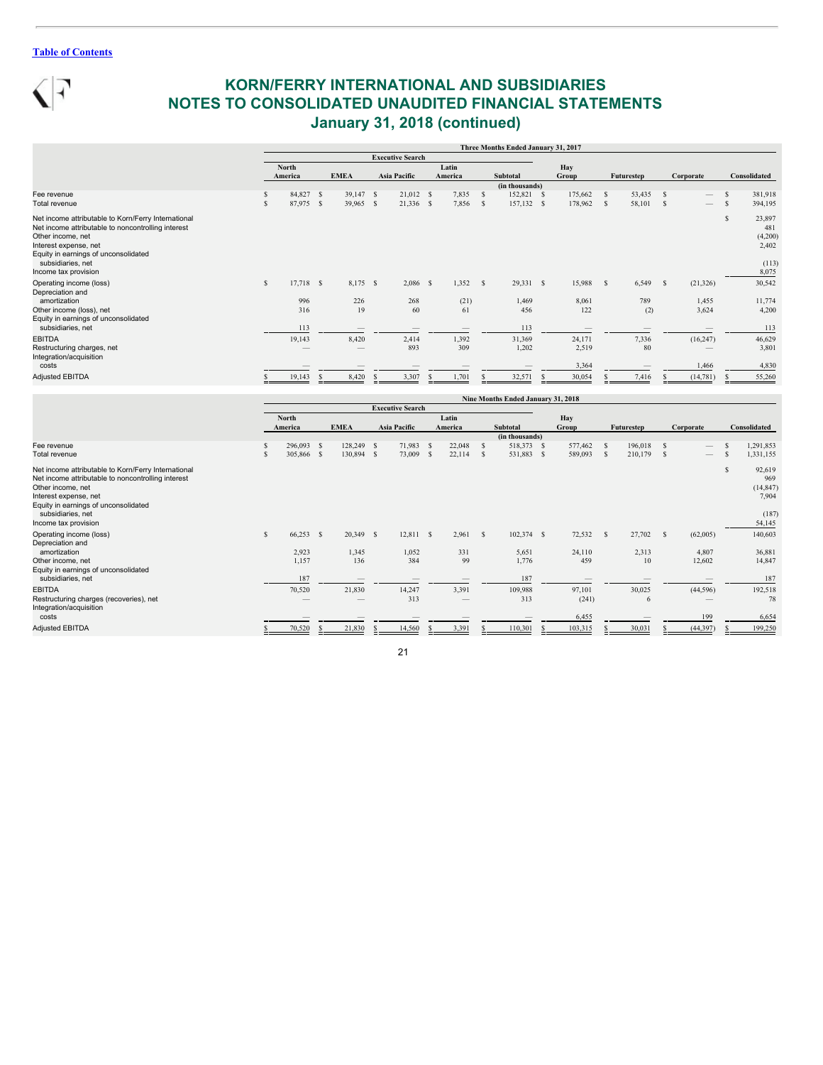# KORN/FERRY INTERNATIONAL AND SUBSIDIARIES
# NOTES TO CONSOLIDATED UNAUDITED FINANCIAL STATEMENTS
# January 31, 2018 (continued)

| | Three Months Ended January 31, 2017 | | | | | | | | |
|---|---|---|---|---|---|---|---|---|---|
| | Executive Search | | | | | | | | |
| | North America | EMEA | Asia Pacific | Latin America | Subtotal | Hay Group | Futurestep | Corporate | Consolidated |
| | (in thousands) | | | | | | | | |
| Fee revenue | $ 84,827 | $ 39,147 | $ 21,012 | $ 7,835 | $ 152,821 | $ 175,662 | $ 53,435 | $ — | $ 381,918 |
| Total revenue | $ 87,975 | $ 39,965 | $ 21,336 | $ 7,856 | $ 157,132 | $ 178,962 | $ 58,101 | $ — | $ 394,195 |
| Net income attributable to Korn/Ferry International | | | | | | | | | $ 23,897 |
| Net income attributable to noncontrolling interest | | | | | | | | | 481 |
| Other income, net | | | | | | | | | (4,200) |
| Interest expense, net | | | | | | | | | 2,402 |
| Equity in earnings of unconsolidated subsidiaries, net | | | | | | | | | (113) |
| Income tax provision | | | | | | | | | 8,075 |
| Operating income (loss) | $ 17,718 | $ 8,175 | $ 2,086 | $ 1,352 | $ 29,331 | $ 15,988 | $ 6,549 | $ (21,326) | 30,542 |
| Depreciation and amortization | 996 | 226 | 268 | (21) | 1,469 | 8,061 | 789 | 1,455 | 11,774 |
| Other income (loss), net | 316 | 19 | 60 | 61 | 456 | 122 | (2) | 3,624 | 4,200 |
| Equity in earnings of unconsolidated subsidiaries, net | 113 | — | — | — | 113 | — | — | — | 113 |
| EBITDA | 19,143 | 8,420 | 2,414 | 1,392 | 31,369 | 24,171 | 7,336 | (16,247) | 46,629 |
| Restructuring charges, net | — | — | 893 | 309 | 1,202 | 2,519 | 80 | — | 3,801 |
| Integration/acquisition costs | — | — | — | — | — | 3,364 | — | 1,466 | 4,830 |
| Adjusted EBITDA | $ 19,143 | $ 8,420 | $ 3,307 | $ 1,701 | $ 32,571 | $ 30,054 | $ 7,416 | $ (14,781) | $ 55,260 |

| | Nine Months Ended January 31, 2018 | | | | | | | | |
|---|---|---|---|---|---|---|---|---|---|
| | Executive Search | | | | | | | | |
| | North America | EMEA | Asia Pacific | Latin America | Subtotal | Hay Group | Futurestep | Corporate | Consolidated |
| | (in thousands) | | | | | | | | |
| Fee revenue | $ 296,093 | $ 128,249 | $ 71,983 | $ 22,048 | $ 518,373 | $ 577,462 | $ 196,018 | $ — | $ 1,291,853 |
| Total revenue | $ 305,866 | $ 130,894 | $ 73,009 | $ 22,114 | $ 531,883 | $ 589,093 | $ 210,179 | $ — | $ 1,331,155 |
| Net income attributable to Korn/Ferry International | | | | | | | | | $ 92,619 |
| Net income attributable to noncontrolling interest | | | | | | | | | 969 |
| Other income, net | | | | | | | | | (14,847) |
| Interest expense, net | | | | | | | | | 7,904 |
| Equity in earnings of unconsolidated subsidiaries, net | | | | | | | | | (187) |
| Income tax provision | | | | | | | | | 54,145 |
| Operating income (loss) | $ 66,253 | $ 20,349 | $ 12,811 | $ 2,961 | $ 102,374 | $ 72,532 | $ 27,702 | $ (62,005) | 140,603 |
| Depreciation and amortization | 2,923 | 1,345 | 1,052 | 331 | 5,651 | 24,110 | 2,313 | 4,807 | 36,881 |
| Other income, net | 1,157 | 136 | 384 | 99 | 1,776 | 459 | 10 | 12,602 | 14,847 |
| Equity in earnings of unconsolidated subsidiaries, net | 187 | — | — | — | 187 | — | — | — | 187 |
| EBITDA | 70,520 | 21,830 | 14,247 | 3,391 | 109,988 | 97,101 | 30,025 | (44,596) | 192,518 |
| Restructuring charges (recoveries), net | — | — | 313 | — | 313 | (241) | 6 | — | 78 |
| Integration/acquisition costs | — | — | — | — | — | 6,455 | — | 199 | 6,654 |
| Adjusted EBITDA | $ 70,520 | $ 21,830 | $ 14,560 | $ 3,391 | $ 110,301 | $ 103,315 | $ 30,031 | $ (44,397) | $ 199,250 |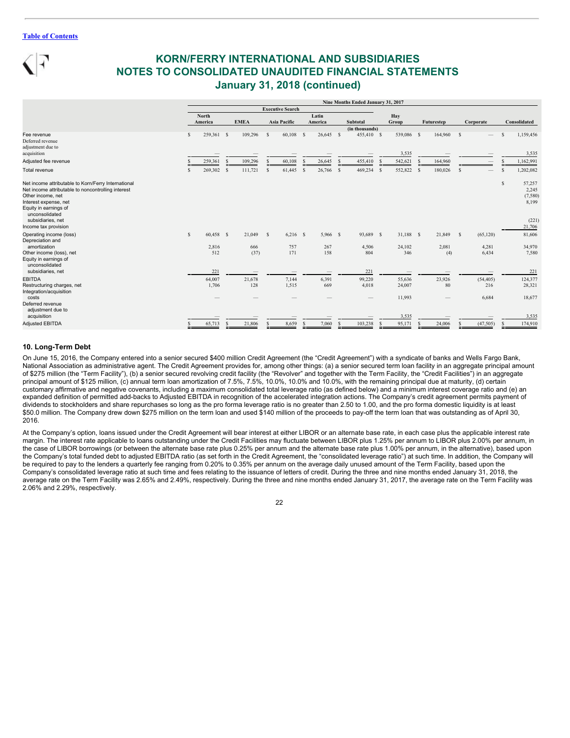# KORN/FERRY INTERNATIONAL AND SUBSIDIARIES
# NOTES TO CONSOLIDATED UNAUDITED FINANCIAL STATEMENTS
# January 31, 2018 (continued)

| | Nine Months Ended January 31, 2017 | | | | | | | | |
|---|---|---|---|---|---|---|---|---|---|
| | Executive Search | | | | | | | | |
| | North America | EMEA | Asia Pacific | Latin America | Subtotal | Hay Group | Futurestep | Corporate | Consolidated |
| | (in thousands) | | | | | | | | |
| Fee revenue | $ 259,361 | $ 109,296 | $ 60,108 | $ 26,645 | $ 455,410 | $ 539,086 | $ 164,960 | $ — | $ 1,159,456 |
| Deferred revenue adjustment due to acquisition | — | — | — | — | — | 3,535 | — | — | 3,535 |
| Adjusted fee revenue | $ 259,361 | $ 109,296 | $ 60,108 | $ 26,645 | $ 455,410 | $ 542,621 | $ 164,960 | $ — | $ 1,162,991 |
| Total revenue | $ 269,302 | $ 111,721 | $ 61,445 | $ 26,766 | $ 469,234 | $ 552,822 | $ 180,026 | $ — | $ 1,202,082 |
| Net income attributable to Korn/Ferry International | | | | | | | | | $ 57,257 |
| Net income attributable to noncontrolling interest | | | | | | | | | 2,245 |
| Other income, net | | | | | | | | | (7,580) |
| Interest expense, net | | | | | | | | | 8,199 |
| Equity in earnings of unconsolidated subsidiaries, net | | | | | | | | | (221) |
| Income tax provision | | | | | | | | | 21,706 |
| Operating income (loss) | $ 60,458 | $ 21,049 | $ 6,216 | $ 5,966 | $ 93,689 | $ 31,188 | $ 21,849 | $ (65,120) | 81,606 |
| Depreciation and amortization | 2,816 | 666 | 757 | 267 | 4,506 | 24,102 | 2,081 | 4,281 | 34,970 |
| Other income (loss), net | 512 | (37) | 171 | 158 | 804 | 346 | (4) | 6,434 | 7,580 |
| Equity in earnings of unconsolidated subsidiaries, net | 221 | — | — | — | 221 | — | — | — | 221 |
| EBITDA | 64,007 | 21,678 | 7,144 | 6,391 | 99,220 | 55,636 | 23,926 | (54,405) | 124,377 |
| Restructuring charges, net | 1,706 | 128 | 1,515 | 669 | 4,018 | 24,007 | 80 | 216 | 28,321 |
| Integration/acquisition costs | — | — | — | — | — | 11,993 | — | 6,684 | 18,677 |
| Deferred revenue adjustment due to acquisition | — | — | — | — | — | 3,535 | — | — | 3,535 |
| Adjusted EBITDA | $ 65,713 | $ 21,806 | $ 8,659 | $ 7,060 | $ 103,238 | $ 95,171 | $ 24,006 | $ (47,505) | $ 174,910 |

## 10. Long-Term Debt

On June 15, 2016, the Company entered into a senior secured $400 million Credit Agreement (the "Credit Agreement") with a syndicate of banks and Wells Fargo Bank, National Association as administrative agent. The Credit Agreement provides for, among other things: (a) a senior secured term loan facility in an aggregate principal amount of $275 million (the "Term Facility"), (b) a senior secured revolving credit facility (the "Revolver" and together with the Term Facility, the "Credit Facilities") in an aggregate principal amount of $125 million, (c) annual term loan amortization of 7.5%, 7.5%, 10.0%, 10.0% and 10.0%, with the remaining principal due at maturity, (d) certain customary affirmative and negative covenants, including a maximum consolidated total leverage ratio (as defined below) and a minimum interest coverage ratio and (e) an expanded definition of permitted add-backs to Adjusted EBITDA in recognition of the accelerated integration actions. The Company's credit agreement permits payment of dividends to stockholders and share repurchases so long as the pro forma leverage ratio is no greater than 2.50 to 1.00, and the pro forma domestic liquidity is at least $50.0 million. The Company drew down $275 million on the term loan and used $140 million of the proceeds to pay-off the term loan that was outstanding as of April 30, 2016.

At the Company's option, loans issued under the Credit Agreement will bear interest at either LIBOR or an alternate base rate, in each case plus the applicable interest rate margin. The interest rate applicable to loans outstanding under the Credit Facilities may fluctuate between LIBOR plus 1.25% per annum to LIBOR plus 2.00% per annum, in the case of LIBOR borrowings (or between the alternate base rate plus 0.25% per annum and the alternate base rate plus 1.00% per annum, in the alternative), based upon the Company's total funded debt to adjusted EBITDA ratio (as set forth in the Credit Agreement, the "consolidated leverage ratio") at such time. In addition, the Company will be required to pay to the lenders a quarterly fee ranging from 0.20% to 0.35% per annum on the average daily unused amount of the Term Facility, based upon the Company's consolidated leverage ratio at such time and fees relating to the issuance of letters of credit. During the three and nine months ended January 31, 2018, the average rate on the Term Facility was 2.65% and 2.49%, respectively. During the three and nine months ended January 31, 2017, the average rate on the Term Facility was 2.06% and 2.29%, respectively.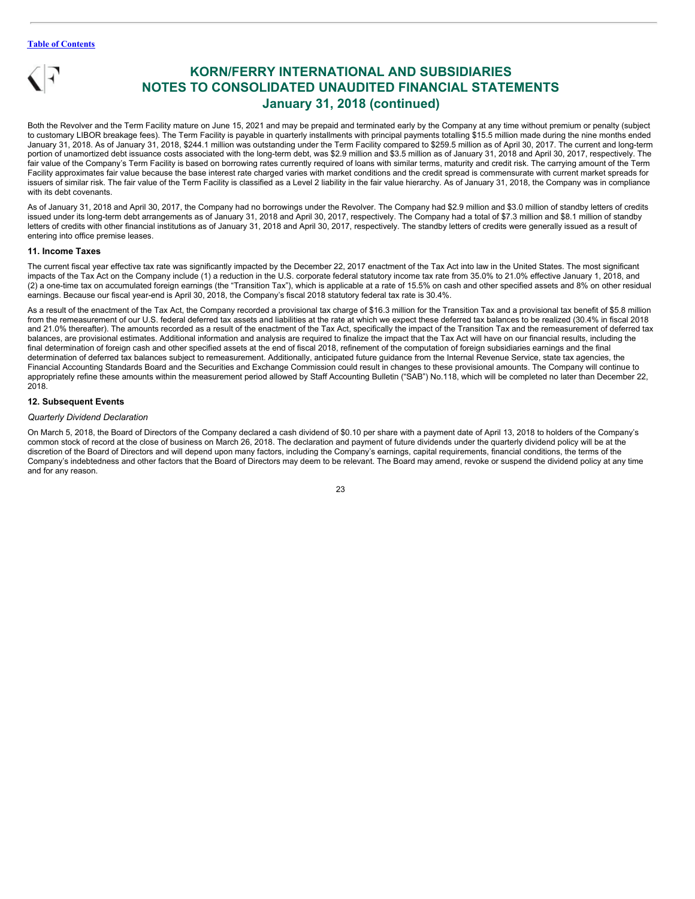Both the Revolver and the Term Facility mature on June 15, 2021 and may be prepaid and terminated early by the Company at any time without premium or penalty (subject to customary LIBOR breakage fees). The Term Facility is payable in quarterly installments with principal payments totalling $15.5 million made during the nine months ended January 31, 2018. As of January 31, 2018, $244.1 million was outstanding under the Term Facility compared to $259.5 million as of April 30, 2017. The current and long-term portion of unamortized debt issuance costs associated with the long-term debt, was $2.9 million and $3.5 million as of January 31, 2018 and April 30, 2017, respectively. The fair value of the Company's Term Facility is based on borrowing rates currently required of loans with similar terms, maturity and credit risk. The carrying amount of the Term Facility approximates fair value because the base interest rate charged varies with market conditions and the credit spread is commensurate with current market spreads for issuers of similar risk. The fair value of the Term Facility is classified as a Level 2 liability in the fair value hierarchy. As of January 31, 2018, the Company was in compliance with its debt covenants.

As of January 31, 2018 and April 30, 2017, the Company had no borrowings under the Revolver. The Company had $2.9 million and $3.0 million of standby letters of credits issued under its long-term debt arrangements as of January 31, 2018 and April 30, 2017, respectively. The Company had a total of $7.3 million and $8.1 million of standby letters of credits with other financial institutions as of January 31, 2018 and April 30, 2017, respectively. The standby letters of credits were generally issued as a result of entering into office premise leases.

### 11. Income Taxes

The current fiscal year effective tax rate was significantly impacted by the December 22, 2017 enactment of the Tax Act into law in the United States. The most significant impacts of the Tax Act on the Company include (1) a reduction in the U.S. corporate federal statutory income tax rate from 35.0% to 21.0% effective January 1, 2018, and (2) a one-time tax on accumulated foreign earnings (the "Transition Tax"), which is applicable at a rate of 15.5% on cash and other specified assets and 8% on other residual earnings. Because our fiscal year-end is April 30, 2018, the Company's fiscal 2018 statutory federal tax rate is 30.4%.

As a result of the enactment of the Tax Act, the Company recorded a provisional tax charge of $16.3 million for the Transition Tax and a provisional tax benefit of $5.8 million from the remeasurement of our U.S. federal deferred tax assets and liabilities at the rate at which we expect these deferred tax balances to be realized (30.4% in fiscal 2018 and 21.0% thereafter). The amounts recorded as a result of the enactment of the Tax Act, specifically the impact of the Transition Tax and the remeasurement of deferred tax balances, are provisional estimates. Additional information and analysis are required to finalize the impact that the Tax Act will have on our financial results, including the final determination of foreign cash and other specified assets at the end of fiscal 2018, refinement of the computation of foreign subsidiaries earnings and the final determination of deferred tax balances subject to remeasurement. Additionally, anticipated future guidance from the Internal Revenue Service, state tax agencies, the Financial Accounting Standards Board and the Securities and Exchange Commission could result in changes to these provisional amounts. The Company will continue to appropriately refine these amounts within the measurement period allowed by Staff Accounting Bulletin ("SAB") No.118, which will be completed no later than December 22, 2018.

### 12. Subsequent Events

*Quarterly Dividend Declaration*

On March 5, 2018, the Board of Directors of the Company declared a cash dividend of $0.10 per share with a payment date of April 13, 2018 to holders of the Company's common stock of record at the close of business on March 26, 2018. The declaration and payment of future dividends under the quarterly dividend policy will be at the discretion of the Board of Directors and will depend upon many factors, including the Company's earnings, capital requirements, financial conditions, the terms of the Company's indebtedness and other factors that the Board of Directors may deem to be relevant. The Board may amend, revoke or suspend the dividend policy at any time and for any reason.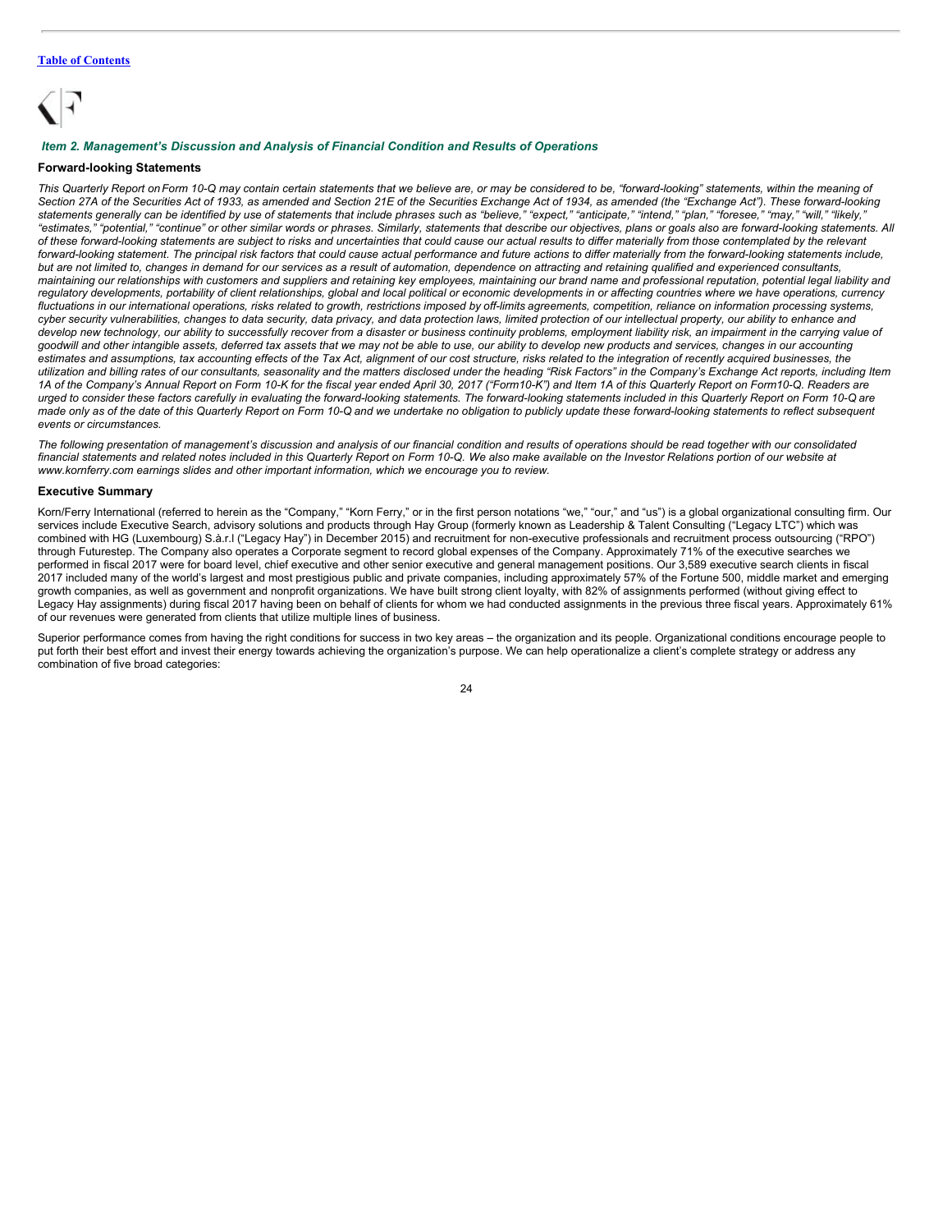### *Item 2. Management's Discussion and Analysis of Financial Condition and Results of Operations*

#### Forward-looking Statements

*This Quarterly Report on Form 10-Q may contain certain statements that we believe are, or may be considered to be, "forward-looking" statements, within the meaning of Section 27A of the Securities Act of 1933, as amended and Section 21E of the Securities Exchange Act of 1934, as amended (the "Exchange Act"). These forward-looking statements generally can be identified by use of statements that include phrases such as "believe," "expect," "anticipate," "intend," "plan," "foresee," "may," "will," "likely," "estimates," "potential," "continue" or other similar words or phrases. Similarly, statements that describe our objectives, plans or goals also are forward-looking statements. All of these forward-looking statements are subject to risks and uncertainties that could cause our actual results to differ materially from those contemplated by the relevant forward-looking statement. The principal risk factors that could cause actual performance and future actions to differ materially from the forward-looking statements include, but are not limited to, changes in demand for our services as a result of automation, dependence on attracting and retaining qualified and experienced consultants, maintaining our relationships with customers and suppliers and retaining key employees, maintaining our brand name and professional reputation, potential legal liability and regulatory developments, portability of client relationships, global and local political or economic developments in or affecting countries where we have operations, currency fluctuations in our international operations, risks related to growth, restrictions imposed by off-limits agreements, competition, reliance on information processing systems, cyber security vulnerabilities, changes to data security, data privacy, and data protection laws, limited protection of our intellectual property, our ability to enhance and develop new technology, our ability to successfully recover from a disaster or business continuity problems, employment liability risk, an impairment in the carrying value of goodwill and other intangible assets, deferred tax assets that we may not be able to use, our ability to develop new products and services, changes in our accounting estimates and assumptions, tax accounting effects of the Tax Act, alignment of our cost structure, risks related to the integration of recently acquired businesses, the utilization and billing rates of our consultants, seasonality and the matters disclosed under the heading "Risk Factors" in the Company's Exchange Act reports, including Item 1A of the Company's Annual Report on Form 10-K for the fiscal year ended April 30, 2017 ("Form10-K") and Item 1A of this Quarterly Report on Form10-Q. Readers are urged to consider these factors carefully in evaluating the forward-looking statements. The forward-looking statements included in this Quarterly Report on Form 10-Q are made only as of the date of this Quarterly Report on Form 10-Q and we undertake no obligation to publicly update these forward-looking statements to reflect subsequent events or circumstances.*

*The following presentation of management's discussion and analysis of our financial condition and results of operations should be read together with our consolidated financial statements and related notes included in this Quarterly Report on Form 10-Q. We also make available on the Investor Relations portion of our website at www.kornferry.com earnings slides and other important information, which we encourage you to review.*

#### Executive Summary

Korn/Ferry International (referred to herein as the "Company," "Korn Ferry," or in the first person notations "we," "our," and "us") is a global organizational consulting firm. Our services include Executive Search, advisory solutions and products through Hay Group (formerly known as Leadership & Talent Consulting ("Legacy LTC") which was combined with HG (Luxembourg) S.à.r.l ("Legacy Hay") in December 2015) and recruitment for non-executive professionals and recruitment process outsourcing ("RPO") through Futurestep. The Company also operates a Corporate segment to record global expenses of the Company. Approximately 71% of the executive searches we performed in fiscal 2017 were for board level, chief executive and other senior executive and general management positions. Our 3,589 executive search clients in fiscal 2017 included many of the world's largest and most prestigious public and private companies, including approximately 57% of the Fortune 500, middle market and emerging growth companies, as well as government and nonprofit organizations. We have built strong client loyalty, with 82% of assignments performed (without giving effect to Legacy Hay assignments) during fiscal 2017 having been on behalf of clients for whom we had conducted assignments in the previous three fiscal years. Approximately 61% of our revenues were generated from clients that utilize multiple lines of business.

Superior performance comes from having the right conditions for success in two key areas – the organization and its people. Organizational conditions encourage people to put forth their best effort and invest their energy towards achieving the organization's purpose. We can help operationalize a client's complete strategy or address any combination of five broad categories: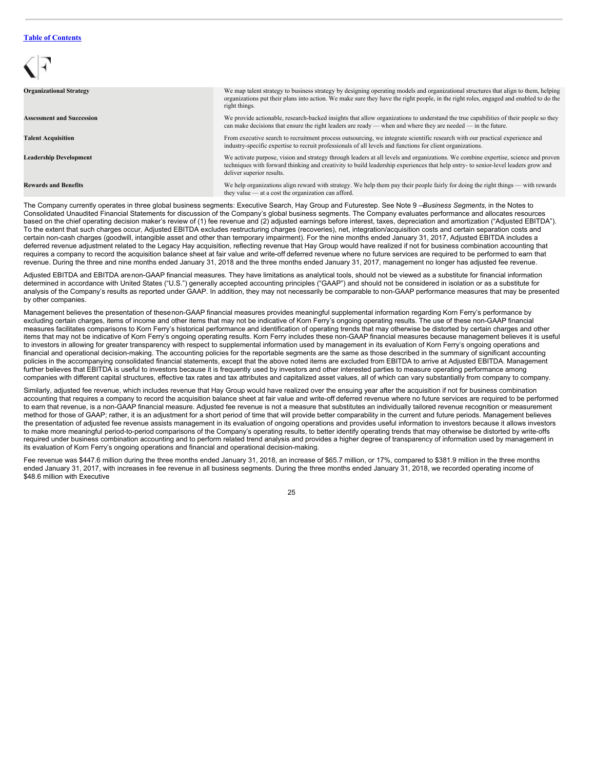| | |
|---|---|
| **Organizational Strategy** | We map talent strategy to business strategy by designing operating models and organizational structures that align to them, helping organizations put their plans into action. We make sure they have the right people, in the right roles, engaged and enabled to do the right things. |
| **Assessment and Succession** | We provide actionable, research-backed insights that allow organizations to understand the true capabilities of their people so they can make decisions that ensure the right leaders are ready — when and where they are needed — in the future. |
| **Talent Acquisition** | From executive search to recruitment process outsourcing, we integrate scientific research with our practical experience and industry-specific expertise to recruit professionals of all levels and functions for client organizations. |
| **Leadership Development** | We activate purpose, vision and strategy through leaders at all levels and organizations. We combine expertise, science and proven techniques with forward thinking and creativity to build leadership experiences that help entry- to senior-level leaders grow and deliver superior results. |
| **Rewards and Benefits** | We help organizations align reward with strategy. We help them pay their people fairly for doing the right things — with rewards they value — at a cost the organization can afford. |

The Company currently operates in three global business segments: Executive Search, Hay Group and Futurestep. See Note 9 — *Business Segments,* in the Notes to Consolidated Unaudited Financial Statements for discussion of the Company's global business segments. The Company evaluates performance and allocates resources based on the chief operating decision maker's review of (1) fee revenue and (2) adjusted earnings before interest, taxes, depreciation and amortization ("Adjusted EBITDA"). To the extent that such charges occur, Adjusted EBITDA excludes restructuring charges (recoveries), net, integration/acquisition costs and certain separation costs and certain non-cash charges (goodwill, intangible asset and other than temporary impairment). For the nine months ended January 31, 2017, Adjusted EBITDA includes a deferred revenue adjustment related to the Legacy Hay acquisition, reflecting revenue that Hay Group would have realized if not for business combination accounting that requires a company to record the acquisition balance sheet at fair value and write-off deferred revenue where no future services are required to be performed to earn that revenue. During the three and nine months ended January 31, 2018 and the three months ended January 31, 2017, management no longer has adjusted fee revenue.

Adjusted EBITDA and EBITDA are non-GAAP financial measures. They have limitations as analytical tools, should not be viewed as a substitute for financial information determined in accordance with United States ("U.S.") generally accepted accounting principles ("GAAP") and should not be considered in isolation or as a substitute for analysis of the Company's results as reported under GAAP. In addition, they may not necessarily be comparable to non-GAAP performance measures that may be presented by other companies.

Management believes the presentation of these non-GAAP financial measures provides meaningful supplemental information regarding Korn Ferry's performance by excluding certain charges, items of income and other items that may not be indicative of Korn Ferry's ongoing operating results. The use of these non-GAAP financial measures facilitates comparisons to Korn Ferry's historical performance and identification of operating trends that may otherwise be distorted by certain charges and other items that may not be indicative of Korn Ferry's ongoing operating results. Korn Ferry includes these non-GAAP financial measures because management believes it is useful to investors in allowing for greater transparency with respect to supplemental information used by management in its evaluation of Korn Ferry's ongoing operations and financial and operational decision-making. The accounting policies for the reportable segments are the same as those described in the summary of significant accounting policies in the accompanying consolidated financial statements, except that the above noted items are excluded from EBITDA to arrive at Adjusted EBITDA. Management further believes that EBITDA is useful to investors because it is frequently used by investors and other interested parties to measure operating performance among companies with different capital structures, effective tax rates and tax attributes and capitalized asset values, all of which can vary substantially from company to company.

Similarly, adjusted fee revenue, which includes revenue that Hay Group would have realized over the ensuing year after the acquisition if not for business combination accounting that requires a company to record the acquisition balance sheet at fair value and write-off deferred revenue where no future services are required to be performed to earn that revenue, is a non-GAAP financial measure. Adjusted fee revenue is not a measure that substitutes an individually tailored revenue recognition or measurement method for those of GAAP; rather, it is an adjustment for a short period of time that will provide better comparability in the current and future periods. Management believes the presentation of adjusted fee revenue assists management in its evaluation of ongoing operations and provides useful information to investors because it allows investors to make more meaningful period-to-period comparisons of the Company's operating results, to better identify operating trends that may otherwise be distorted by write-offs required under business combination accounting and to perform related trend analysis and provides a higher degree of transparency of information used by management in its evaluation of Korn Ferry's ongoing operations and financial and operational decision-making.

Fee revenue was $447.6 million during the three months ended January 31, 2018, an increase of $65.7 million, or 17%, compared to $381.9 million in the three months ended January 31, 2017, with increases in fee revenue in all business segments. During the three months ended January 31, 2018, we recorded operating income of $48.6 million with Executive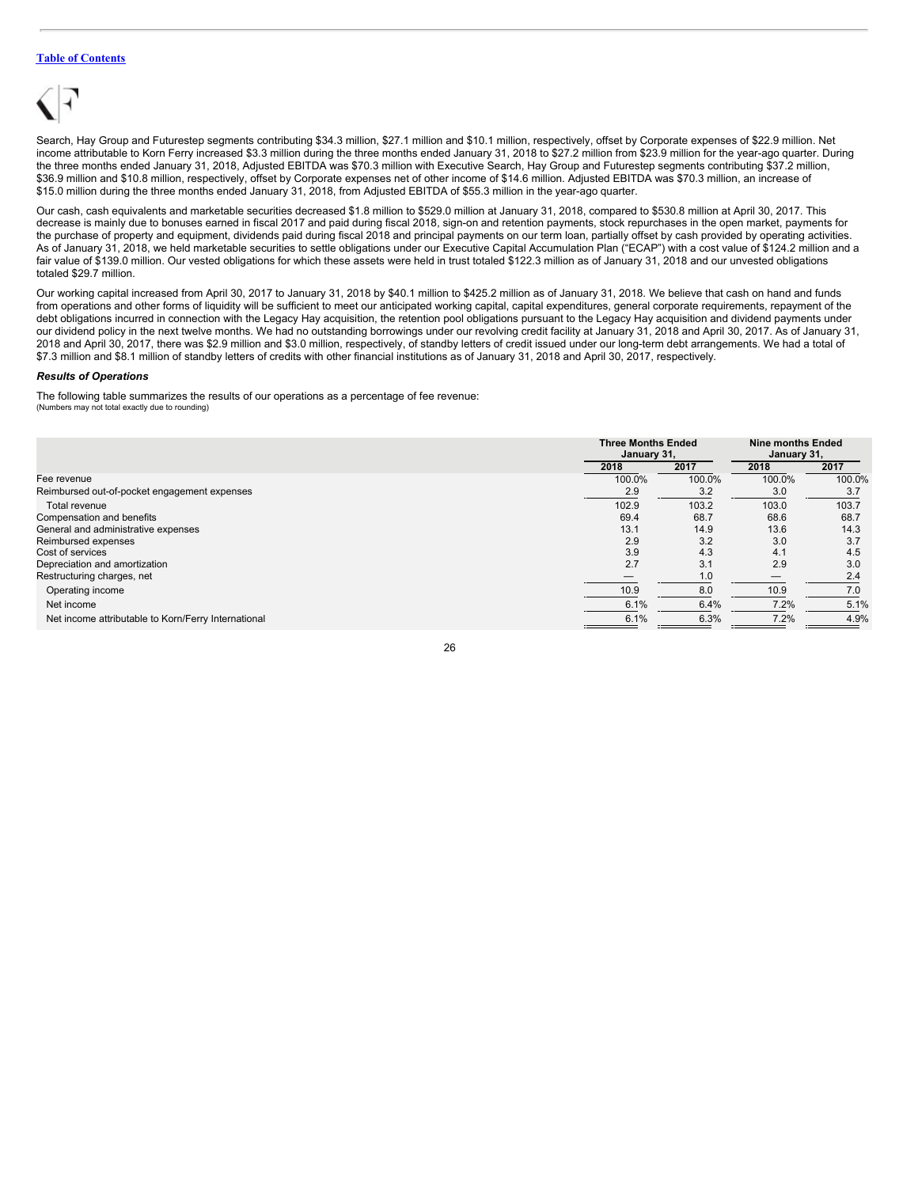Search, Hay Group and Futurestep segments contributing $34.3 million, $27.1 million and $10.1 million, respectively, offset by Corporate expenses of $22.9 million. Net income attributable to Korn Ferry increased $3.3 million during the three months ended January 31, 2018 to $27.2 million from $23.9 million for the year-ago quarter. During the three months ended January 31, 2018, Adjusted EBITDA was $70.3 million with Executive Search, Hay Group and Futurestep segments contributing $37.2 million, $36.9 million and $10.8 million, respectively, offset by Corporate expenses net of other income of $14.6 million. Adjusted EBITDA was $70.3 million, an increase of $15.0 million during the three months ended January 31, 2018, from Adjusted EBITDA of $55.3 million in the year-ago quarter.

Our cash, cash equivalents and marketable securities decreased $1.8 million to $529.0 million at January 31, 2018, compared to $530.8 million at April 30, 2017. This decrease is mainly due to bonuses earned in fiscal 2017 and paid during fiscal 2018, sign-on and retention payments, stock repurchases in the open market, payments for the purchase of property and equipment, dividends paid during fiscal 2018 and principal payments on our term loan, partially offset by cash provided by operating activities. As of January 31, 2018, we held marketable securities to settle obligations under our Executive Capital Accumulation Plan ("ECAP") with a cost value of $124.2 million and a fair value of $139.0 million. Our vested obligations for which these assets were held in trust totaled $122.3 million as of January 31, 2018 and our unvested obligations totaled $29.7 million.

Our working capital increased from April 30, 2017 to January 31, 2018 by $40.1 million to $425.2 million as of January 31, 2018. We believe that cash on hand and funds from operations and other forms of liquidity will be sufficient to meet our anticipated working capital, capital expenditures, general corporate requirements, repayment of the debt obligations incurred in connection with the Legacy Hay acquisition, the retention pool obligations pursuant to the Legacy Hay acquisition and dividend payments under our dividend policy in the next twelve months. We had no outstanding borrowings under our revolving credit facility at January 31, 2018 and April 30, 2017. As of January 31, 2018 and April 30, 2017, there was $2.9 million and $3.0 million, respectively, of standby letters of credit issued under our long-term debt arrangements. We had a total of $7.3 million and $8.1 million of standby letters of credits with other financial institutions as of January 31, 2018 and April 30, 2017, respectively.

***Results of Operations***

The following table summarizes the results of our operations as a percentage of fee revenue:
(Numbers may not total exactly due to rounding)

| | Three Months Ended January 31, | | Nine months Ended January 31, | |
|---|---|---|---|---|
| | 2018 | 2017 | 2018 | 2017 |
| Fee revenue | 100.0% | 100.0% | 100.0% | 100.0% |
| Reimbursed out-of-pocket engagement expenses | 2.9 | 3.2 | 3.0 | 3.7 |
| Total revenue | 102.9 | 103.2 | 103.0 | 103.7 |
| Compensation and benefits | 69.4 | 68.7 | 68.6 | 68.7 |
| General and administrative expenses | 13.1 | 14.9 | 13.6 | 14.3 |
| Reimbursed expenses | 2.9 | 3.2 | 3.0 | 3.7 |
| Cost of services | 3.9 | 4.3 | 4.1 | 4.5 |
| Depreciation and amortization | 2.7 | 3.1 | 2.9 | 3.0 |
| Restructuring charges, net | — | 1.0 | — | 2.4 |
| Operating income | 10.9 | 8.0 | 10.9 | 7.0 |
| Net income | 6.1% | 6.4% | 7.2% | 5.1% |
| Net income attributable to Korn/Ferry International | 6.1% | 6.3% | 7.2% | 4.9% |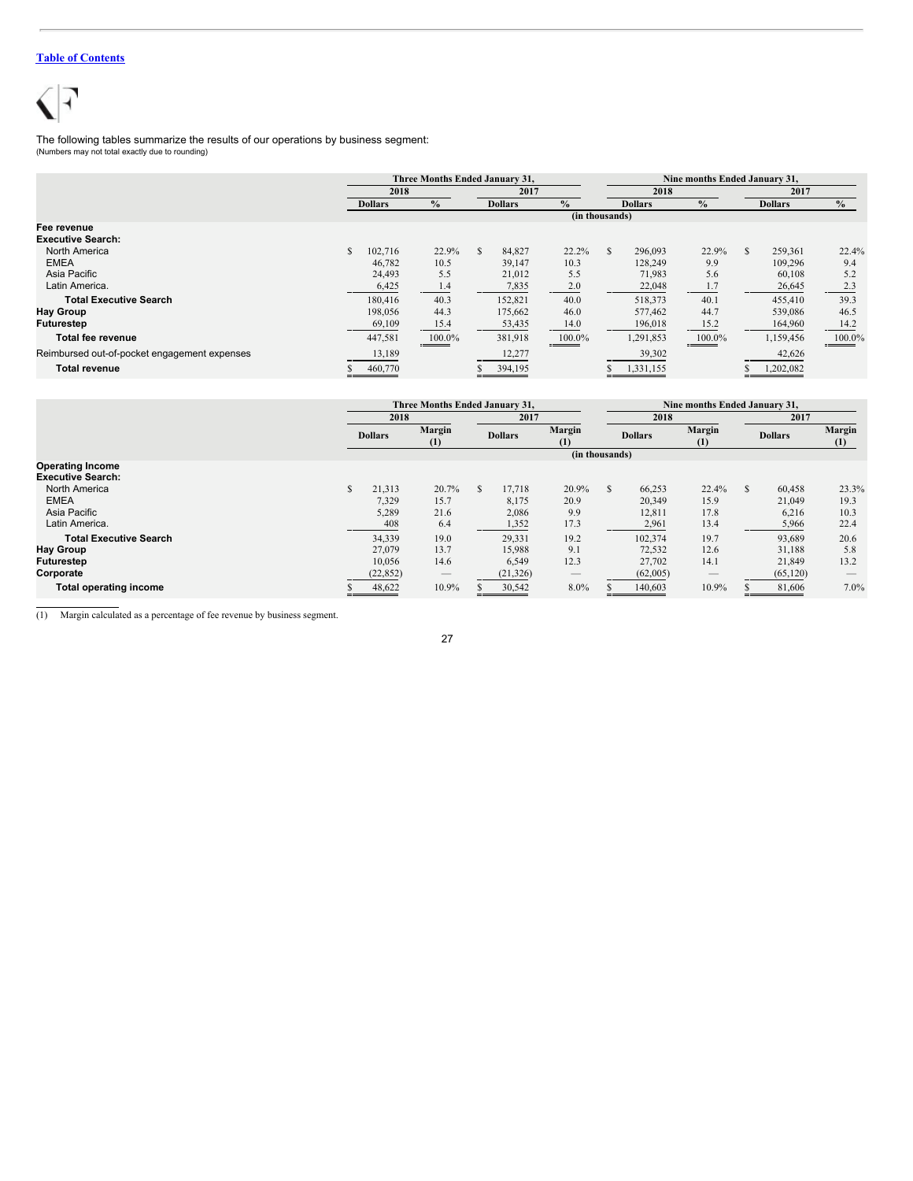The following tables summarize the results of our operations by business segment:
(Numbers may not total exactly due to rounding)

| | Three Months Ended January 31, | | | | Nine months Ended January 31, | | | |
|---|---|---|---|---|---|---|---|---|
| | 2018 | | 2017 | | 2018 | | 2017 | |
| | Dollars | % | Dollars | % | Dollars | % | Dollars | % |
| | (in thousands) | | | | | | | |
| **Fee revenue** | | | | | | | | |
| **Executive Search:** | | | | | | | | |
| North America | $ 102,716 | 22.9% | $ 84,827 | 22.2% | $ 296,093 | 22.9% | $ 259,361 | 22.4% |
| EMEA | 46,782 | 10.5 | 39,147 | 10.3 | 128,249 | 9.9 | 109,296 | 9.4 |
| Asia Pacific | 24,493 | 5.5 | 21,012 | 5.5 | 71,983 | 5.6 | 60,108 | 5.2 |
| Latin America. | 6,425 | 1.4 | 7,835 | 2.0 | 22,048 | 1.7 | 26,645 | 2.3 |
| **Total Executive Search** | 180,416 | 40.3 | 152,821 | 40.0 | 518,373 | 40.1 | 455,410 | 39.3 |
| **Hay Group** | 198,056 | 44.3 | 175,662 | 46.0 | 577,462 | 44.7 | 539,086 | 46.5 |
| **Futurestep** | 69,109 | 15.4 | 53,435 | 14.0 | 196,018 | 15.2 | 164,960 | 14.2 |
| **Total fee revenue** | 447,581 | 100.0% | 381,918 | 100.0% | 1,291,853 | 100.0% | 1,159,456 | 100.0% |
| Reimbursed out-of-pocket engagement expenses | 13,189 | | 12,277 | | 39,302 | | 42,626 | |
| **Total revenue** | $ 460,770 | | $ 394,195 | | $ 1,331,155 | | $ 1,202,082 | |

| | Three Months Ended January 31, | | | | Nine months Ended January 31, | | | |
|---|---|---|---|---|---|---|---|---|
| | 2018 | | 2017 | | 2018 | | 2017 | |
| | Dollars | Margin (1) | Dollars | Margin (1) | Dollars | Margin (1) | Dollars | Margin (1) |
| | (in thousands) | | | | | | | |
| **Operating Income** | | | | | | | | |
| **Executive Search:** | | | | | | | | |
| North America | $ 21,313 | 20.7% | $ 17,718 | 20.9% | $ 66,253 | 22.4% | $ 60,458 | 23.3% |
| EMEA | 7,329 | 15.7 | 8,175 | 20.9 | 20,349 | 15.9 | 21,049 | 19.3 |
| Asia Pacific | 5,289 | 21.6 | 2,086 | 9.9 | 12,811 | 17.8 | 6,216 | 10.3 |
| Latin America. | 408 | 6.4 | 1,352 | 17.3 | 2,961 | 13.4 | 5,966 | 22.4 |
| **Total Executive Search** | 34,339 | 19.0 | 29,331 | 19.2 | 102,374 | 19.7 | 93,689 | 20.6 |
| **Hay Group** | 27,079 | 13.7 | 15,988 | 9.1 | 72,532 | 12.6 | 31,188 | 5.8 |
| **Futurestep** | 10,056 | 14.6 | 6,549 | 12.3 | 27,702 | 14.1 | 21,849 | 13.2 |
| **Corporate** | (22,852) | — | (21,326) | — | (62,005) | — | (65,120) | — |
| **Total operating income** | $ 48,622 | 10.9% | $ 30,542 | 8.0% | $ 140,603 | 10.9% | $ 81,606 | 7.0% |

(1) Margin calculated as a percentage of fee revenue by business segment.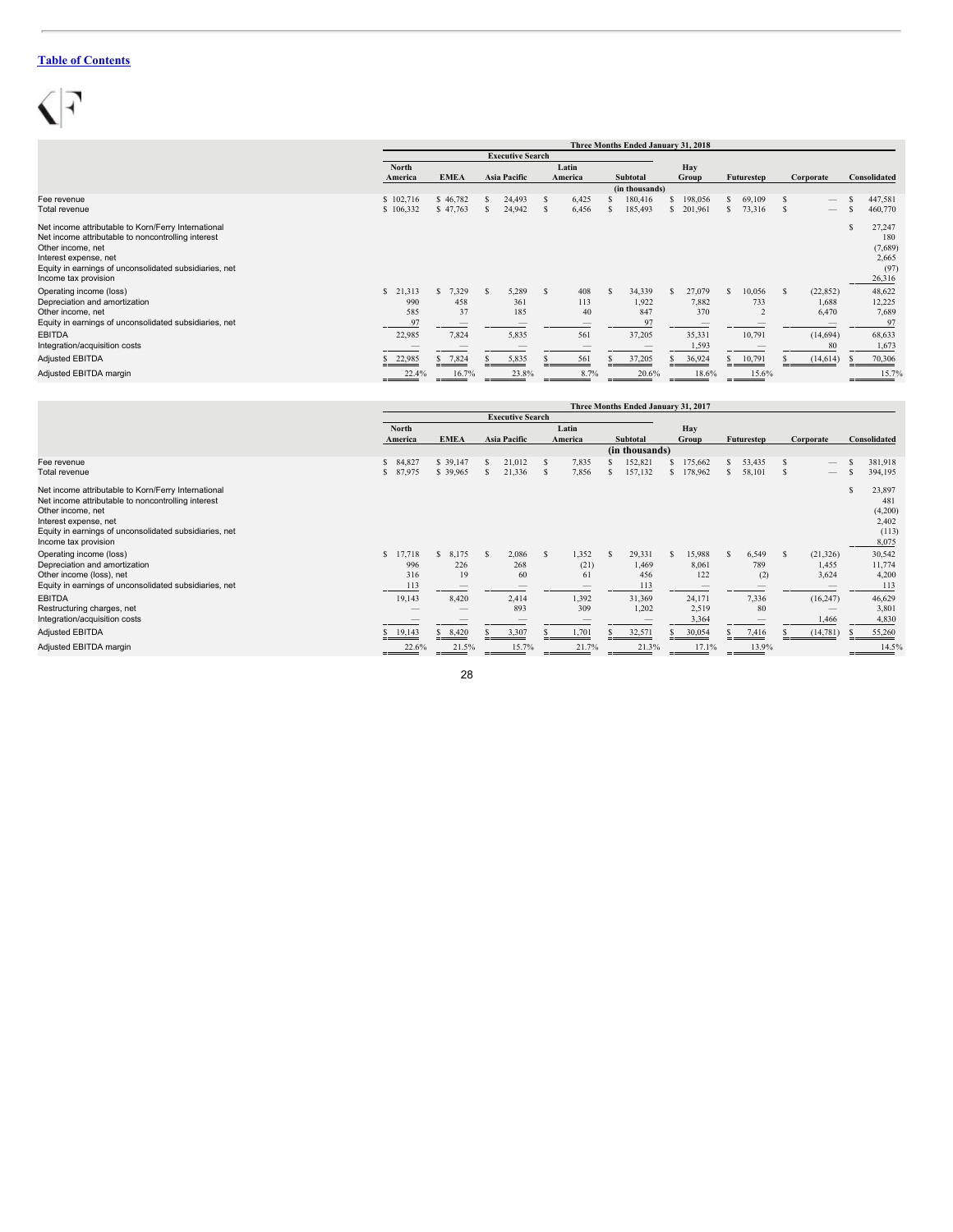[Table of Contents](#)

| | Three Months Ended January 31, 2018 | | | | | | | | |
|---|---|---|---|---|---|---|---|---|---|
| | Executive Search | | | | | | | | |
| | North America | EMEA | Asia Pacific | Latin America | Subtotal | Hay Group | Futurestep | Corporate | Consolidated |
| | | | | | (in thousands) | | | | |
| Fee revenue | $ 102,716 | $ 46,782 | $ 24,493 | $ 6,425 | $ 180,416 | $ 198,056 | $ 69,109 | $ — | $ 447,581 |
| Total revenue | $ 106,332 | $ 47,763 | $ 24,942 | $ 6,456 | $ 185,493 | $ 201,961 | $ 73,316 | $ — | $ 460,770 |
| Net income attributable to Korn/Ferry International | | | | | | | | | $ 27,247 |
| Net income attributable to noncontrolling interest | | | | | | | | | 180 |
| Other income, net | | | | | | | | | (7,689) |
| Interest expense, net | | | | | | | | | 2,665 |
| Equity in earnings of unconsolidated subsidiaries, net | | | | | | | | | (97) |
| Income tax provision | | | | | | | | | 26,316 |
| Operating income (loss) | $ 21,313 | $ 7,329 | $ 5,289 | $ 408 | $ 34,339 | $ 27,079 | $ 10,056 | $ (22,852) | 48,622 |
| Depreciation and amortization | 990 | 458 | 361 | 113 | 1,922 | 7,882 | 733 | 1,688 | 12,225 |
| Other income, net | 585 | 37 | 185 | 40 | 847 | 370 | 2 | 6,470 | 7,689 |
| Equity in earnings of unconsolidated subsidiaries, net | 97 | — | — | — | 97 | — | — | — | 97 |
| EBITDA | 22,985 | 7,824 | 5,835 | 561 | 37,205 | 35,331 | 10,791 | (14,694) | 68,633 |
| Integration/acquisition costs | — | — | — | — | — | 1,593 | — | 80 | 1,673 |
| Adjusted EBITDA | $ 22,985 | $ 7,824 | $ 5,835 | $ 561 | $ 37,205 | $ 36,924 | $ 10,791 | $ (14,614) | $ 70,306 |
| Adjusted EBITDA margin | 22.4% | 16.7% | 23.8% | 8.7% | 20.6% | 18.6% | 15.6% | | 15.7% |

| | Three Months Ended January 31, 2017 | | | | | | | | |
|---|---|---|---|---|---|---|---|---|---|
| | Executive Search | | | | | | | | |
| | North America | EMEA | Asia Pacific | Latin America | Subtotal | Hay Group | Futurestep | Corporate | Consolidated |
| | | | | | (in thousands) | | | | |
| Fee revenue | $ 84,827 | $ 39,147 | $ 21,012 | $ 7,835 | $ 152,821 | $ 175,662 | $ 53,435 | $ — | $ 381,918 |
| Total revenue | $ 87,975 | $ 39,965 | $ 21,336 | $ 7,856 | $ 157,132 | $ 178,962 | $ 58,101 | $ — | $ 394,195 |
| Net income attributable to Korn/Ferry International | | | | | | | | | $ 23,897 |
| Net income attributable to noncontrolling interest | | | | | | | | | 481 |
| Other income, net | | | | | | | | | (4,200) |
| Interest expense, net | | | | | | | | | 2,402 |
| Equity in earnings of unconsolidated subsidiaries, net | | | | | | | | | (113) |
| Income tax provision | | | | | | | | | 8,075 |
| Operating income (loss) | $ 17,718 | $ 8,175 | $ 2,086 | $ 1,352 | $ 29,331 | $ 15,988 | $ 6,549 | $ (21,326) | 30,542 |
| Depreciation and amortization | 996 | 226 | 268 | (21) | 1,469 | 8,061 | 789 | 1,455 | 11,774 |
| Other income (loss), net | 316 | 19 | 60 | 61 | 456 | 122 | (2) | 3,624 | 4,200 |
| Equity in earnings of unconsolidated subsidiaries, net | 113 | — | — | — | 113 | — | — | — | 113 |
| EBITDA | 19,143 | 8,420 | 2,414 | 1,392 | 31,369 | 24,171 | 7,336 | (16,247) | 46,629 |
| Restructuring charges, net | — | — | 893 | 309 | 1,202 | 2,519 | 80 | — | 3,801 |
| Integration/acquisition costs | — | — | — | — | — | 3,364 | — | 1,466 | 4,830 |
| Adjusted EBITDA | $ 19,143 | $ 8,420 | $ 3,307 | $ 1,701 | $ 32,571 | $ 30,054 | $ 7,416 | $ (14,781) | $ 55,260 |
| Adjusted EBITDA margin | 22.6% | 21.5% | 15.7% | 21.7% | 21.3% | 17.1% | 13.9% | | 14.5% |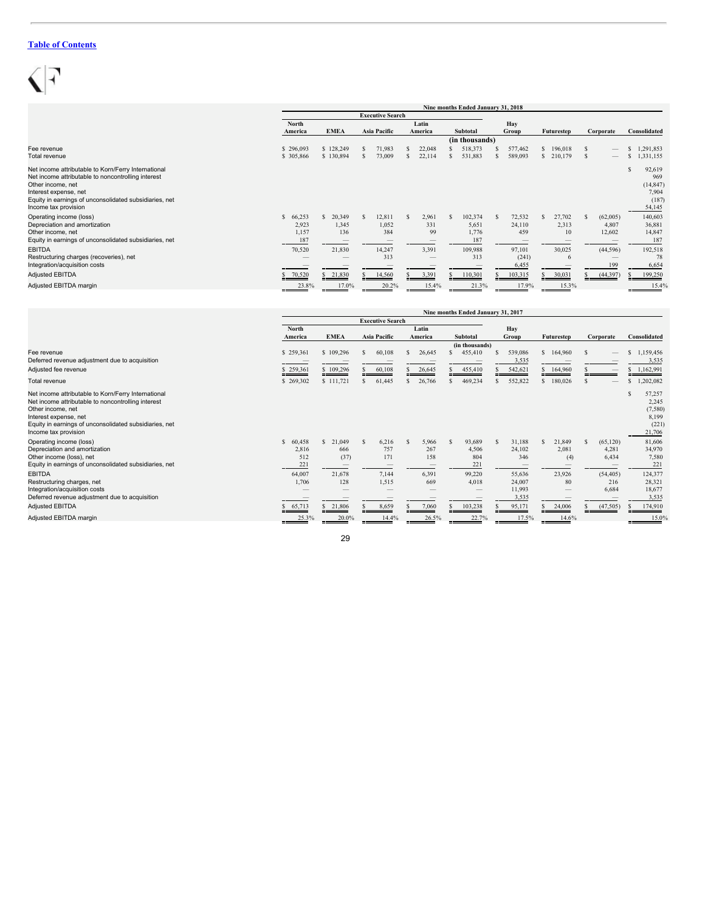[Table of Contents](#)

| | Nine months Ended January 31, 2018 | | | | | | | | |
|---|---|---|---|---|---|---|---|---|---|
| | Executive Search | | | | | | | | |
| | North America | EMEA | Asia Pacific | Latin America | Subtotal | Hay Group | Futurestep | Corporate | Consolidated |
| | | | | | (in thousands) | | | | |
| Fee revenue | $ 296,093 | $ 128,249 | $ 71,983 | $ 22,048 | $ 518,373 | $ 577,462 | $ 196,018 | $ — | $ 1,291,853 |
| Total revenue | $ 305,866 | $ 130,894 | $ 73,009 | $ 22,114 | $ 531,883 | $ 589,093 | $ 210,179 | $ — | $ 1,331,155 |
| Net income attributable to Korn/Ferry International | | | | | | | | | $ 92,619 |
| Net income attributable to noncontrolling interest | | | | | | | | | 969 |
| Other income, net | | | | | | | | | (14,847) |
| Interest expense, net | | | | | | | | | 7,904 |
| Equity in earnings of unconsolidated subsidiaries, net | | | | | | | | | (187) |
| Income tax provision | | | | | | | | | 54,145 |
| Operating income (loss) | $ 66,253 | $ 20,349 | $ 12,811 | $ 2,961 | $ 102,374 | $ 72,532 | $ 27,702 | $ (62,005) | 140,603 |
| Depreciation and amortization | 2,923 | 1,345 | 1,052 | 331 | 5,651 | 24,110 | 2,313 | 4,807 | 36,881 |
| Other income, net | 1,157 | 136 | 384 | 99 | 1,776 | 459 | 10 | 12,602 | 14,847 |
| Equity in earnings of unconsolidated subsidiaries, net | 187 | — | — | — | 187 | — | — | — | 187 |
| EBITDA | 70,520 | 21,830 | 14,247 | 3,391 | 109,988 | 97,101 | 30,025 | (44,596) | 192,518 |
| Restructuring charges (recoveries), net | — | — | 313 | — | 313 | (241) | 6 | — | 78 |
| Integration/acquisition costs | — | — | — | — | — | 6,455 | — | 199 | 6,654 |
| Adjusted EBITDA | $ 70,520 | $ 21,830 | $ 14,560 | $ 3,391 | $ 110,301 | $ 103,315 | $ 30,031 | $ (44,397) | $ 199,250 |
| Adjusted EBITDA margin | 23.8% | 17.0% | 20.2% | 15.4% | 21.3% | 17.9% | 15.3% | | 15.4% |

| | Nine months Ended January 31, 2017 | | | | | | | | |
|---|---|---|---|---|---|---|---|---|---|
| | Executive Search | | | | | | | | |
| | North America | EMEA | Asia Pacific | Latin America | Subtotal | Hay Group | Futurestep | Corporate | Consolidated |
| | | | | | (in thousands) | | | | |
| Fee revenue | $ 259,361 | $ 109,296 | $ 60,108 | $ 26,645 | $ 455,410 | $ 539,086 | $ 164,960 | $ — | $ 1,159,456 |
| Deferred revenue adjustment due to acquisition | — | — | — | — | — | 3,535 | — | — | 3,535 |
| Adjusted fee revenue | $ 259,361 | $ 109,296 | $ 60,108 | $ 26,645 | $ 455,410 | $ 542,621 | $ 164,960 | $ — | $ 1,162,991 |
| Total revenue | $ 269,302 | $ 111,721 | $ 61,445 | $ 26,766 | $ 469,234 | $ 552,822 | $ 180,026 | $ — | $ 1,202,082 |
| Net income attributable to Korn/Ferry International | | | | | | | | | $ 57,257 |
| Net income attributable to noncontrolling interest | | | | | | | | | 2,245 |
| Other income, net | | | | | | | | | (7,580) |
| Interest expense, net | | | | | | | | | 8,199 |
| Equity in earnings of unconsolidated subsidiaries, net | | | | | | | | | (221) |
| Income tax provision | | | | | | | | | 21,706 |
| Operating income (loss) | $ 60,458 | $ 21,049 | $ 6,216 | $ 5,966 | $ 93,689 | $ 31,188 | $ 21,849 | $ (65,120) | 81,606 |
| Depreciation and amortization | 2,816 | 666 | 757 | 267 | 4,506 | 24,102 | 2,081 | 4,281 | 34,970 |
| Other income (loss), net | 512 | (37) | 171 | 158 | 804 | 346 | (4) | 6,434 | 7,580 |
| Equity in earnings of unconsolidated subsidiaries, net | 221 | — | — | — | 221 | — | — | — | 221 |
| EBITDA | 64,007 | 21,678 | 7,144 | 6,391 | 99,220 | 55,636 | 23,926 | (54,405) | 124,377 |
| Restructuring charges, net | 1,706 | 128 | 1,515 | 669 | 4,018 | 24,007 | 80 | 216 | 28,321 |
| Integration/acquisition costs | — | — | — | — | — | 11,993 | — | 6,684 | 18,677 |
| Deferred revenue adjustment due to acquisition | — | — | — | — | — | 3,535 | — | — | 3,535 |
| Adjusted EBITDA | $ 65,713 | $ 21,806 | $ 8,659 | $ 7,060 | $ 103,238 | $ 95,171 | $ 24,006 | $ (47,505) | $ 174,910 |
| Adjusted EBITDA margin | 25.3% | 20.0% | 14.4% | 26.5% | 22.7% | 17.5% | 14.6% | | 15.0% |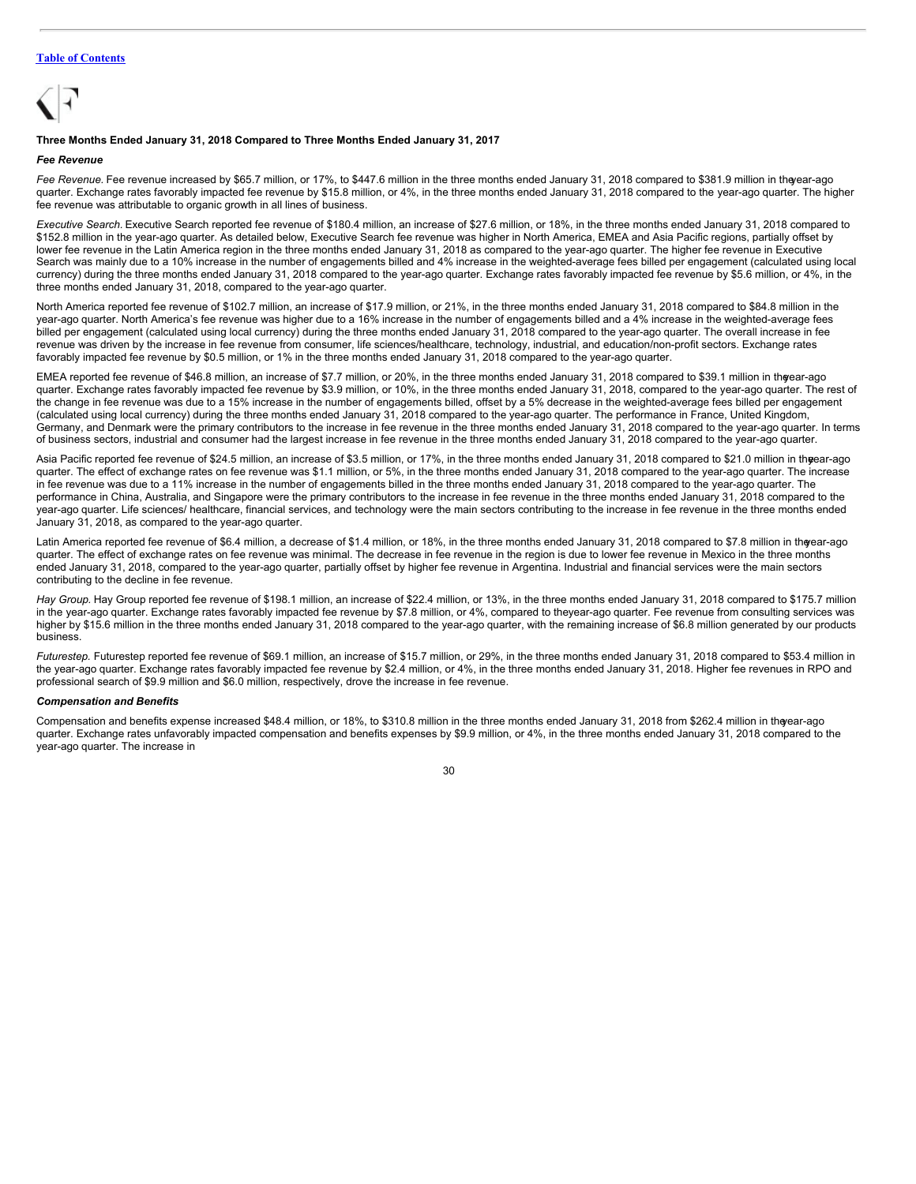[Table of Contents](#)

### Three Months Ended January 31, 2018 Compared to Three Months Ended January 31, 2017

#### *Fee Revenue*

*Fee Revenue.* Fee revenue increased by $65.7 million, or 17%, to $447.6 million in the three months ended January 31, 2018 compared to $381.9 million in the year-ago quarter. Exchange rates favorably impacted fee revenue by $15.8 million, or 4%, in the three months ended January 31, 2018 compared to the year-ago quarter. The higher fee revenue was attributable to organic growth in all lines of business.

*Executive Search.* Executive Search reported fee revenue of $180.4 million, an increase of $27.6 million, or 18%, in the three months ended January 31, 2018 compared to $152.8 million in the year-ago quarter. As detailed below, Executive Search fee revenue was higher in North America, EMEA and Asia Pacific regions, partially offset by lower fee revenue in the Latin America region in the three months ended January 31, 2018 as compared to the year-ago quarter. The higher fee revenue in Executive Search was mainly due to a 10% increase in the number of engagements billed and 4% increase in the weighted-average fees billed per engagement (calculated using local currency) during the three months ended January 31, 2018 compared to the year-ago quarter. Exchange rates favorably impacted fee revenue by $5.6 million, or 4%, in the three months ended January 31, 2018, compared to the year-ago quarter.

North America reported fee revenue of $102.7 million, an increase of $17.9 million, or 21%, in the three months ended January 31, 2018 compared to $84.8 million in the year-ago quarter. North America's fee revenue was higher due to a 16% increase in the number of engagements billed and a 4% increase in the weighted-average fees billed per engagement (calculated using local currency) during the three months ended January 31, 2018 compared to the year-ago quarter. The overall increase in fee revenue was driven by the increase in fee revenue from consumer, life sciences/healthcare, technology, industrial, and education/non-profit sectors. Exchange rates favorably impacted fee revenue by $0.5 million, or 1% in the three months ended January 31, 2018 compared to the year-ago quarter.

EMEA reported fee revenue of $46.8 million, an increase of $7.7 million, or 20%, in the three months ended January 31, 2018 compared to $39.1 million in the year-ago quarter. Exchange rates favorably impacted fee revenue by $3.9 million, or 10%, in the three months ended January 31, 2018, compared to the year-ago quarter. The rest of the change in fee revenue was due to a 15% increase in the number of engagements billed, offset by a 5% decrease in the weighted-average fees billed per engagement (calculated using local currency) during the three months ended January 31, 2018 compared to the year-ago quarter. The performance in France, United Kingdom, Germany, and Denmark were the primary contributors to the increase in fee revenue in the three months ended January 31, 2018 compared to the year-ago quarter. In terms of business sectors, industrial and consumer had the largest increase in fee revenue in the three months ended January 31, 2018 compared to the year-ago quarter.

Asia Pacific reported fee revenue of $24.5 million, an increase of $3.5 million, or 17%, in the three months ended January 31, 2018 compared to $21.0 million in the year-ago quarter. The effect of exchange rates on fee revenue was $1.1 million, or 5%, in the three months ended January 31, 2018 compared to the year-ago quarter. The increase in fee revenue was due to a 11% increase in the number of engagements billed in the three months ended January 31, 2018 compared to the year-ago quarter. The performance in China, Australia, and Singapore were the primary contributors to the increase in fee revenue in the three months ended January 31, 2018 compared to the year-ago quarter. Life sciences/ healthcare, financial services, and technology were the main sectors contributing to the increase in fee revenue in the three months ended January 31, 2018, as compared to the year-ago quarter.

Latin America reported fee revenue of $6.4 million, a decrease of $1.4 million, or 18%, in the three months ended January 31, 2018 compared to $7.8 million in the year-ago quarter. The effect of exchange rates on fee revenue was minimal. The decrease in fee revenue in the region is due to lower fee revenue in Mexico in the three months ended January 31, 2018, compared to the year-ago quarter, partially offset by higher fee revenue in Argentina. Industrial and financial services were the main sectors contributing to the decline in fee revenue.

*Hay Group.* Hay Group reported fee revenue of $198.1 million, an increase of $22.4 million, or 13%, in the three months ended January 31, 2018 compared to $175.7 million in the year-ago quarter. Exchange rates favorably impacted fee revenue by $7.8 million, or 4%, compared to the year-ago quarter. Fee revenue from consulting services was higher by $15.6 million in the three months ended January 31, 2018 compared to the year-ago quarter, with the remaining increase of $6.8 million generated by our products business.

*Futurestep.* Futurestep reported fee revenue of $69.1 million, an increase of $15.7 million, or 29%, in the three months ended January 31, 2018 compared to $53.4 million in the year-ago quarter. Exchange rates favorably impacted fee revenue by $2.4 million, or 4%, in the three months ended January 31, 2018. Higher fee revenues in RPO and professional search of $9.9 million and $6.0 million, respectively, drove the increase in fee revenue.

#### *Compensation and Benefits*

Compensation and benefits expense increased $48.4 million, or 18%, to $310.8 million in the three months ended January 31, 2018 from $262.4 million in the year-ago quarter. Exchange rates unfavorably impacted compensation and benefits expenses by $9.9 million, or 4%, in the three months ended January 31, 2018 compared to the year-ago quarter. The increase in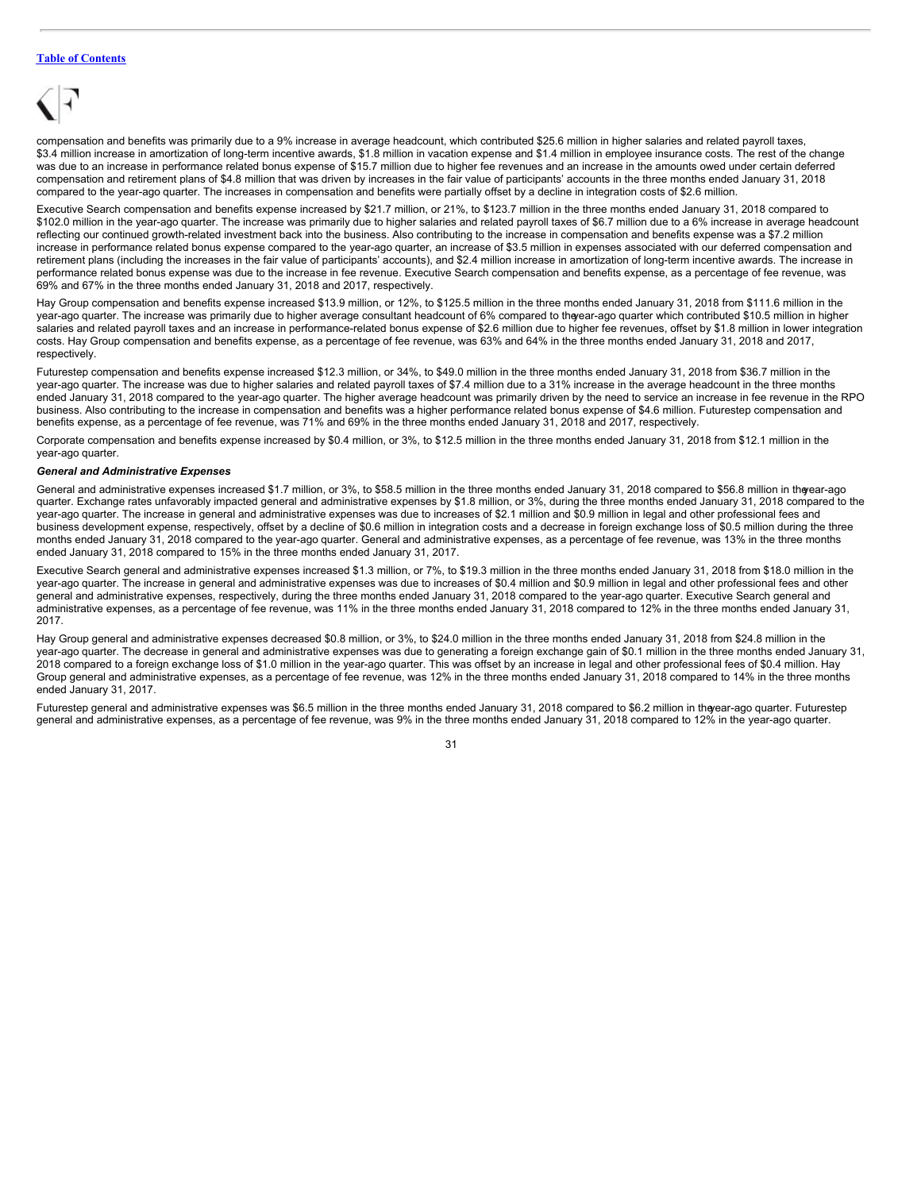compensation and benefits was primarily due to a 9% increase in average headcount, which contributed $25.6 million in higher salaries and related payroll taxes, $3.4 million increase in amortization of long-term incentive awards, $1.8 million in vacation expense and $1.4 million in employee insurance costs. The rest of the change was due to an increase in performance related bonus expense of $15.7 million due to higher fee revenues and an increase in the amounts owed under certain deferred compensation and retirement plans of $4.8 million that was driven by increases in the fair value of participants' accounts in the three months ended January 31, 2018 compared to the year-ago quarter. The increases in compensation and benefits were partially offset by a decline in integration costs of $2.6 million.

Executive Search compensation and benefits expense increased by $21.7 million, or 21%, to $123.7 million in the three months ended January 31, 2018 compared to $102.0 million in the year-ago quarter. The increase was primarily due to higher salaries and related payroll taxes of $6.7 million due to a 6% increase in average headcount reflecting our continued growth-related investment back into the business. Also contributing to the increase in compensation and benefits expense was a $7.2 million increase in performance related bonus expense compared to the year-ago quarter, an increase of $3.5 million in expenses associated with our deferred compensation and retirement plans (including the increases in the fair value of participants' accounts), and $2.4 million increase in amortization of long-term incentive awards. The increase in performance related bonus expense was due to the increase in fee revenue. Executive Search compensation and benefits expense, as a percentage of fee revenue, was 69% and 67% in the three months ended January 31, 2018 and 2017, respectively.

Hay Group compensation and benefits expense increased $13.9 million, or 12%, to $125.5 million in the three months ended January 31, 2018 from $111.6 million in the year-ago quarter. The increase was primarily due to higher average consultant headcount of 6% compared to the year-ago quarter which contributed $10.5 million in higher salaries and related payroll taxes and an increase in performance-related bonus expense of $2.6 million due to higher fee revenues, offset by $1.8 million in lower integration costs. Hay Group compensation and benefits expense, as a percentage of fee revenue, was 63% and 64% in the three months ended January 31, 2018 and 2017, respectively.

Futurestep compensation and benefits expense increased $12.3 million, or 34%, to $49.0 million in the three months ended January 31, 2018 from $36.7 million in the year-ago quarter. The increase was due to higher salaries and related payroll taxes of $7.4 million due to a 31% increase in the average headcount in the three months ended January 31, 2018 compared to the year-ago quarter. The higher average headcount was primarily driven by the need to service an increase in fee revenue in the RPO business. Also contributing to the increase in compensation and benefits was a higher performance related bonus expense of $4.6 million. Futurestep compensation and benefits expense, as a percentage of fee revenue, was 71% and 69% in the three months ended January 31, 2018 and 2017, respectively.

Corporate compensation and benefits expense increased by $0.4 million, or 3%, to $12.5 million in the three months ended January 31, 2018 from $12.1 million in the year-ago quarter.

***General and Administrative Expenses***

General and administrative expenses increased $1.7 million, or 3%, to $58.5 million in the three months ended January 31, 2018 compared to $56.8 million in the year-ago quarter. Exchange rates unfavorably impacted general and administrative expenses by $1.8 million, or 3%, during the three months ended January 31, 2018 compared to the year-ago quarter. The increase in general and administrative expenses was due to increases of $2.1 million and $0.9 million in legal and other professional fees and business development expense, respectively, offset by a decline of $0.6 million in integration costs and a decrease in foreign exchange loss of $0.5 million during the three months ended January 31, 2018 compared to the year-ago quarter. General and administrative expenses, as a percentage of fee revenue, was 13% in the three months ended January 31, 2018 compared to 15% in the three months ended January 31, 2017.

Executive Search general and administrative expenses increased $1.3 million, or 7%, to $19.3 million in the three months ended January 31, 2018 from $18.0 million in the year-ago quarter. The increase in general and administrative expenses was due to increases of $0.4 million and $0.9 million in legal and other professional fees and other general and administrative expenses, respectively, during the three months ended January 31, 2018 compared to the year-ago quarter. Executive Search general and administrative expenses, as a percentage of fee revenue, was 11% in the three months ended January 31, 2018 compared to 12% in the three months ended January 31, 2017.

Hay Group general and administrative expenses decreased $0.8 million, or 3%, to $24.0 million in the three months ended January 31, 2018 from $24.8 million in the year-ago quarter. The decrease in general and administrative expenses was due to generating a foreign exchange gain of $0.1 million in the three months ended January 31, 2018 compared to a foreign exchange loss of $1.0 million in the year-ago quarter. This was offset by an increase in legal and other professional fees of $0.4 million. Hay Group general and administrative expenses, as a percentage of fee revenue, was 12% in the three months ended January 31, 2018 compared to 14% in the three months ended January 31, 2017.

Futurestep general and administrative expenses was $6.5 million in the three months ended January 31, 2018 compared to $6.2 million in the year-ago quarter. Futurestep general and administrative expenses, as a percentage of fee revenue, was 9% in the three months ended January 31, 2018 compared to 12% in the year-ago quarter.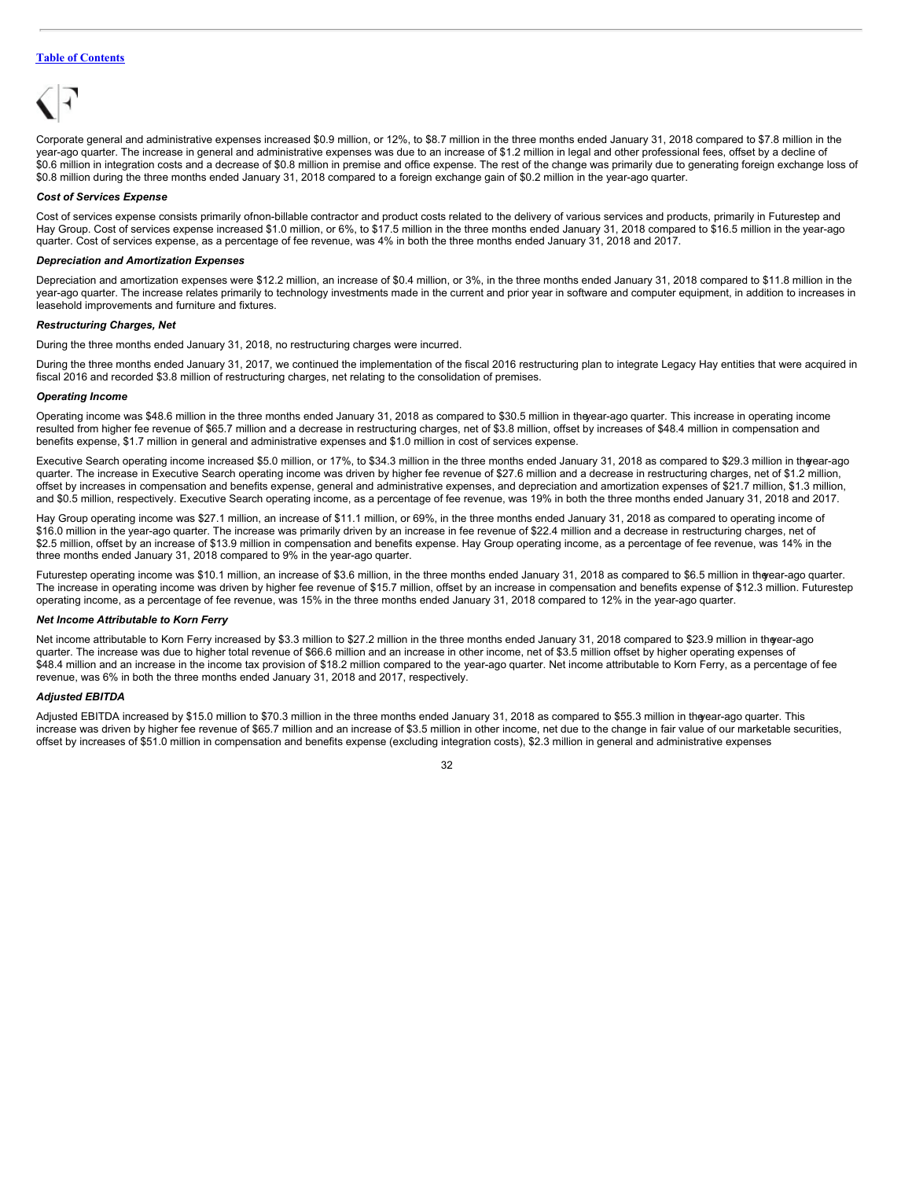Corporate general and administrative expenses increased $0.9 million, or 12%, to $8.7 million in the three months ended January 31, 2018 compared to $7.8 million in the year-ago quarter. The increase in general and administrative expenses was due to an increase of $1.2 million in legal and other professional fees, offset by a decline of $0.6 million in integration costs and a decrease of $0.8 million in premise and office expense. The rest of the change was primarily due to generating foreign exchange loss of $0.8 million during the three months ended January 31, 2018 compared to a foreign exchange gain of $0.2 million in the year-ago quarter.

***Cost of Services Expense***

Cost of services expense consists primarily of non-billable contractor and product costs related to the delivery of various services and products, primarily in Futurestep and Hay Group. Cost of services expense increased $1.0 million, or 6%, to $17.5 million in the three months ended January 31, 2018 compared to $16.5 million in the year-ago quarter. Cost of services expense, as a percentage of fee revenue, was 4% in both the three months ended January 31, 2018 and 2017.

***Depreciation and Amortization Expenses***

Depreciation and amortization expenses were $12.2 million, an increase of $0.4 million, or 3%, in the three months ended January 31, 2018 compared to $11.8 million in the year-ago quarter. The increase relates primarily to technology investments made in the current and prior year in software and computer equipment, in addition to increases in leasehold improvements and furniture and fixtures.

***Restructuring Charges, Net***

During the three months ended January 31, 2018, no restructuring charges were incurred.

During the three months ended January 31, 2017, we continued the implementation of the fiscal 2016 restructuring plan to integrate Legacy Hay entities that were acquired in fiscal 2016 and recorded $3.8 million of restructuring charges, net relating to the consolidation of premises.

***Operating Income***

Operating income was $48.6 million in the three months ended January 31, 2018 as compared to $30.5 million in the year-ago quarter. This increase in operating income resulted from higher fee revenue of $65.7 million and a decrease in restructuring charges, net of $3.8 million, offset by increases of $48.4 million in compensation and benefits expense, $1.7 million in general and administrative expenses and $1.0 million in cost of services expense.

Executive Search operating income increased $5.0 million, or 17%, to $34.3 million in the three months ended January 31, 2018 as compared to $29.3 million in the year-ago quarter. The increase in Executive Search operating income was driven by higher fee revenue of $27.6 million and a decrease in restructuring charges, net of $1.2 million, offset by increases in compensation and benefits expense, general and administrative expenses, and depreciation and amortization expenses of $21.7 million, $1.3 million, and $0.5 million, respectively. Executive Search operating income, as a percentage of fee revenue, was 19% in both the three months ended January 31, 2018 and 2017.

Hay Group operating income was $27.1 million, an increase of $11.1 million, or 69%, in the three months ended January 31, 2018 as compared to operating income of $16.0 million in the year-ago quarter. The increase was primarily driven by an increase in fee revenue of $22.4 million and a decrease in restructuring charges, net of $2.5 million, offset by an increase of $13.9 million in compensation and benefits expense. Hay Group operating income, as a percentage of fee revenue, was 14% in the three months ended January 31, 2018 compared to 9% in the year-ago quarter.

Futurestep operating income was $10.1 million, an increase of $3.6 million, in the three months ended January 31, 2018 as compared to $6.5 million in the year-ago quarter. The increase in operating income was driven by higher fee revenue of $15.7 million, offset by an increase in compensation and benefits expense of $12.3 million. Futurestep operating income, as a percentage of fee revenue, was 15% in the three months ended January 31, 2018 compared to 12% in the year-ago quarter.

***Net Income Attributable to Korn Ferry***

Net income attributable to Korn Ferry increased by $3.3 million to $27.2 million in the three months ended January 31, 2018 compared to $23.9 million in the year-ago quarter. The increase was due to higher total revenue of $66.6 million and an increase in other income, net of $3.5 million offset by higher operating expenses of $48.4 million and an increase in the income tax provision of $18.2 million compared to the year-ago quarter. Net income attributable to Korn Ferry, as a percentage of fee revenue, was 6% in both the three months ended January 31, 2018 and 2017, respectively.

***Adjusted EBITDA***

Adjusted EBITDA increased by $15.0 million to $70.3 million in the three months ended January 31, 2018 as compared to $55.3 million in the year-ago quarter. This increase was driven by higher fee revenue of $65.7 million and an increase of $3.5 million in other income, net due to the change in fair value of our marketable securities, offset by increases of $51.0 million in compensation and benefits expense (excluding integration costs), $2.3 million in general and administrative expenses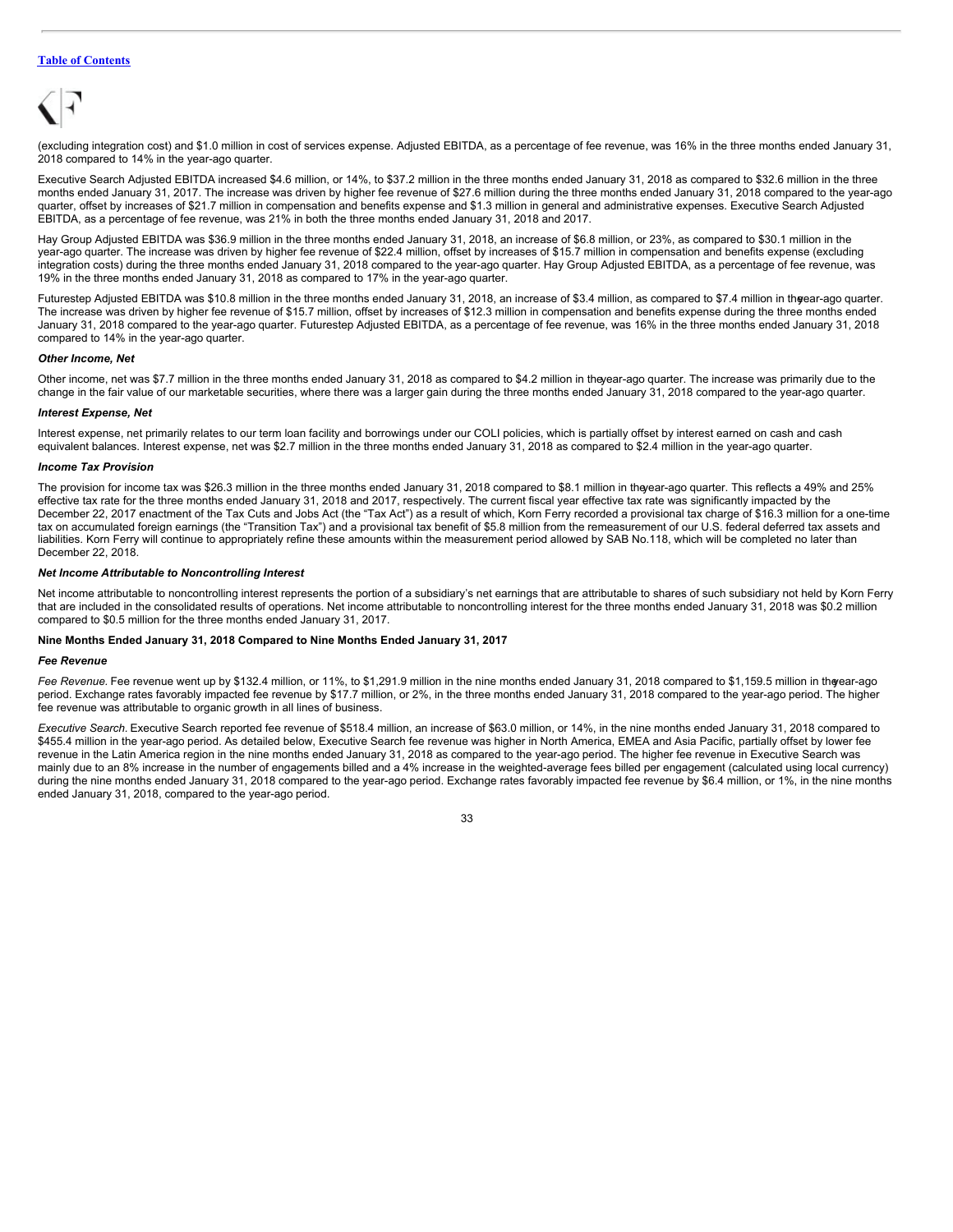(excluding integration cost) and $1.0 million in cost of services expense. Adjusted EBITDA, as a percentage of fee revenue, was 16% in the three months ended January 31, 2018 compared to 14% in the year-ago quarter.

Executive Search Adjusted EBITDA increased $4.6 million, or 14%, to $37.2 million in the three months ended January 31, 2018 as compared to $32.6 million in the three months ended January 31, 2017. The increase was driven by higher fee revenue of $27.6 million during the three months ended January 31, 2018 compared to the year-ago quarter, offset by increases of $21.7 million in compensation and benefits expense and $1.3 million in general and administrative expenses. Executive Search Adjusted EBITDA, as a percentage of fee revenue, was 21% in both the three months ended January 31, 2018 and 2017.

Hay Group Adjusted EBITDA was $36.9 million in the three months ended January 31, 2018, an increase of $6.8 million, or 23%, as compared to $30.1 million in the year-ago quarter. The increase was driven by higher fee revenue of $22.4 million, offset by increases of $15.7 million in compensation and benefits expense (excluding integration costs) during the three months ended January 31, 2018 compared to the year-ago quarter. Hay Group Adjusted EBITDA, as a percentage of fee revenue, was 19% in the three months ended January 31, 2018 as compared to 17% in the year-ago quarter.

Futurestep Adjusted EBITDA was $10.8 million in the three months ended January 31, 2018, an increase of $3.4 million, as compared to $7.4 million in the year-ago quarter. The increase was driven by higher fee revenue of $15.7 million, offset by increases of $12.3 million in compensation and benefits expense during the three months ended January 31, 2018 compared to the year-ago quarter. Futurestep Adjusted EBITDA, as a percentage of fee revenue, was 16% in the three months ended January 31, 2018 compared to 14% in the year-ago quarter.

***Other Income, Net***

Other income, net was $7.7 million in the three months ended January 31, 2018 as compared to $4.2 million in the year-ago quarter. The increase was primarily due to the change in the fair value of our marketable securities, where there was a larger gain during the three months ended January 31, 2018 compared to the year-ago quarter.

***Interest Expense, Net***

Interest expense, net primarily relates to our term loan facility and borrowings under our COLI policies, which is partially offset by interest earned on cash and cash equivalent balances. Interest expense, net was $2.7 million in the three months ended January 31, 2018 as compared to $2.4 million in the year-ago quarter.

***Income Tax Provision***

The provision for income tax was $26.3 million in the three months ended January 31, 2018 compared to $8.1 million in the year-ago quarter. This reflects a 49% and 25% effective tax rate for the three months ended January 31, 2018 and 2017, respectively. The current fiscal year effective tax rate was significantly impacted by the December 22, 2017 enactment of the Tax Cuts and Jobs Act (the "Tax Act") as a result of which, Korn Ferry recorded a provisional tax charge of $16.3 million for a one-time tax on accumulated foreign earnings (the "Transition Tax") and a provisional tax benefit of $5.8 million from the remeasurement of our U.S. federal deferred tax assets and liabilities. Korn Ferry will continue to appropriately refine these amounts within the measurement period allowed by SAB No.118, which will be completed no later than December 22, 2018.

***Net Income Attributable to Noncontrolling Interest***

Net income attributable to noncontrolling interest represents the portion of a subsidiary's net earnings that are attributable to shares of such subsidiary not held by Korn Ferry that are included in the consolidated results of operations. Net income attributable to noncontrolling interest for the three months ended January 31, 2018 was $0.2 million compared to $0.5 million for the three months ended January 31, 2017.

**Nine Months Ended January 31, 2018 Compared to Nine Months Ended January 31, 2017**

***Fee Revenue***

*Fee Revenue.* Fee revenue went up by $132.4 million, or 11%, to $1,291.9 million in the nine months ended January 31, 2018 compared to $1,159.5 million in the year-ago period. Exchange rates favorably impacted fee revenue by $17.7 million, or 2%, in the three months ended January 31, 2018 compared to the year-ago period. The higher fee revenue was attributable to organic growth in all lines of business.

*Executive Search.* Executive Search reported fee revenue of $518.4 million, an increase of $63.0 million, or 14%, in the nine months ended January 31, 2018 compared to $455.4 million in the year-ago period. As detailed below, Executive Search fee revenue was higher in North America, EMEA and Asia Pacific, partially offset by lower fee revenue in the Latin America region in the nine months ended January 31, 2018 as compared to the year-ago period. The higher fee revenue in Executive Search was mainly due to an 8% increase in the number of engagements billed and a 4% increase in the weighted-average fees billed per engagement (calculated using local currency) during the nine months ended January 31, 2018 compared to the year-ago period. Exchange rates favorably impacted fee revenue by $6.4 million, or 1%, in the nine months ended January 31, 2018, compared to the year-ago period.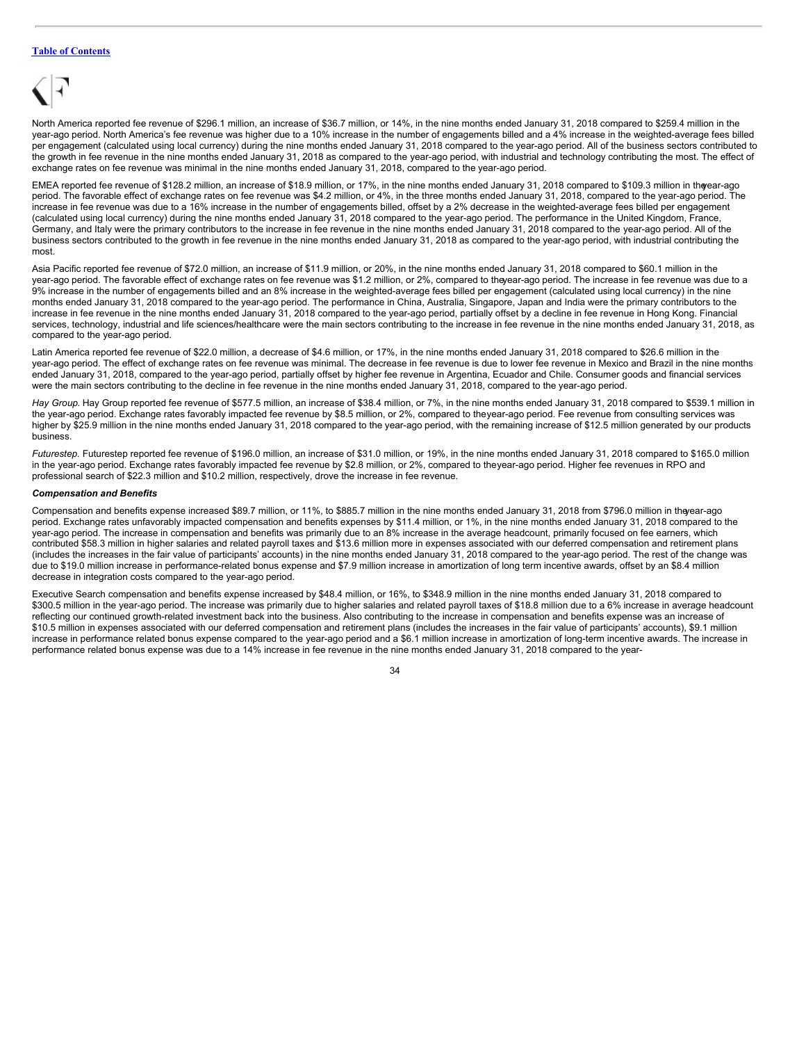North America reported fee revenue of $296.1 million, an increase of $36.7 million, or 14%, in the nine months ended January 31, 2018 compared to $259.4 million in the year-ago period. North America's fee revenue was higher due to a 10% increase in the number of engagements billed and a 4% increase in the weighted-average fees billed per engagement (calculated using local currency) during the nine months ended January 31, 2018 compared to the year-ago period. All of the business sectors contributed to the growth in fee revenue in the nine months ended January 31, 2018 as compared to the year-ago period, with industrial and technology contributing the most. The effect of exchange rates on fee revenue was minimal in the nine months ended January 31, 2018, compared to the year-ago period.

EMEA reported fee revenue of $128.2 million, an increase of $18.9 million, or 17%, in the nine months ended January 31, 2018 compared to $109.3 million in the year-ago period. The favorable effect of exchange rates on fee revenue was $4.2 million, or 4%, in the three months ended January 31, 2018, compared to the year-ago period. The increase in fee revenue was due to a 16% increase in the number of engagements billed, offset by a 2% decrease in the weighted-average fees billed per engagement (calculated using local currency) during the nine months ended January 31, 2018 compared to the year-ago period. The performance in the United Kingdom, France, Germany, and Italy were the primary contributors to the increase in fee revenue in the nine months ended January 31, 2018 compared to the year-ago period. All of the business sectors contributed to the growth in fee revenue in the nine months ended January 31, 2018 as compared to the year-ago period, with industrial contributing the most.

Asia Pacific reported fee revenue of $72.0 million, an increase of $11.9 million, or 20%, in the nine months ended January 31, 2018 compared to $60.1 million in the year-ago period. The favorable effect of exchange rates on fee revenue was $1.2 million, or 2%, compared to the year-ago period. The increase in fee revenue was due to a 9% increase in the number of engagements billed and an 8% increase in the weighted-average fees billed per engagement (calculated using local currency) in the nine months ended January 31, 2018 compared to the year-ago period. The performance in China, Australia, Singapore, Japan and India were the primary contributors to the increase in fee revenue in the nine months ended January 31, 2018 compared to the year-ago period, partially offset by a decline in fee revenue in Hong Kong. Financial services, technology, industrial and life sciences/healthcare were the main sectors contributing to the increase in fee revenue in the nine months ended January 31, 2018, as compared to the year-ago period.

Latin America reported fee revenue of $22.0 million, a decrease of $4.6 million, or 17%, in the nine months ended January 31, 2018 compared to $26.6 million in the year-ago period. The effect of exchange rates on fee revenue was minimal. The decrease in fee revenue is due to lower fee revenue in Mexico and Brazil in the nine months ended January 31, 2018, compared to the year-ago period, partially offset by higher fee revenue in Argentina, Ecuador and Chile. Consumer goods and financial services were the main sectors contributing to the decline in fee revenue in the nine months ended January 31, 2018, compared to the year-ago period.

*Hay Group.* Hay Group reported fee revenue of $577.5 million, an increase of $38.4 million, or 7%, in the nine months ended January 31, 2018 compared to $539.1 million in the year-ago period. Exchange rates favorably impacted fee revenue by $8.5 million, or 2%, compared to the year-ago period. Fee revenue from consulting services was higher by $25.9 million in the nine months ended January 31, 2018 compared to the year-ago period, with the remaining increase of $12.5 million generated by our products business.

*Futurestep.* Futurestep reported fee revenue of $196.0 million, an increase of $31.0 million, or 19%, in the nine months ended January 31, 2018 compared to $165.0 million in the year-ago period. Exchange rates favorably impacted fee revenue by $2.8 million, or 2%, compared to the year-ago period. Higher fee revenues in RPO and professional search of $22.3 million and $10.2 million, respectively, drove the increase in fee revenue.

***Compensation and Benefits***

Compensation and benefits expense increased $89.7 million, or 11%, to $885.7 million in the nine months ended January 31, 2018 from $796.0 million in the year-ago period. Exchange rates unfavorably impacted compensation and benefits expenses by $11.4 million, or 1%, in the nine months ended January 31, 2018 compared to the year-ago period. The increase in compensation and benefits was primarily due to an 8% increase in the average headcount, primarily focused on fee earners, which contributed $58.3 million in higher salaries and related payroll taxes and $13.6 million more in expenses associated with our deferred compensation and retirement plans (includes the increases in the fair value of participants' accounts) in the nine months ended January 31, 2018 compared to the year-ago period. The rest of the change was due to $19.0 million increase in performance-related bonus expense and $7.9 million increase in amortization of long term incentive awards, offset by an $8.4 million decrease in integration costs compared to the year-ago period.

Executive Search compensation and benefits expense increased by $48.4 million, or 16%, to $348.9 million in the nine months ended January 31, 2018 compared to $300.5 million in the year-ago period. The increase was primarily due to higher salaries and related payroll taxes of $18.8 million due to a 6% increase in average headcount reflecting our continued growth-related investment back into the business. Also contributing to the increase in compensation and benefits expense was an increase of $10.5 million in expenses associated with our deferred compensation and retirement plans (includes the increases in the fair value of participants' accounts), $9.1 million increase in performance related bonus expense compared to the year-ago period and a $6.1 million increase in amortization of long-term incentive awards. The increase in performance related bonus expense was due to a 14% increase in fee revenue in the nine months ended January 31, 2018 compared to the year-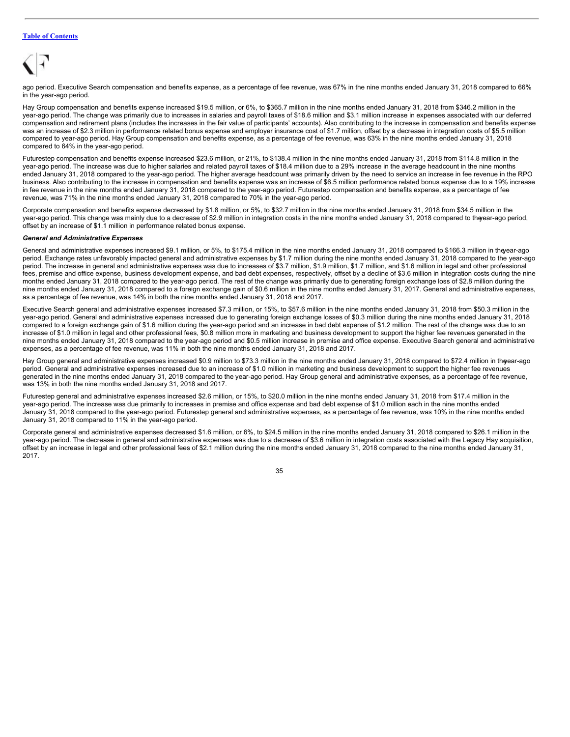ago period. Executive Search compensation and benefits expense, as a percentage of fee revenue, was 67% in the nine months ended January 31, 2018 compared to 66% in the year-ago period.

Hay Group compensation and benefits expense increased $19.5 million, or 6%, to $365.7 million in the nine months ended January 31, 2018 from $346.2 million in the year-ago period. The change was primarily due to increases in salaries and payroll taxes of $18.6 million and $3.1 million increase in expenses associated with our deferred compensation and retirement plans (includes the increases in the fair value of participants' accounts). Also contributing to the increase in compensation and benefits expense was an increase of $2.3 million in performance related bonus expense and employer insurance cost of $1.7 million, offset by a decrease in integration costs of $5.5 million compared to year-ago period. Hay Group compensation and benefits expense, as a percentage of fee revenue, was 63% in the nine months ended January 31, 2018 compared to 64% in the year-ago period.

Futurestep compensation and benefits expense increased $23.6 million, or 21%, to $138.4 million in the nine months ended January 31, 2018 from $114.8 million in the year-ago period. The increase was due to higher salaries and related payroll taxes of $18.4 million due to a 29% increase in the average headcount in the nine months ended January 31, 2018 compared to the year-ago period. The higher average headcount was primarily driven by the need to service an increase in fee revenue in the RPO business. Also contributing to the increase in compensation and benefits expense was an increase of $6.5 million performance related bonus expense due to a 19% increase in fee revenue in the nine months ended January 31, 2018 compared to the year-ago period. Futurestep compensation and benefits expense, as a percentage of fee revenue, was 71% in the nine months ended January 31, 2018 compared to 70% in the year-ago period.

Corporate compensation and benefits expense decreased by $1.8 million, or 5%, to $32.7 million in the nine months ended January 31, 2018 from $34.5 million in the year-ago period. This change was mainly due to a decrease of $2.9 million in integration costs in the nine months ended January 31, 2018 compared to the year-ago period, offset by an increase of $1.1 million in performance related bonus expense.

***General and Administrative Expenses***

General and administrative expenses increased $9.1 million, or 5%, to $175.4 million in the nine months ended January 31, 2018 compared to $166.3 million in the year-ago period. Exchange rates unfavorably impacted general and administrative expenses by $1.7 million during the nine months ended January 31, 2018 compared to the year-ago period. The increase in general and administrative expenses was due to increases of $3.7 million, $1.9 million, $1.7 million, and $1.6 million in legal and other professional fees, premise and office expense, business development expense, and bad debt expenses, respectively, offset by a decline of $3.6 million in integration costs during the nine months ended January 31, 2018 compared to the year-ago period. The rest of the change was primarily due to generating foreign exchange loss of $2.8 million during the nine months ended January 31, 2018 compared to a foreign exchange gain of $0.6 million in the nine months ended January 31, 2017. General and administrative expenses, as a percentage of fee revenue, was 14% in both the nine months ended January 31, 2018 and 2017.

Executive Search general and administrative expenses increased $7.3 million, or 15%, to $57.6 million in the nine months ended January 31, 2018 from $50.3 million in the year-ago period. General and administrative expenses increased due to generating foreign exchange losses of $0.3 million during the nine months ended January 31, 2018 compared to a foreign exchange gain of $1.6 million during the year-ago period and an increase in bad debt expense of $1.2 million. The rest of the change was due to an increase of $1.0 million in legal and other professional fees, $0.8 million more in marketing and business development to support the higher fee revenues generated in the nine months ended January 31, 2018 compared to the year-ago period and $0.5 million increase in premise and office expense. Executive Search general and administrative expenses, as a percentage of fee revenue, was 11% in both the nine months ended January 31, 2018 and 2017.

Hay Group general and administrative expenses increased $0.9 million to $73.3 million in the nine months ended January 31, 2018 compared to $72.4 million in the year-ago period. General and administrative expenses increased due to an increase of $1.0 million in marketing and business development to support the higher fee revenues generated in the nine months ended January 31, 2018 compared to the year-ago period. Hay Group general and administrative expenses, as a percentage of fee revenue, was 13% in both the nine months ended January 31, 2018 and 2017.

Futurestep general and administrative expenses increased $2.6 million, or 15%, to $20.0 million in the nine months ended January 31, 2018 from $17.4 million in the year-ago period. The increase was due primarily to increases in premise and office expense and bad debt expense of $1.0 million each in the nine months ended January 31, 2018 compared to the year-ago period. Futurestep general and administrative expenses, as a percentage of fee revenue, was 10% in the nine months ended January 31, 2018 compared to 11% in the year-ago period.

Corporate general and administrative expenses decreased $1.6 million, or 6%, to $24.5 million in the nine months ended January 31, 2018 compared to $26.1 million in the year-ago period. The decrease in general and administrative expenses was due to a decrease of $3.6 million in integration costs associated with the Legacy Hay acquisition, offset by an increase in legal and other professional fees of $2.1 million during the nine months ended January 31, 2018 compared to the nine months ended January 31, 2017.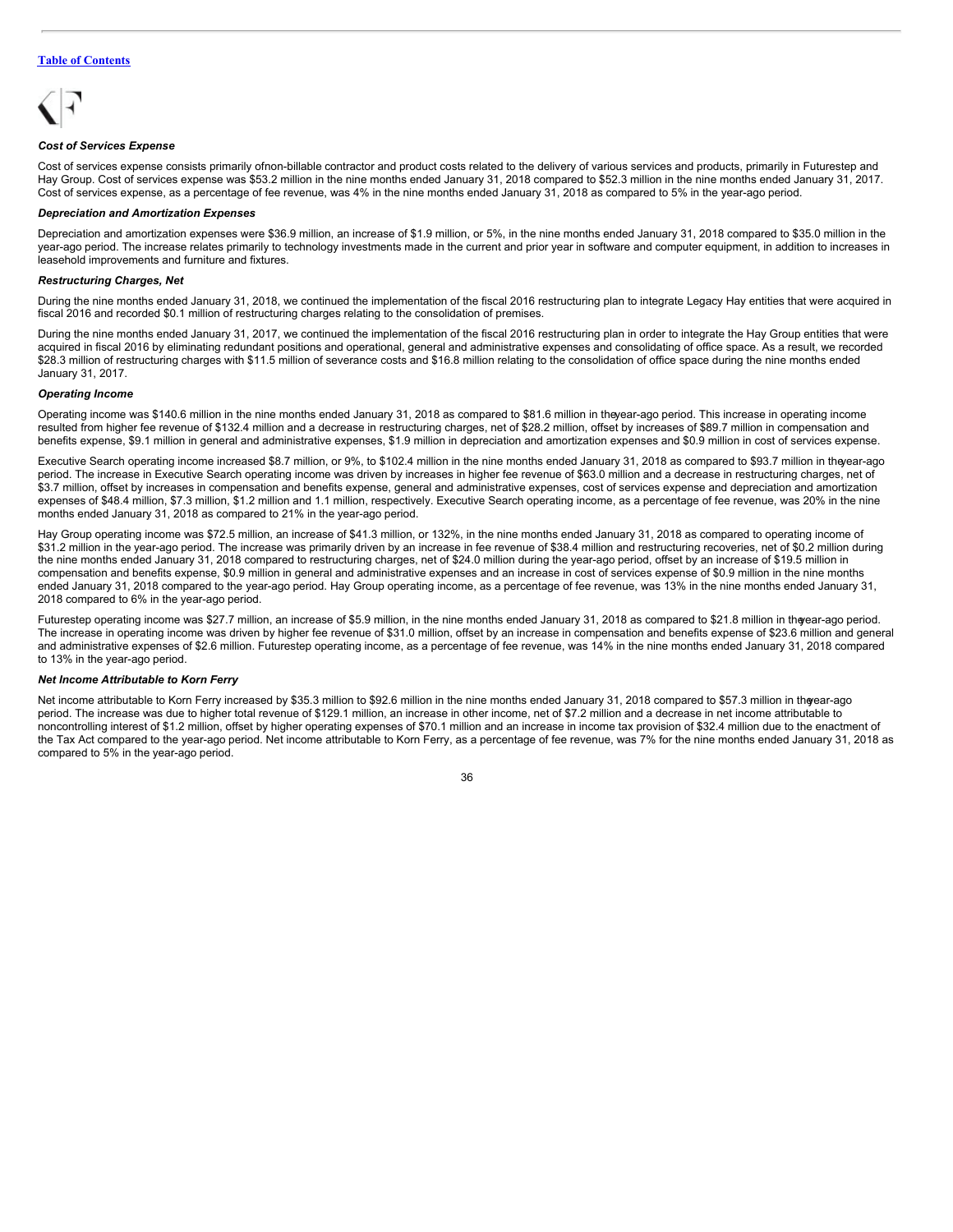*Cost of Services Expense*

Cost of services expense consists primarily ofnon-billable contractor and product costs related to the delivery of various services and products, primarily in Futurestep and Hay Group. Cost of services expense was $53.2 million in the nine months ended January 31, 2018 compared to $52.3 million in the nine months ended January 31, 2017. Cost of services expense, as a percentage of fee revenue, was 4% in the nine months ended January 31, 2018 as compared to 5% in the year-ago period.

*Depreciation and Amortization Expenses*

Depreciation and amortization expenses were $36.9 million, an increase of $1.9 million, or 5%, in the nine months ended January 31, 2018 compared to $35.0 million in the year-ago period. The increase relates primarily to technology investments made in the current and prior year in software and computer equipment, in addition to increases in leasehold improvements and furniture and fixtures.

*Restructuring Charges, Net*

During the nine months ended January 31, 2018, we continued the implementation of the fiscal 2016 restructuring plan to integrate Legacy Hay entities that were acquired in fiscal 2016 and recorded $0.1 million of restructuring charges relating to the consolidation of premises.

During the nine months ended January 31, 2017, we continued the implementation of the fiscal 2016 restructuring plan in order to integrate the Hay Group entities that were acquired in fiscal 2016 by eliminating redundant positions and operational, general and administrative expenses and consolidating of office space. As a result, we recorded $28.3 million of restructuring charges with $11.5 million of severance costs and $16.8 million relating to the consolidation of office space during the nine months ended January 31, 2017.

*Operating Income*

Operating income was $140.6 million in the nine months ended January 31, 2018 as compared to $81.6 million in theyear-ago period. This increase in operating income resulted from higher fee revenue of $132.4 million and a decrease in restructuring charges, net of $28.2 million, offset by increases of $89.7 million in compensation and benefits expense, $9.1 million in general and administrative expenses, $1.9 million in depreciation and amortization expenses and $0.9 million in cost of services expense.

Executive Search operating income increased $8.7 million, or 9%, to $102.4 million in the nine months ended January 31, 2018 as compared to $93.7 million in theyear-ago period. The increase in Executive Search operating income was driven by increases in higher fee revenue of $63.0 million and a decrease in restructuring charges, net of $3.7 million, offset by increases in compensation and benefits expense, general and administrative expenses, cost of services expense and depreciation and amortization expenses of $48.4 million, $7.3 million, $1.2 million and 1.1 million, respectively. Executive Search operating income, as a percentage of fee revenue, was 20% in the nine months ended January 31, 2018 as compared to 21% in the year-ago period.

Hay Group operating income was $72.5 million, an increase of $41.3 million, or 132%, in the nine months ended January 31, 2018 as compared to operating income of $31.2 million in the year-ago period. The increase was primarily driven by an increase in fee revenue of $38.4 million and restructuring recoveries, net of $0.2 million during the nine months ended January 31, 2018 compared to restructuring charges, net of $24.0 million during the year-ago period, offset by an increase of $19.5 million in compensation and benefits expense, $0.9 million in general and administrative expenses and an increase in cost of services expense of $0.9 million in the nine months ended January 31, 2018 compared to the year-ago period. Hay Group operating income, as a percentage of fee revenue, was 13% in the nine months ended January 31, 2018 compared to 6% in the year-ago period.

Futurestep operating income was $27.7 million, an increase of $5.9 million, in the nine months ended January 31, 2018 as compared to $21.8 million in theyear-ago period. The increase in operating income was driven by higher fee revenue of $31.0 million, offset by an increase in compensation and benefits expense of $23.6 million and general and administrative expenses of $2.6 million. Futurestep operating income, as a percentage of fee revenue, was 14% in the nine months ended January 31, 2018 compared to 13% in the year-ago period.

*Net Income Attributable to Korn Ferry*

Net income attributable to Korn Ferry increased by $35.3 million to $92.6 million in the nine months ended January 31, 2018 compared to $57.3 million in theyear-ago period. The increase was due to higher total revenue of $129.1 million, an increase in other income, net of $7.2 million and a decrease in net income attributable to noncontrolling interest of $1.2 million, offset by higher operating expenses of $70.1 million and an increase in income tax provision of $32.4 million due to the enactment of the Tax Act compared to the year-ago period. Net income attributable to Korn Ferry, as a percentage of fee revenue, was 7% for the nine months ended January 31, 2018 as compared to 5% in the year-ago period.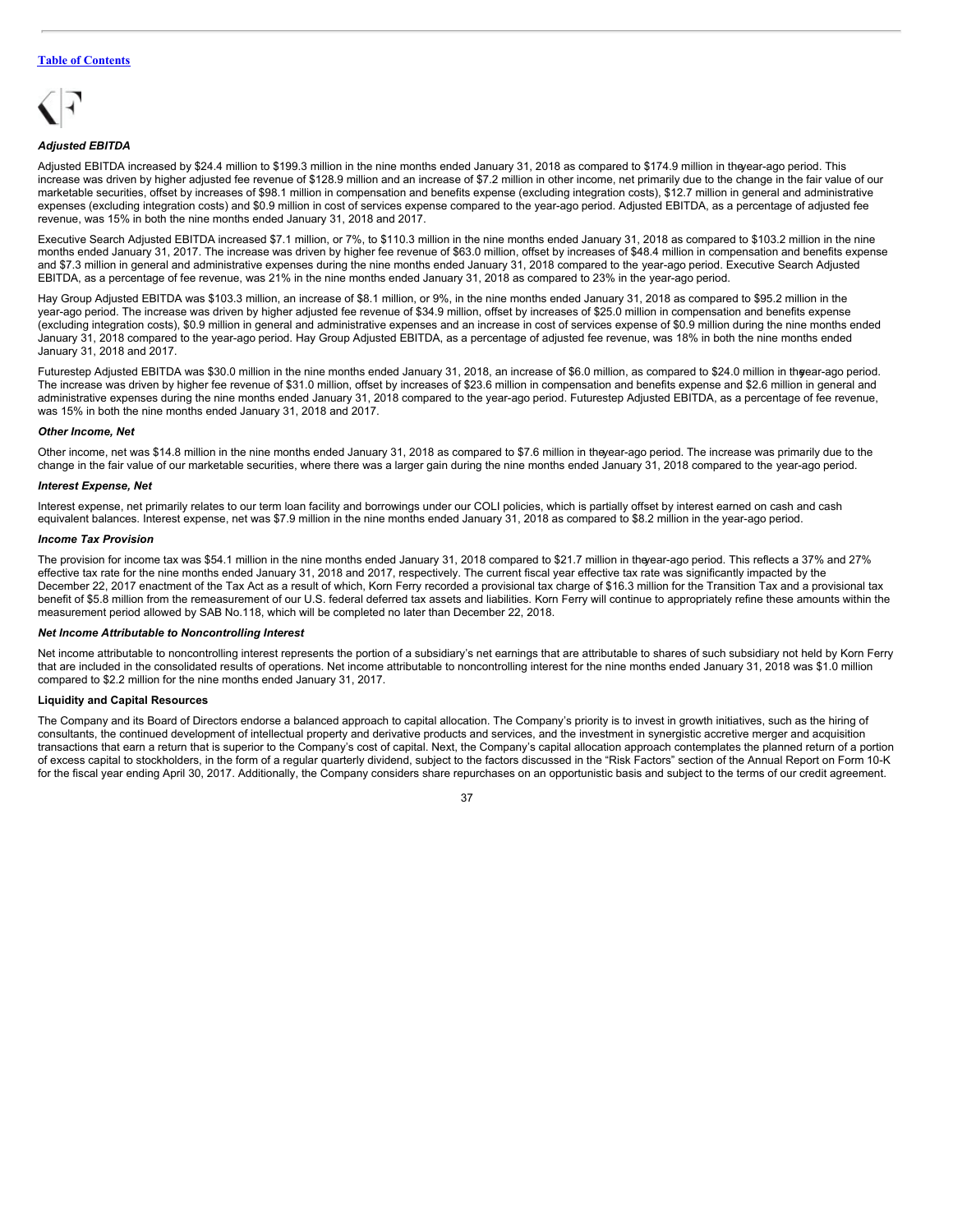*Adjusted EBITDA*

Adjusted EBITDA increased by $24.4 million to $199.3 million in the nine months ended January 31, 2018 as compared to $174.9 million in the year-ago period. This increase was driven by higher adjusted fee revenue of $128.9 million and an increase of $7.2 million in other income, net primarily due to the change in the fair value of our marketable securities, offset by increases of $98.1 million in compensation and benefits expense (excluding integration costs), $12.7 million in general and administrative expenses (excluding integration costs) and $0.9 million in cost of services expense compared to the year-ago period. Adjusted EBITDA, as a percentage of adjusted fee revenue, was 15% in both the nine months ended January 31, 2018 and 2017.

Executive Search Adjusted EBITDA increased $7.1 million, or 7%, to $110.3 million in the nine months ended January 31, 2018 as compared to $103.2 million in the nine months ended January 31, 2017. The increase was driven by higher fee revenue of $63.0 million, offset by increases of $48.4 million in compensation and benefits expense and $7.3 million in general and administrative expenses during the nine months ended January 31, 2018 compared to the year-ago period. Executive Search Adjusted EBITDA, as a percentage of fee revenue, was 21% in the nine months ended January 31, 2018 as compared to 23% in the year-ago period.

Hay Group Adjusted EBITDA was $103.3 million, an increase of $8.1 million, or 9%, in the nine months ended January 31, 2018 as compared to $95.2 million in the year-ago period. The increase was driven by higher adjusted fee revenue of $34.9 million, offset by increases of $25.0 million in compensation and benefits expense (excluding integration costs), $0.9 million in general and administrative expenses and an increase in cost of services expense of $0.9 million during the nine months ended January 31, 2018 compared to the year-ago period. Hay Group Adjusted EBITDA, as a percentage of adjusted fee revenue, was 18% in both the nine months ended January 31, 2018 and 2017.

Futurestep Adjusted EBITDA was $30.0 million in the nine months ended January 31, 2018, an increase of $6.0 million, as compared to $24.0 million in the year-ago period. The increase was driven by higher fee revenue of $31.0 million, offset by increases of $23.6 million in compensation and benefits expense and $2.6 million in general and administrative expenses during the nine months ended January 31, 2018 compared to the year-ago period. Futurestep Adjusted EBITDA, as a percentage of fee revenue, was 15% in both the nine months ended January 31, 2018 and 2017.

*Other Income, Net*

Other income, net was $14.8 million in the nine months ended January 31, 2018 as compared to $7.6 million in the year-ago period. The increase was primarily due to the change in the fair value of our marketable securities, where there was a larger gain during the nine months ended January 31, 2018 compared to the year-ago period.

*Interest Expense, Net*

Interest expense, net primarily relates to our term loan facility and borrowings under our COLI policies, which is partially offset by interest earned on cash and cash equivalent balances. Interest expense, net was $7.9 million in the nine months ended January 31, 2018 as compared to $8.2 million in the year-ago period.

*Income Tax Provision*

The provision for income tax was $54.1 million in the nine months ended January 31, 2018 compared to $21.7 million in the year-ago period. This reflects a 37% and 27% effective tax rate for the nine months ended January 31, 2018 and 2017, respectively. The current fiscal year effective tax rate was significantly impacted by the December 22, 2017 enactment of the Tax Act as a result of which, Korn Ferry recorded a provisional tax charge of $16.3 million for the Transition Tax and a provisional tax benefit of $5.8 million from the remeasurement of our U.S. federal deferred tax assets and liabilities. Korn Ferry will continue to appropriately refine these amounts within the measurement period allowed by SAB No.118, which will be completed no later than December 22, 2018.

*Net Income Attributable to Noncontrolling Interest*

Net income attributable to noncontrolling interest represents the portion of a subsidiary's net earnings that are attributable to shares of such subsidiary not held by Korn Ferry that are included in the consolidated results of operations. Net income attributable to noncontrolling interest for the nine months ended January 31, 2018 was $1.0 million compared to $2.2 million for the nine months ended January 31, 2017.

**Liquidity and Capital Resources**

The Company and its Board of Directors endorse a balanced approach to capital allocation. The Company's priority is to invest in growth initiatives, such as the hiring of consultants, the continued development of intellectual property and derivative products and services, and the investment in synergistic accretive merger and acquisition transactions that earn a return that is superior to the Company's cost of capital. Next, the Company's capital allocation approach contemplates the planned return of a portion of excess capital to stockholders, in the form of a regular quarterly dividend, subject to the factors discussed in the "Risk Factors" section of the Annual Report on Form 10-K for the fiscal year ending April 30, 2017. Additionally, the Company considers share repurchases on an opportunistic basis and subject to the terms of our credit agreement.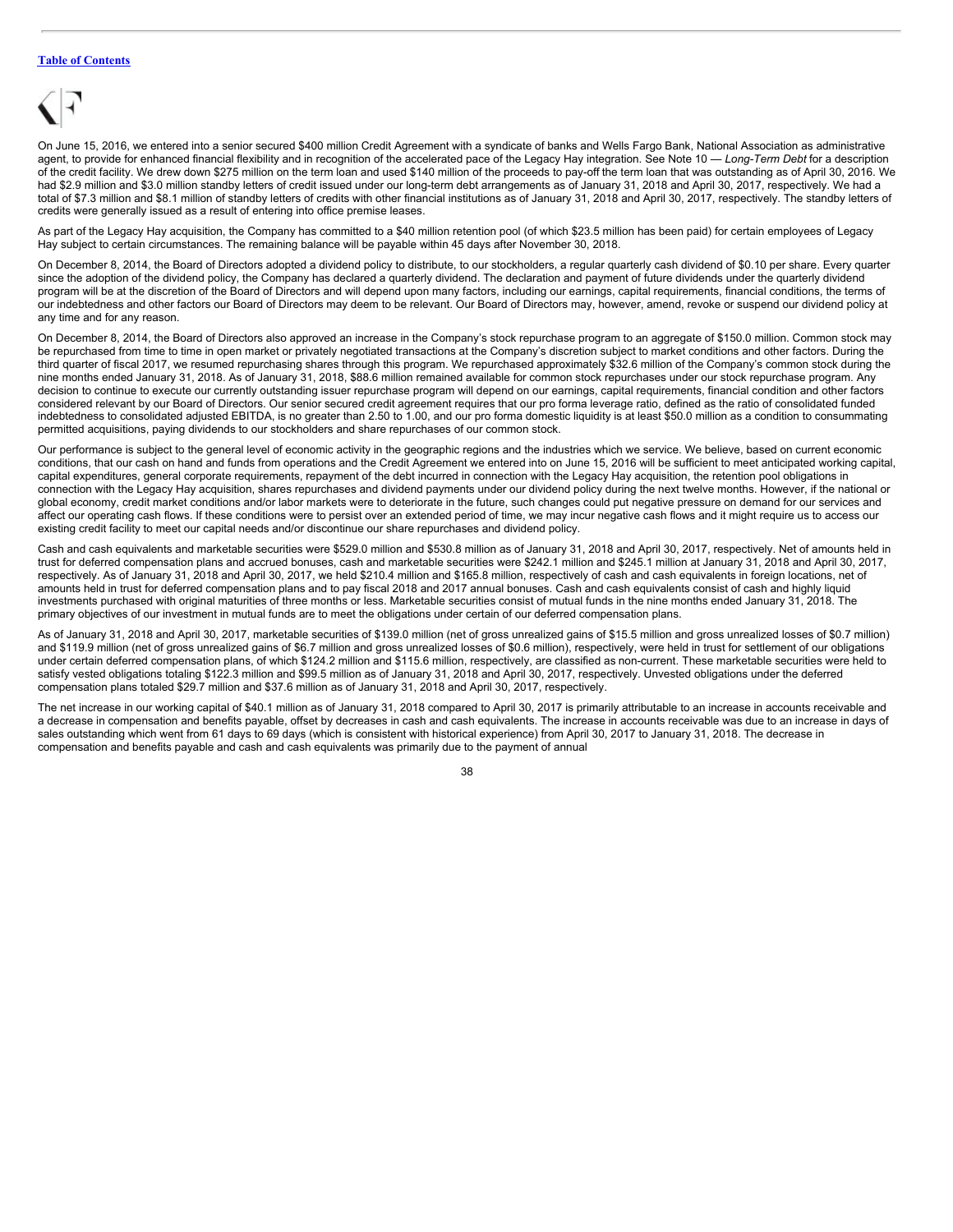On June 15, 2016, we entered into a senior secured $400 million Credit Agreement with a syndicate of banks and Wells Fargo Bank, National Association as administrative agent, to provide for enhanced financial flexibility and in recognition of the accelerated pace of the Legacy Hay integration. See Note 10 — *Long-Term Debt* for a description of the credit facility. We drew down $275 million on the term loan and used $140 million of the proceeds to pay-off the term loan that was outstanding as of April 30, 2016. We had $2.9 million and $3.0 million standby letters of credit issued under our long-term debt arrangements as of January 31, 2018 and April 30, 2017, respectively. We had a total of $7.3 million and $8.1 million of standby letters of credits with other financial institutions as of January 31, 2018 and April 30, 2017, respectively. The standby letters of credits were generally issued as a result of entering into office premise leases.

As part of the Legacy Hay acquisition, the Company has committed to a $40 million retention pool (of which $23.5 million has been paid) for certain employees of Legacy Hay subject to certain circumstances. The remaining balance will be payable within 45 days after November 30, 2018.

On December 8, 2014, the Board of Directors adopted a dividend policy to distribute, to our stockholders, a regular quarterly cash dividend of $0.10 per share. Every quarter since the adoption of the dividend policy, the Company has declared a quarterly dividend. The declaration and payment of future dividends under the quarterly dividend program will be at the discretion of the Board of Directors and will depend upon many factors, including our earnings, capital requirements, financial conditions, the terms of our indebtedness and other factors our Board of Directors may deem to be relevant. Our Board of Directors may, however, amend, revoke or suspend our dividend policy at any time and for any reason.

On December 8, 2014, the Board of Directors also approved an increase in the Company's stock repurchase program to an aggregate of $150.0 million. Common stock may be repurchased from time to time in open market or privately negotiated transactions at the Company's discretion subject to market conditions and other factors. During the third quarter of fiscal 2017, we resumed repurchasing shares through this program. We repurchased approximately $32.6 million of the Company's common stock during the nine months ended January 31, 2018. As of January 31, 2018, $88.6 million remained available for common stock repurchases under our stock repurchase program. Any decision to continue to execute our currently outstanding issuer repurchase program will depend on our earnings, capital requirements, financial condition and other factors considered relevant by our Board of Directors. Our senior secured credit agreement requires that our pro forma leverage ratio, defined as the ratio of consolidated funded indebtedness to consolidated adjusted EBITDA, is no greater than 2.50 to 1.00, and our pro forma domestic liquidity is at least $50.0 million as a condition to consummating permitted acquisitions, paying dividends to our stockholders and share repurchases of our common stock.

Our performance is subject to the general level of economic activity in the geographic regions and the industries which we service. We believe, based on current economic conditions, that our cash on hand and funds from operations and the Credit Agreement we entered into on June 15, 2016 will be sufficient to meet anticipated working capital, capital expenditures, general corporate requirements, repayment of the debt incurred in connection with the Legacy Hay acquisition, the retention pool obligations in connection with the Legacy Hay acquisition, shares repurchases and dividend payments under our dividend policy during the next twelve months. However, if the national or global economy, credit market conditions and/or labor markets were to deteriorate in the future, such changes could put negative pressure on demand for our services and affect our operating cash flows. If these conditions were to persist over an extended period of time, we may incur negative cash flows and it might require us to access our existing credit facility to meet our capital needs and/or discontinue our share repurchases and dividend policy.

Cash and cash equivalents and marketable securities were $529.0 million and $530.8 million as of January 31, 2018 and April 30, 2017, respectively. Net of amounts held in trust for deferred compensation plans and accrued bonuses, cash and marketable securities were $242.1 million and $245.1 million at January 31, 2018 and April 30, 2017, respectively. As of January 31, 2018 and April 30, 2017, we held $210.4 million and $165.8 million, respectively of cash and cash equivalents in foreign locations, net of amounts held in trust for deferred compensation plans and to pay fiscal 2018 and 2017 annual bonuses. Cash and cash equivalents consist of cash and highly liquid investments purchased with original maturities of three months or less. Marketable securities consist of mutual funds in the nine months ended January 31, 2018. The primary objectives of our investment in mutual funds are to meet the obligations under certain of our deferred compensation plans.

As of January 31, 2018 and April 30, 2017, marketable securities of $139.0 million (net of gross unrealized gains of $15.5 million and gross unrealized losses of $0.7 million) and $119.9 million (net of gross unrealized gains of $6.7 million and gross unrealized losses of $0.6 million), respectively, were held in trust for settlement of our obligations under certain deferred compensation plans, of which $124.2 million and $115.6 million, respectively, are classified as non-current. These marketable securities were held to satisfy vested obligations totaling $122.3 million and $99.5 million as of January 31, 2018 and April 30, 2017, respectively. Unvested obligations under the deferred compensation plans totaled $29.7 million and $37.6 million as of January 31, 2018 and April 30, 2017, respectively.

The net increase in our working capital of $40.1 million as of January 31, 2018 compared to April 30, 2017 is primarily attributable to an increase in accounts receivable and a decrease in compensation and benefits payable, offset by decreases in cash and cash equivalents. The increase in accounts receivable was due to an increase in days of sales outstanding which went from 61 days to 69 days (which is consistent with historical experience) from April 30, 2017 to January 31, 2018. The decrease in compensation and benefits payable and cash and cash equivalents was primarily due to the payment of annual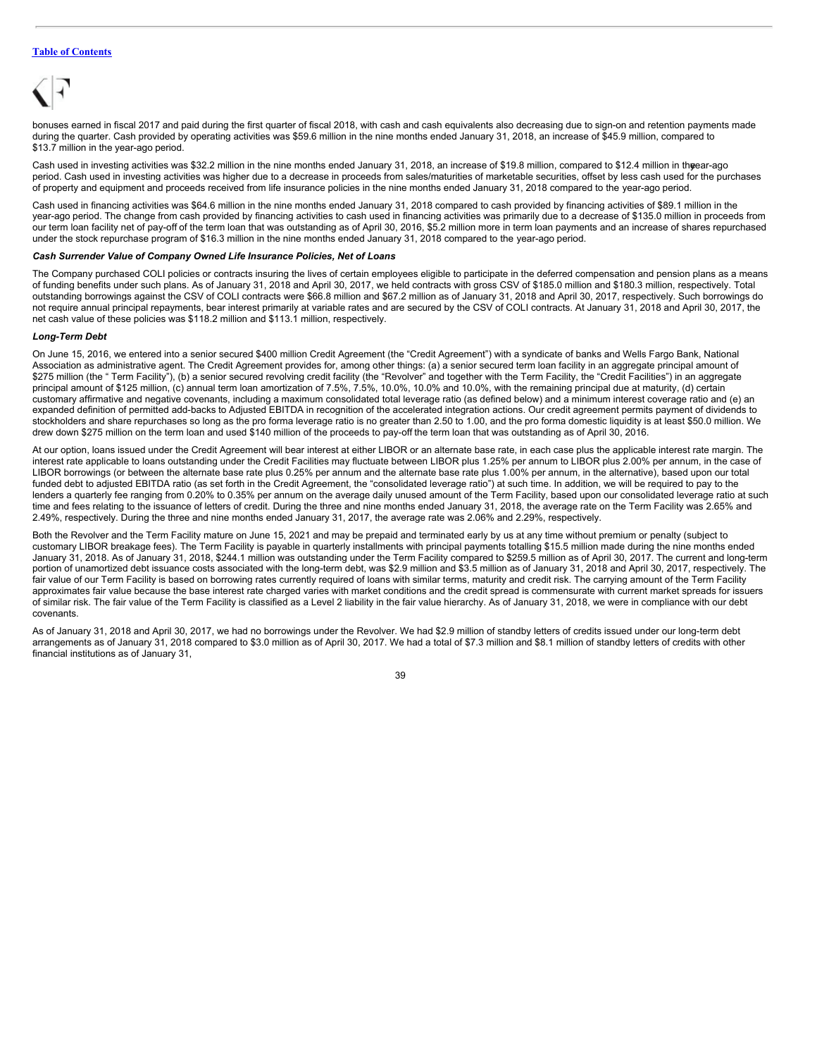bonuses earned in fiscal 2017 and paid during the first quarter of fiscal 2018, with cash and cash equivalents also decreasing due to sign-on and retention payments made during the quarter. Cash provided by operating activities was $59.6 million in the nine months ended January 31, 2018, an increase of $45.9 million, compared to $13.7 million in the year-ago period.

Cash used in investing activities was $32.2 million in the nine months ended January 31, 2018, an increase of $19.8 million, compared to $12.4 million in the year-ago period. Cash used in investing activities was higher due to a decrease in proceeds from sales/maturities of marketable securities, offset by less cash used for the purchases of property and equipment and proceeds received from life insurance policies in the nine months ended January 31, 2018 compared to the year-ago period.

Cash used in financing activities was $64.6 million in the nine months ended January 31, 2018 compared to cash provided by financing activities of $89.1 million in the year-ago period. The change from cash provided by financing activities to cash used in financing activities was primarily due to a decrease of $135.0 million in proceeds from our term loan facility net of pay-off of the term loan that was outstanding as of April 30, 2016, $5.2 million more in term loan payments and an increase of shares repurchased under the stock repurchase program of $16.3 million in the nine months ended January 31, 2018 compared to the year-ago period.

***Cash Surrender Value of Company Owned Life Insurance Policies, Net of Loans***

The Company purchased COLI policies or contracts insuring the lives of certain employees eligible to participate in the deferred compensation and pension plans as a means of funding benefits under such plans. As of January 31, 2018 and April 30, 2017, we held contracts with gross CSV of $185.0 million and $180.3 million, respectively. Total outstanding borrowings against the CSV of COLI contracts were $66.8 million and $67.2 million as of January 31, 2018 and April 30, 2017, respectively. Such borrowings do not require annual principal repayments, bear interest primarily at variable rates and are secured by the CSV of COLI contracts. At January 31, 2018 and April 30, 2017, the net cash value of these policies was $118.2 million and $113.1 million, respectively.

***Long-Term Debt***

On June 15, 2016, we entered into a senior secured $400 million Credit Agreement (the "Credit Agreement") with a syndicate of banks and Wells Fargo Bank, National Association as administrative agent. The Credit Agreement provides for, among other things: (a) a senior secured term loan facility in an aggregate principal amount of $275 million (the " Term Facility"), (b) a senior secured revolving credit facility (the "Revolver" and together with the Term Facility, the "Credit Facilities") in an aggregate principal amount of $125 million, (c) annual term loan amortization of 7.5%, 7.5%, 10.0%, 10.0% and 10.0%, with the remaining principal due at maturity, (d) certain customary affirmative and negative covenants, including a maximum consolidated total leverage ratio (as defined below) and a minimum interest coverage ratio and (e) an expanded definition of permitted add-backs to Adjusted EBITDA in recognition of the accelerated integration actions. Our credit agreement permits payment of dividends to stockholders and share repurchases so long as the pro forma leverage ratio is no greater than 2.50 to 1.00, and the pro forma domestic liquidity is at least $50.0 million. We drew down $275 million on the term loan and used $140 million of the proceeds to pay-off the term loan that was outstanding as of April 30, 2016.

At our option, loans issued under the Credit Agreement will bear interest at either LIBOR or an alternate base rate, in each case plus the applicable interest rate margin. The interest rate applicable to loans outstanding under the Credit Facilities may fluctuate between LIBOR plus 1.25% per annum to LIBOR plus 2.00% per annum, in the case of LIBOR borrowings (or between the alternate base rate plus 0.25% per annum and the alternate base rate plus 1.00% per annum, in the alternative), based upon our total funded debt to adjusted EBITDA ratio (as set forth in the Credit Agreement, the "consolidated leverage ratio") at such time. In addition, we will be required to pay to the lenders a quarterly fee ranging from 0.20% to 0.35% per annum on the average daily unused amount of the Term Facility, based upon our consolidated leverage ratio at such time and fees relating to the issuance of letters of credit. During the three and nine months ended January 31, 2018, the average rate on the Term Facility was 2.65% and 2.49%, respectively. During the three and nine months ended January 31, 2017, the average rate was 2.06% and 2.29%, respectively.

Both the Revolver and the Term Facility mature on June 15, 2021 and may be prepaid and terminated early by us at any time without premium or penalty (subject to customary LIBOR breakage fees). The Term Facility is payable in quarterly installments with principal payments totalling $15.5 million made during the nine months ended January 31, 2018. As of January 31, 2018, $244.1 million was outstanding under the Term Facility compared to $259.5 million as of April 30, 2017. The current and long-term portion of unamortized debt issuance costs associated with the long-term debt, was $2.9 million and $3.5 million as of January 31, 2018 and April 30, 2017, respectively. The fair value of our Term Facility is based on borrowing rates currently required of loans with similar terms, maturity and credit risk. The carrying amount of the Term Facility approximates fair value because the base interest rate charged varies with market conditions and the credit spread is commensurate with current market spreads for issuers of similar risk. The fair value of the Term Facility is classified as a Level 2 liability in the fair value hierarchy. As of January 31, 2018, we were in compliance with our debt covenants.

As of January 31, 2018 and April 30, 2017, we had no borrowings under the Revolver. We had $2.9 million of standby letters of credits issued under our long-term debt arrangements as of January 31, 2018 compared to $3.0 million as of April 30, 2017. We had a total of $7.3 million and $8.1 million of standby letters of credits with other financial institutions as of January 31,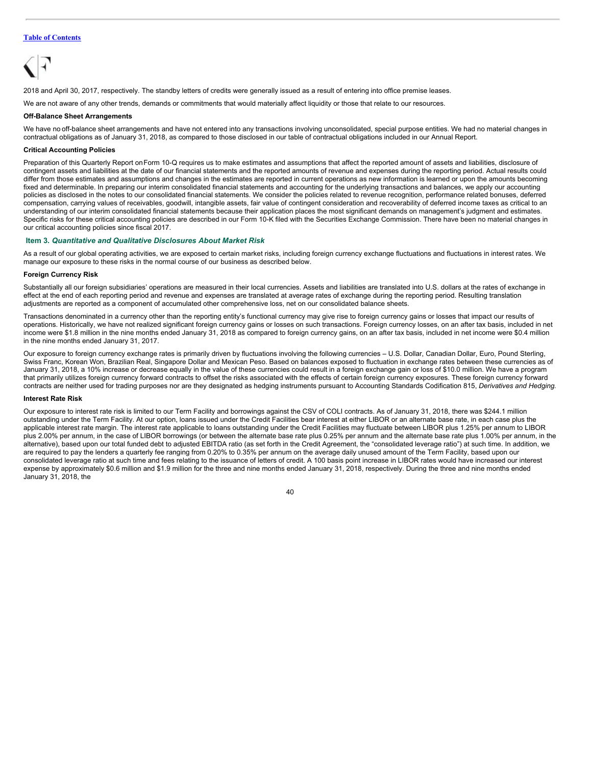2018 and April 30, 2017, respectively. The standby letters of credits were generally issued as a result of entering into office premise leases.

We are not aware of any other trends, demands or commitments that would materially affect liquidity or those that relate to our resources.

**Off-Balance Sheet Arrangements**

We have no off-balance sheet arrangements and have not entered into any transactions involving unconsolidated, special purpose entities. We had no material changes in contractual obligations as of January 31, 2018, as compared to those disclosed in our table of contractual obligations included in our Annual Report.

**Critical Accounting Policies**

Preparation of this Quarterly Report on Form 10-Q requires us to make estimates and assumptions that affect the reported amount of assets and liabilities, disclosure of contingent assets and liabilities at the date of our financial statements and the reported amounts of revenue and expenses during the reporting period. Actual results could differ from those estimates and assumptions and changes in the estimates are reported in current operations as new information is learned or upon the amounts becoming fixed and determinable. In preparing our interim consolidated financial statements and accounting for the underlying transactions and balances, we apply our accounting policies as disclosed in the notes to our consolidated financial statements. We consider the policies related to revenue recognition, performance related bonuses, deferred compensation, carrying values of receivables, goodwill, intangible assets, fair value of contingent consideration and recoverability of deferred income taxes as critical to an understanding of our interim consolidated financial statements because their application places the most significant demands on management's judgment and estimates. Specific risks for these critical accounting policies are described in our Form 10-K filed with the Securities Exchange Commission. There have been no material changes in our critical accounting policies since fiscal 2017.

## Item 3. *Quantitative and Qualitative Disclosures About Market Risk*

As a result of our global operating activities, we are exposed to certain market risks, including foreign currency exchange fluctuations and fluctuations in interest rates. We manage our exposure to these risks in the normal course of our business as described below.

**Foreign Currency Risk**

Substantially all our foreign subsidiaries' operations are measured in their local currencies. Assets and liabilities are translated into U.S. dollars at the rates of exchange in effect at the end of each reporting period and revenue and expenses are translated at average rates of exchange during the reporting period. Resulting translation adjustments are reported as a component of accumulated other comprehensive loss, net on our consolidated balance sheets.

Transactions denominated in a currency other than the reporting entity's functional currency may give rise to foreign currency gains or losses that impact our results of operations. Historically, we have not realized significant foreign currency gains or losses on such transactions. Foreign currency losses, on an after tax basis, included in net income were $1.8 million in the nine months ended January 31, 2018 as compared to foreign currency gains, on an after tax basis, included in net income were $0.4 million in the nine months ended January 31, 2017.

Our exposure to foreign currency exchange rates is primarily driven by fluctuations involving the following currencies – U.S. Dollar, Canadian Dollar, Euro, Pound Sterling, Swiss Franc, Korean Won, Brazilian Real, Singapore Dollar and Mexican Peso. Based on balances exposed to fluctuation in exchange rates between these currencies as of January 31, 2018, a 10% increase or decrease equally in the value of these currencies could result in a foreign exchange gain or loss of $10.0 million. We have a program that primarily utilizes foreign currency forward contracts to offset the risks associated with the effects of certain foreign currency exposures. These foreign currency forward contracts are neither used for trading purposes nor are they designated as hedging instruments pursuant to Accounting Standards Codification 815, *Derivatives and Hedging.*

**Interest Rate Risk**

Our exposure to interest rate risk is limited to our Term Facility and borrowings against the CSV of COLI contracts. As of January 31, 2018, there was $244.1 million outstanding under the Term Facility. At our option, loans issued under the Credit Facilities bear interest at either LIBOR or an alternate base rate, in each case plus the applicable interest rate margin. The interest rate applicable to loans outstanding under the Credit Facilities may fluctuate between LIBOR plus 1.25% per annum to LIBOR plus 2.00% per annum, in the case of LIBOR borrowings (or between the alternate base rate plus 0.25% per annum and the alternate base rate plus 1.00% per annum, in the alternative), based upon our total funded debt to adjusted EBITDA ratio (as set forth in the Credit Agreement, the "consolidated leverage ratio") at such time. In addition, we are required to pay the lenders a quarterly fee ranging from 0.20% to 0.35% per annum on the average daily unused amount of the Term Facility, based upon our consolidated leverage ratio at such time and fees relating to the issuance of letters of credit. A 100 basis point increase in LIBOR rates would have increased our interest expense by approximately $0.6 million and $1.9 million for the three and nine months ended January 31, 2018, respectively. During the three and nine months ended January 31, 2018, the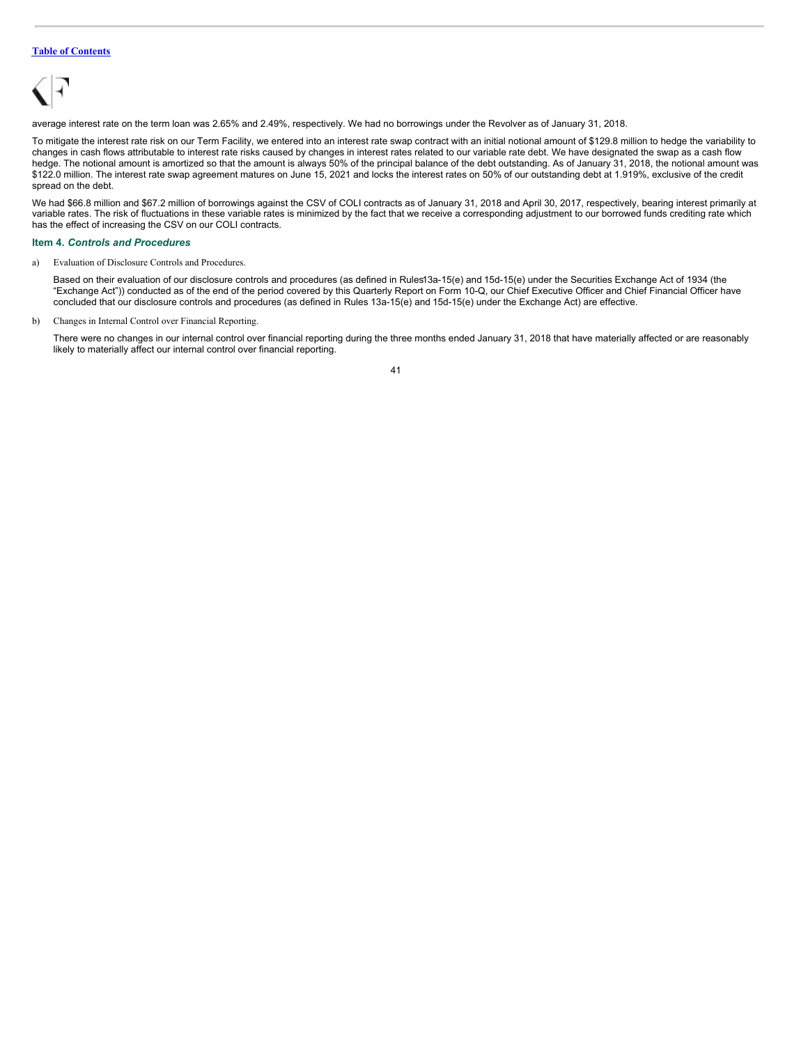average interest rate on the term loan was 2.65% and 2.49%, respectively. We had no borrowings under the Revolver as of January 31, 2018.

To mitigate the interest rate risk on our Term Facility, we entered into an interest rate swap contract with an initial notional amount of $129.8 million to hedge the variability to changes in cash flows attributable to interest rate risks caused by changes in interest rates related to our variable rate debt. We have designated the swap as a cash flow hedge. The notional amount is amortized so that the amount is always 50% of the principal balance of the debt outstanding. As of January 31, 2018, the notional amount was $122.0 million. The interest rate swap agreement matures on June 15, 2021 and locks the interest rates on 50% of our outstanding debt at 1.919%, exclusive of the credit spread on the debt.

We had $66.8 million and $67.2 million of borrowings against the CSV of COLI contracts as of January 31, 2018 and April 30, 2017, respectively, bearing interest primarily at variable rates. The risk of fluctuations in these variable rates is minimized by the fact that we receive a corresponding adjustment to our borrowed funds crediting rate which has the effect of increasing the CSV on our COLI contracts.

### Item 4. *Controls and Procedures*

a) Evaluation of Disclosure Controls and Procedures.

Based on their evaluation of our disclosure controls and procedures (as defined in Rules13a-15(e) and 15d-15(e) under the Securities Exchange Act of 1934 (the "Exchange Act")) conducted as of the end of the period covered by this Quarterly Report on Form 10-Q, our Chief Executive Officer and Chief Financial Officer have concluded that our disclosure controls and procedures (as defined in Rules 13a-15(e) and 15d-15(e) under the Exchange Act) are effective.

b) Changes in Internal Control over Financial Reporting.

There were no changes in our internal control over financial reporting during the three months ended January 31, 2018 that have materially affected or are reasonably likely to materially affect our internal control over financial reporting.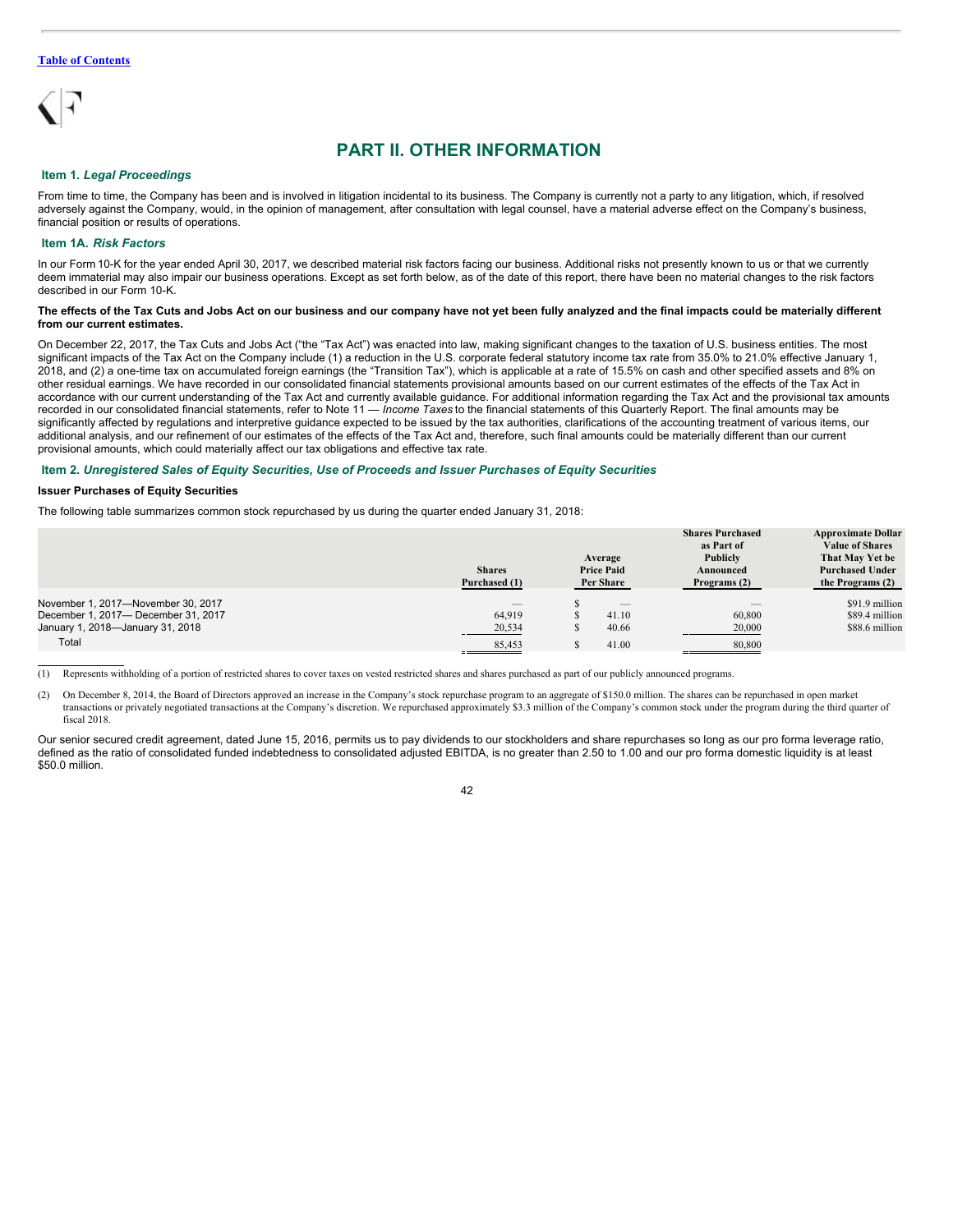[Table of Contents](#)

# PART II. OTHER INFORMATION

### Item 1. *Legal Proceedings*

From time to time, the Company has been and is involved in litigation incidental to its business. The Company is currently not a party to any litigation, which, if resolved adversely against the Company, would, in the opinion of management, after consultation with legal counsel, have a material adverse effect on the Company's business, financial position or results of operations.

### Item 1A. *Risk Factors*

In our Form 10-K for the year ended April 30, 2017, we described material risk factors facing our business. Additional risks not presently known to us or that we currently deem immaterial may also impair our business operations. Except as set forth below, as of the date of this report, there have been no material changes to the risk factors described in our Form 10-K.

**The effects of the Tax Cuts and Jobs Act on our business and our company have not yet been fully analyzed and the final impacts could be materially different from our current estimates.**

On December 22, 2017, the Tax Cuts and Jobs Act ("the "Tax Act") was enacted into law, making significant changes to the taxation of U.S. business entities. The most significant impacts of the Tax Act on the Company include (1) a reduction in the U.S. corporate federal statutory income tax rate from 35.0% to 21.0% effective January 1, 2018, and (2) a one-time tax on accumulated foreign earnings (the "Transition Tax"), which is applicable at a rate of 15.5% on cash and other specified assets and 8% on other residual earnings. We have recorded in our consolidated financial statements provisional amounts based on our current estimates of the effects of the Tax Act in accordance with our current understanding of the Tax Act and currently available guidance. For additional information regarding the Tax Act and the provisional tax amounts recorded in our consolidated financial statements, refer to Note 11 — *Income Taxes* to the financial statements of this Quarterly Report. The final amounts may be significantly affected by regulations and interpretive guidance expected to be issued by the tax authorities, clarifications of the accounting treatment of various items, our additional analysis, and our refinement of our estimates of the effects of the Tax Act and, therefore, such final amounts could be materially different than our current provisional amounts, which could materially affect our tax obligations and effective tax rate.

### Item 2. *Unregistered Sales of Equity Securities, Use of Proceeds and Issuer Purchases of Equity Securities*

**Issuer Purchases of Equity Securities**

The following table summarizes common stock repurchased by us during the quarter ended January 31, 2018:

| | Shares Purchased (1) | Average Price Paid Per Share | Shares Purchased as Part of Publicly Announced Programs (2) | Approximate Dollar Value of Shares That May Yet be Purchased Under the Programs (2) |
|---|---|---|---|---|
| November 1, 2017—November 30, 2017 | — | $ — | — | $91.9 million |
| December 1, 2017— December 31, 2017 | 64,919 | $ 41.10 | 60,800 | $89.4 million |
| January 1, 2018—January 31, 2018 | 20,534 | $ 40.66 | 20,000 | $88.6 million |
| Total | 85,453 | $ 41.00 | 80,800 | |

(1) Represents withholding of a portion of restricted shares to cover taxes on vested restricted shares and shares purchased as part of our publicly announced programs.

(2) On December 8, 2014, the Board of Directors approved an increase in the Company's stock repurchase program to an aggregate of $150.0 million. The shares can be repurchased in open market transactions or privately negotiated transactions at the Company's discretion. We repurchased approximately $3.3 million of the Company's common stock under the program during the third quarter of fiscal 2018.

Our senior secured credit agreement, dated June 15, 2016, permits us to pay dividends to our stockholders and share repurchases so long as our pro forma leverage ratio, defined as the ratio of consolidated funded indebtedness to consolidated adjusted EBITDA, is no greater than 2.50 to 1.00 and our pro forma domestic liquidity is at least $50.0 million.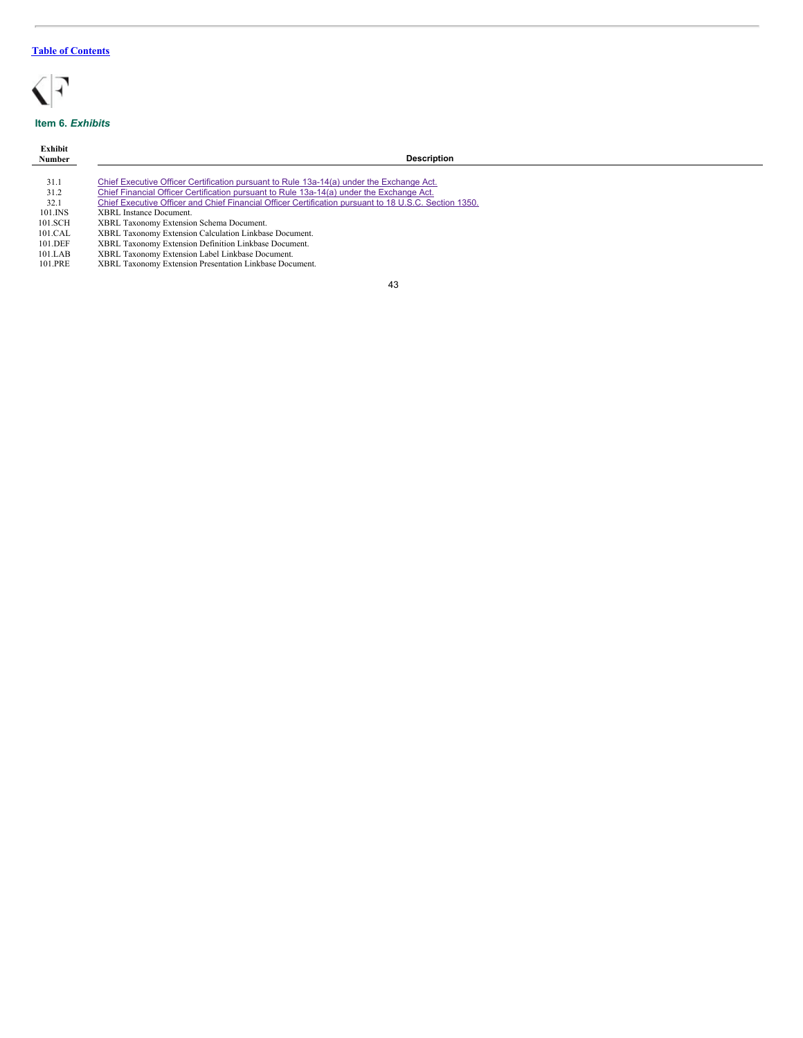[Table of Contents](#)

## Item 6. *Exhibits*

| Exhibit Number | Description |
|---|---|
| 31.1 | Chief Executive Officer Certification pursuant to Rule 13a-14(a) under the Exchange Act. |
| 31.2 | Chief Financial Officer Certification pursuant to Rule 13a-14(a) under the Exchange Act. |
| 32.1 | Chief Executive Officer and Chief Financial Officer Certification pursuant to 18 U.S.C. Section 1350. |
| 101.INS | XBRL Instance Document. |
| 101.SCH | XBRL Taxonomy Extension Schema Document. |
| 101.CAL | XBRL Taxonomy Extension Calculation Linkbase Document. |
| 101.DEF | XBRL Taxonomy Extension Definition Linkbase Document. |
| 101.LAB | XBRL Taxonomy Extension Label Linkbase Document. |
| 101.PRE | XBRL Taxonomy Extension Presentation Linkbase Document. |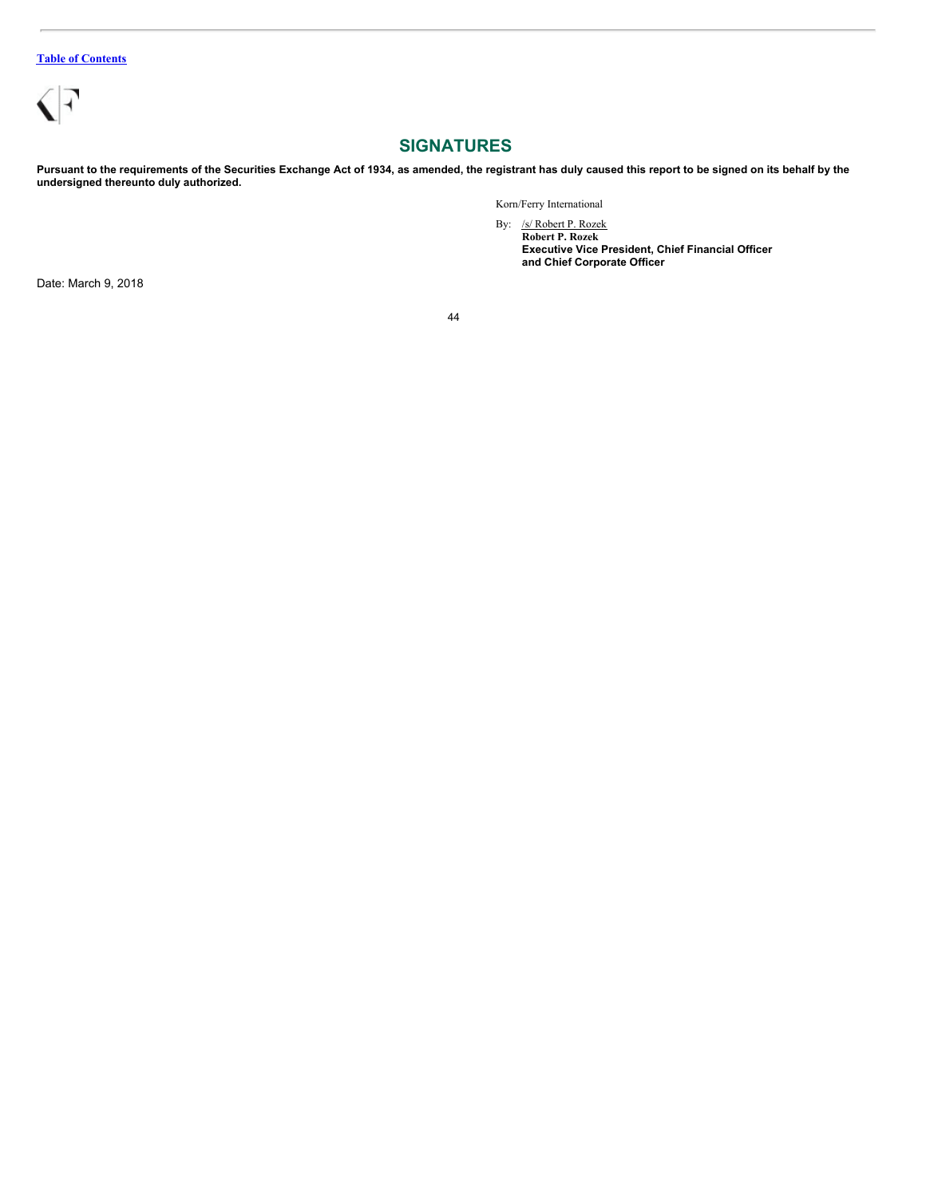## SIGNATURES

**Pursuant to the requirements of the Securities Exchange Act of 1934, as amended, the registrant has duly caused this report to be signed on its behalf by the undersigned thereunto duly authorized.**

Korn/Ferry International

By: /s/ Robert P. Rozek
**Robert P. Rozek**
**Executive Vice President, Chief Financial Officer and Chief Corporate Officer**

Date: March 9, 2018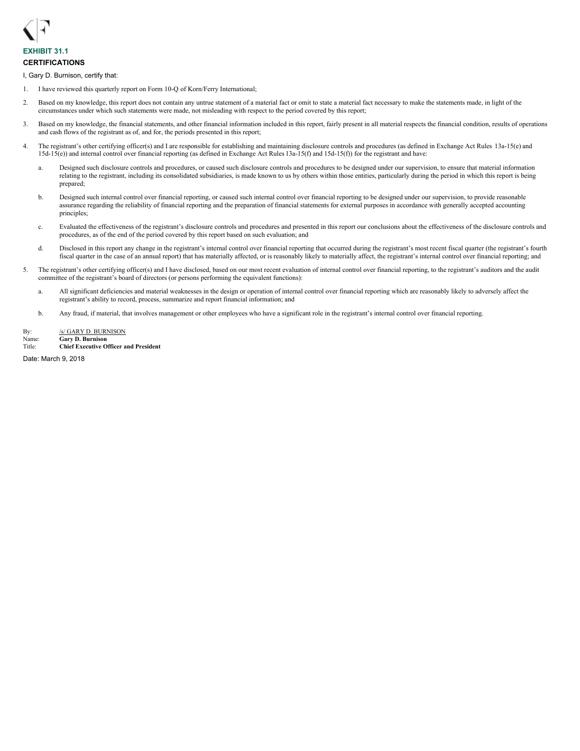**EXHIBIT 31.1**

**CERTIFICATIONS**

I, Gary D. Burnison, certify that:

1. I have reviewed this quarterly report on Form 10-Q of Korn/Ferry International;

2. Based on my knowledge, this report does not contain any untrue statement of a material fact or omit to state a material fact necessary to make the statements made, in light of the circumstances under which such statements were made, not misleading with respect to the period covered by this report;

3. Based on my knowledge, the financial statements, and other financial information included in this report, fairly present in all material respects the financial condition, results of operations and cash flows of the registrant as of, and for, the periods presented in this report;

4. The registrant's other certifying officer(s) and I are responsible for establishing and maintaining disclosure controls and procedures (as defined in Exchange Act Rules 13a-15(e) and 15d-15(e)) and internal control over financial reporting (as defined in Exchange Act Rules 13a-15(f) and 15d-15(f)) for the registrant and have:

   a. Designed such disclosure controls and procedures, or caused such disclosure controls and procedures to be designed under our supervision, to ensure that material information relating to the registrant, including its consolidated subsidiaries, is made known to us by others within those entities, particularly during the period in which this report is being prepared;

   b. Designed such internal control over financial reporting, or caused such internal control over financial reporting to be designed under our supervision, to provide reasonable assurance regarding the reliability of financial reporting and the preparation of financial statements for external purposes in accordance with generally accepted accounting principles;

   c. Evaluated the effectiveness of the registrant's disclosure controls and procedures and presented in this report our conclusions about the effectiveness of the disclosure controls and procedures, as of the end of the period covered by this report based on such evaluation; and

   d. Disclosed in this report any change in the registrant's internal control over financial reporting that occurred during the registrant's most recent fiscal quarter (the registrant's fourth fiscal quarter in the case of an annual report) that has materially affected, or is reasonably likely to materially affect, the registrant's internal control over financial reporting; and

5. The registrant's other certifying officer(s) and I have disclosed, based on our most recent evaluation of internal control over financial reporting, to the registrant's auditors and the audit committee of the registrant's board of directors (or persons performing the equivalent functions):

   a. All significant deficiencies and material weaknesses in the design or operation of internal control over financial reporting which are reasonably likely to adversely affect the registrant's ability to record, process, summarize and report financial information; and

   b. Any fraud, if material, that involves management or other employees who have a significant role in the registrant's internal control over financial reporting.

By: /s/ GARY D. BURNISON
Name: **Gary D. Burnison**
Title: **Chief Executive Officer and President**

Date: March 9, 2018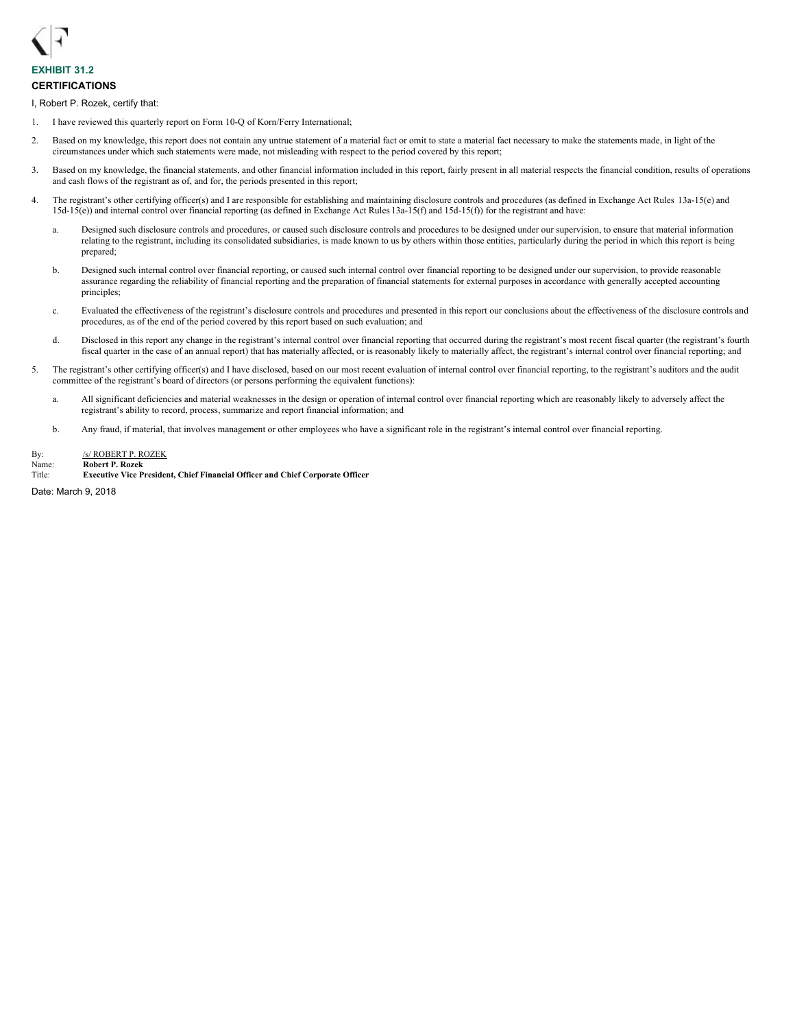**EXHIBIT 31.2**

**CERTIFICATIONS**

I, Robert P. Rozek, certify that:

1. I have reviewed this quarterly report on Form 10-Q of Korn/Ferry International;

2. Based on my knowledge, this report does not contain any untrue statement of a material fact or omit to state a material fact necessary to make the statements made, in light of the circumstances under which such statements were made, not misleading with respect to the period covered by this report;

3. Based on my knowledge, the financial statements, and other financial information included in this report, fairly present in all material respects the financial condition, results of operations and cash flows of the registrant as of, and for, the periods presented in this report;

4. The registrant's other certifying officer(s) and I are responsible for establishing and maintaining disclosure controls and procedures (as defined in Exchange Act Rules 13a-15(e) and 15d-15(e)) and internal control over financial reporting (as defined in Exchange Act Rules 13a-15(f) and 15d-15(f)) for the registrant and have:

   a. Designed such disclosure controls and procedures, or caused such disclosure controls and procedures to be designed under our supervision, to ensure that material information relating to the registrant, including its consolidated subsidiaries, is made known to us by others within those entities, particularly during the period in which this report is being prepared;

   b. Designed such internal control over financial reporting, or caused such internal control over financial reporting to be designed under our supervision, to provide reasonable assurance regarding the reliability of financial reporting and the preparation of financial statements for external purposes in accordance with generally accepted accounting principles;

   c. Evaluated the effectiveness of the registrant's disclosure controls and procedures and presented in this report our conclusions about the effectiveness of the disclosure controls and procedures, as of the end of the period covered by this report based on such evaluation; and

   d. Disclosed in this report any change in the registrant's internal control over financial reporting that occurred during the registrant's most recent fiscal quarter (the registrant's fourth fiscal quarter in the case of an annual report) that has materially affected, or is reasonably likely to materially affect, the registrant's internal control over financial reporting; and

5. The registrant's other certifying officer(s) and I have disclosed, based on our most recent evaluation of internal control over financial reporting, to the registrant's auditors and the audit committee of the registrant's board of directors (or persons performing the equivalent functions):

   a. All significant deficiencies and material weaknesses in the design or operation of internal control over financial reporting which are reasonably likely to adversely affect the registrant's ability to record, process, summarize and report financial information; and

   b. Any fraud, if material, that involves management or other employees who have a significant role in the registrant's internal control over financial reporting.

By: /s/ ROBERT P. ROZEK
Name: **Robert P. Rozek**
Title: **Executive Vice President, Chief Financial Officer and Chief Corporate Officer**

Date: March 9, 2018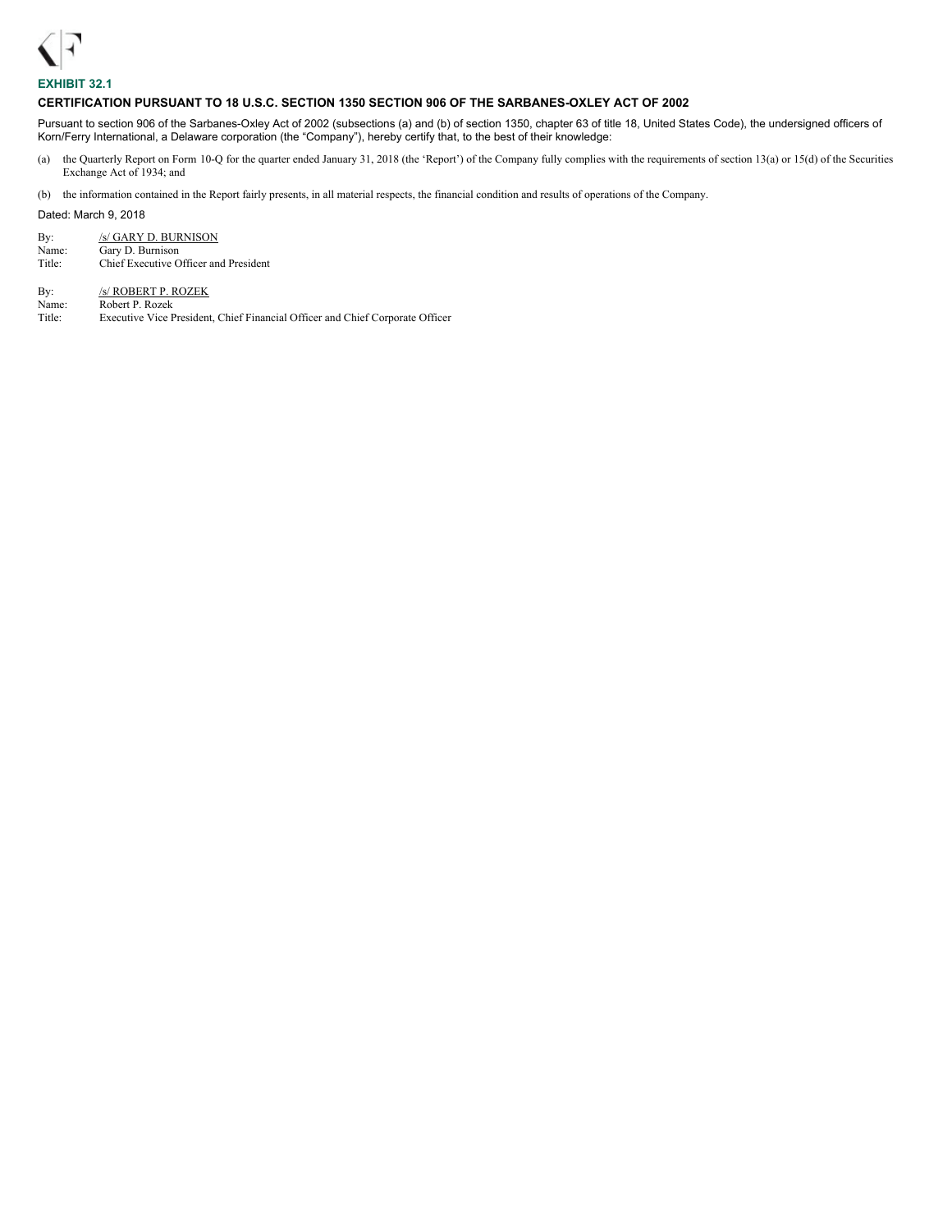**EXHIBIT 32.1**

**CERTIFICATION PURSUANT TO 18 U.S.C. SECTION 1350 SECTION 906 OF THE SARBANES-OXLEY ACT OF 2002**

Pursuant to section 906 of the Sarbanes-Oxley Act of 2002 (subsections (a) and (b) of section 1350, chapter 63 of title 18, United States Code), the undersigned officers of Korn/Ferry International, a Delaware corporation (the "Company"), hereby certify that, to the best of their knowledge:

(a) the Quarterly Report on Form 10-Q for the quarter ended January 31, 2018 (the 'Report') of the Company fully complies with the requirements of section 13(a) or 15(d) of the Securities Exchange Act of 1934; and

(b) the information contained in the Report fairly presents, in all material respects, the financial condition and results of operations of the Company.

Dated: March 9, 2018

By: /s/ GARY D. BURNISON
Name: Gary D. Burnison
Title: Chief Executive Officer and President

By: /s/ ROBERT P. ROZEK
Name: Robert P. Rozek
Title: Executive Vice President, Chief Financial Officer and Chief Corporate Officer